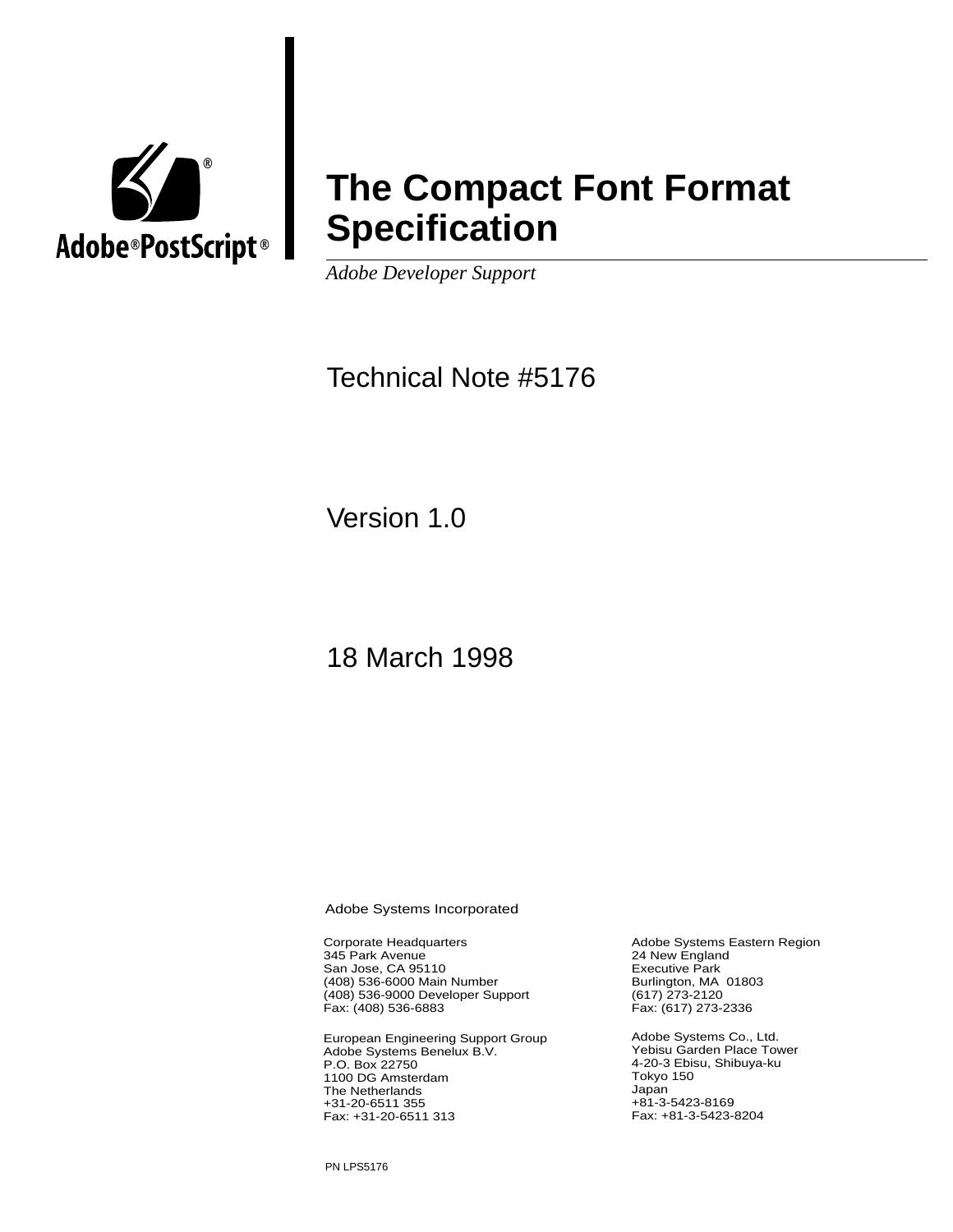Adobe® PostScript®

# The Compact Font Format Specification

*Adobe Developer Support*

Technical Note #5176

Version 1.0

18 March 1998

Adobe Systems Incorporated

Corporate Headquarters
345 Park Avenue
San Jose, CA 95110
(408) 536-6000 Main Number
(408) 536-9000 Developer Support
Fax: (408) 536-6883

Adobe Systems Eastern Region
24 New England
Executive Park
Burlington, MA 01803
(617) 273-2120
Fax: (617) 273-2336

European Engineering Support Group
Adobe Systems Benelux B.V.
P.O. Box 22750
1100 DG Amsterdam
The Netherlands
+31-20-6511 355
Fax: +31-20-6511 313

Adobe Systems Co., Ltd.
Yebisu Garden Place Tower
4-20-3 Ebisu, Shibuya-ku
Tokyo 150
Japan
+81-3-5423-8169
Fax: +81-3-5423-8204

PN LPS5176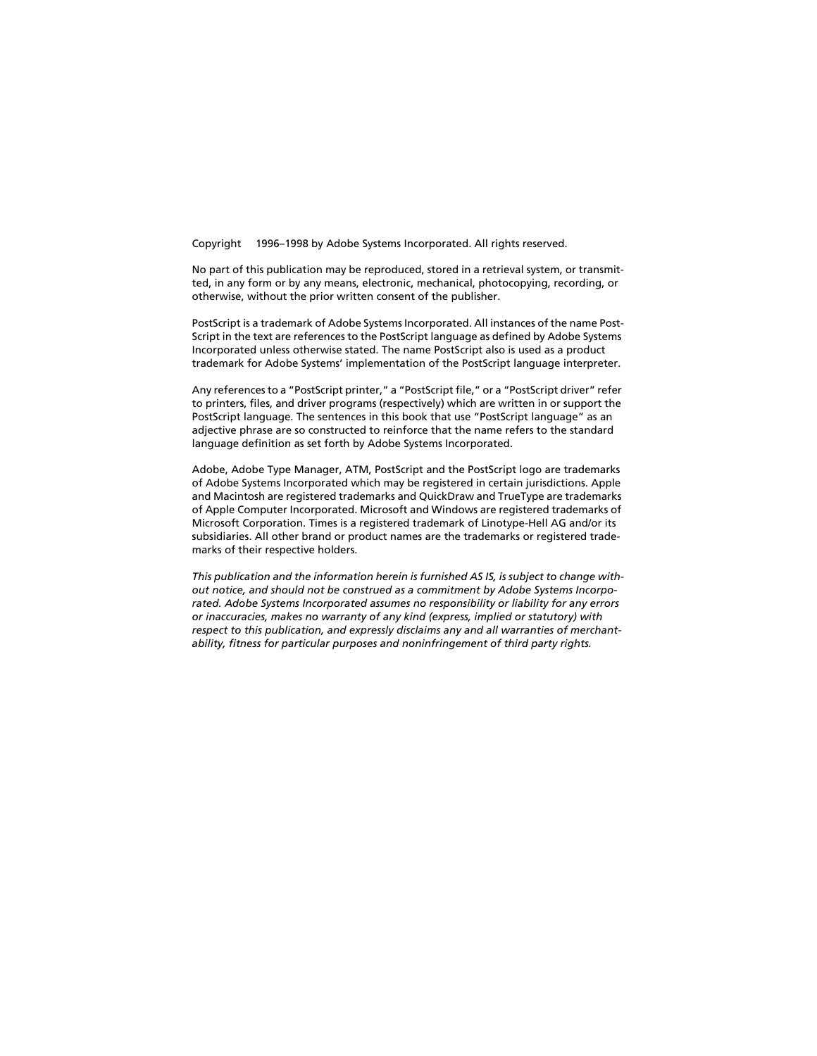Copyright 1996–1998 by Adobe Systems Incorporated. All rights reserved.

No part of this publication may be reproduced, stored in a retrieval system, or transmitted, in any form or by any means, electronic, mechanical, photocopying, recording, or otherwise, without the prior written consent of the publisher.

PostScript is a trademark of Adobe Systems Incorporated. All instances of the name PostScript in the text are references to the PostScript language as defined by Adobe Systems Incorporated unless otherwise stated. The name PostScript also is used as a product trademark for Adobe Systems' implementation of the PostScript language interpreter.

Any references to a "PostScript printer," a "PostScript file," or a "PostScript driver" refer to printers, files, and driver programs (respectively) which are written in or support the PostScript language. The sentences in this book that use "PostScript language" as an adjective phrase are so constructed to reinforce that the name refers to the standard language definition as set forth by Adobe Systems Incorporated.

Adobe, Adobe Type Manager, ATM, PostScript and the PostScript logo are trademarks of Adobe Systems Incorporated which may be registered in certain jurisdictions. Apple and Macintosh are registered trademarks and QuickDraw and TrueType are trademarks of Apple Computer Incorporated. Microsoft and Windows are registered trademarks of Microsoft Corporation. Times is a registered trademark of Linotype-Hell AG and/or its subsidiaries. All other brand or product names are the trademarks or registered trademarks of their respective holders.

*This publication and the information herein is furnished AS IS, is subject to change without notice, and should not be construed as a commitment by Adobe Systems Incorporated. Adobe Systems Incorporated assumes no responsibility or liability for any errors or inaccuracies, makes no warranty of any kind (express, implied or statutory) with respect to this publication, and expressly disclaims any and all warranties of merchantability, fitness for particular purposes and noninfringement of third party rights.*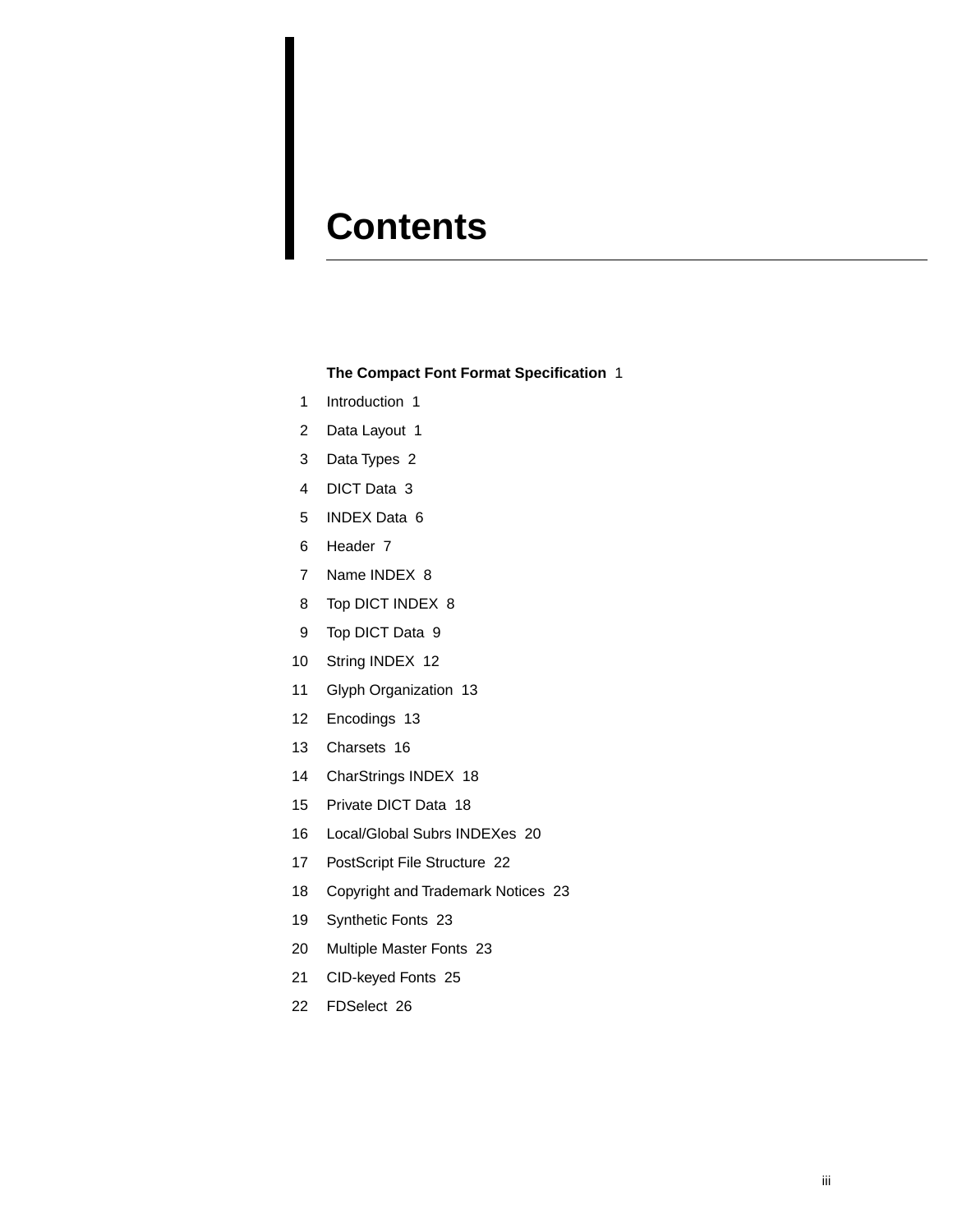# Contents

**The Compact Font Format Specification** 1

1 Introduction 1

2 Data Layout 1

3 Data Types 2

4 DICT Data 3

5 INDEX Data 6

6 Header 7

7 Name INDEX 8

8 Top DICT INDEX 8

9 Top DICT Data 9

10 String INDEX 12

11 Glyph Organization 13

12 Encodings 13

13 Charsets 16

14 CharStrings INDEX 18

15 Private DICT Data 18

16 Local/Global Subrs INDEXes 20

17 PostScript File Structure 22

18 Copyright and Trademark Notices 23

19 Synthetic Fonts 23

20 Multiple Master Fonts 23

21 CID-keyed Fonts 25

22 FDSelect 26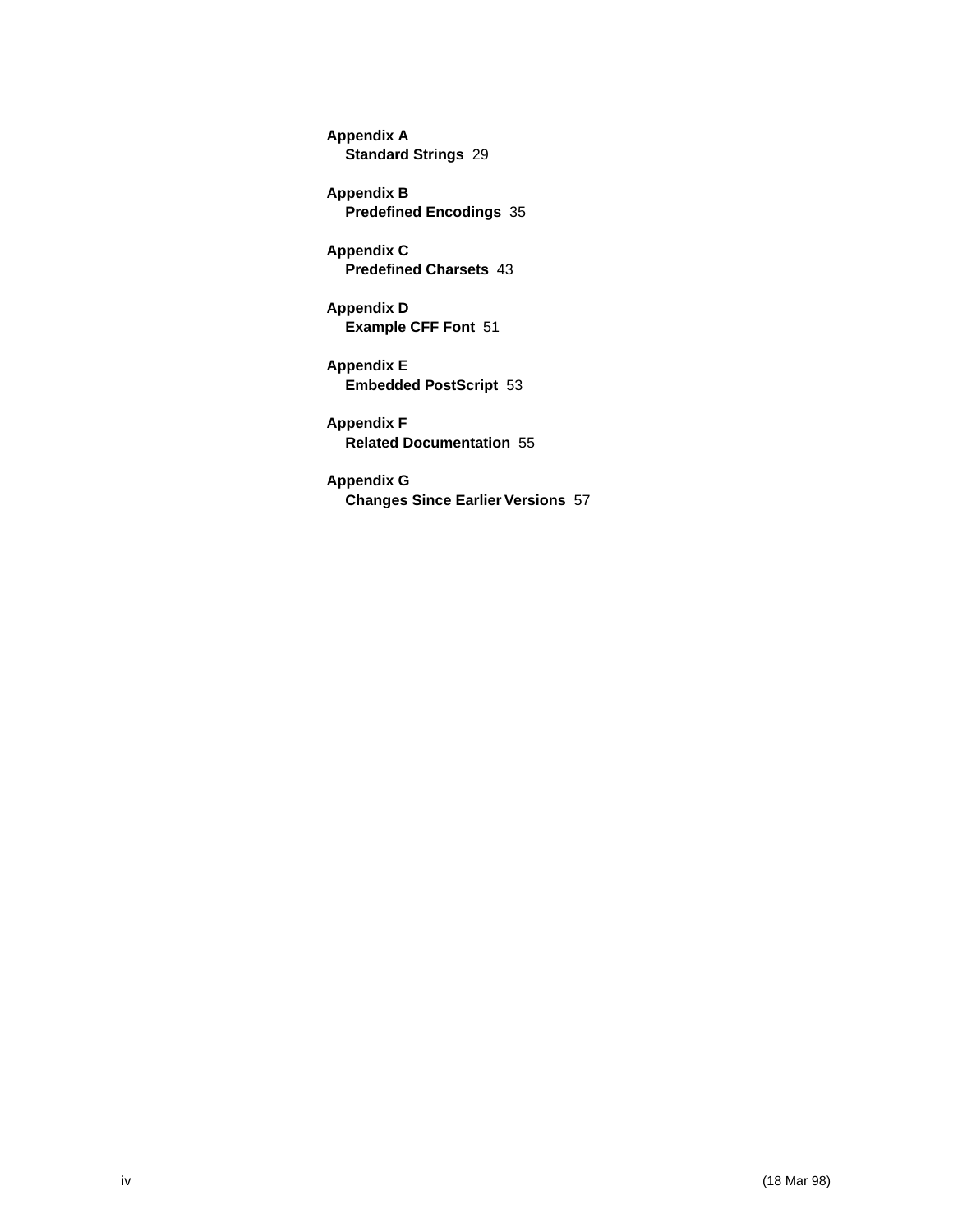**Appendix A**
  **Standard Strings** 29

**Appendix B**
  **Predefined Encodings** 35

**Appendix C**
  **Predefined Charsets** 43

**Appendix D**
  **Example CFF Font** 51

**Appendix E**
  **Embedded PostScript** 53

**Appendix F**
  **Related Documentation** 55

**Appendix G**
  **Changes Since Earlier Versions** 57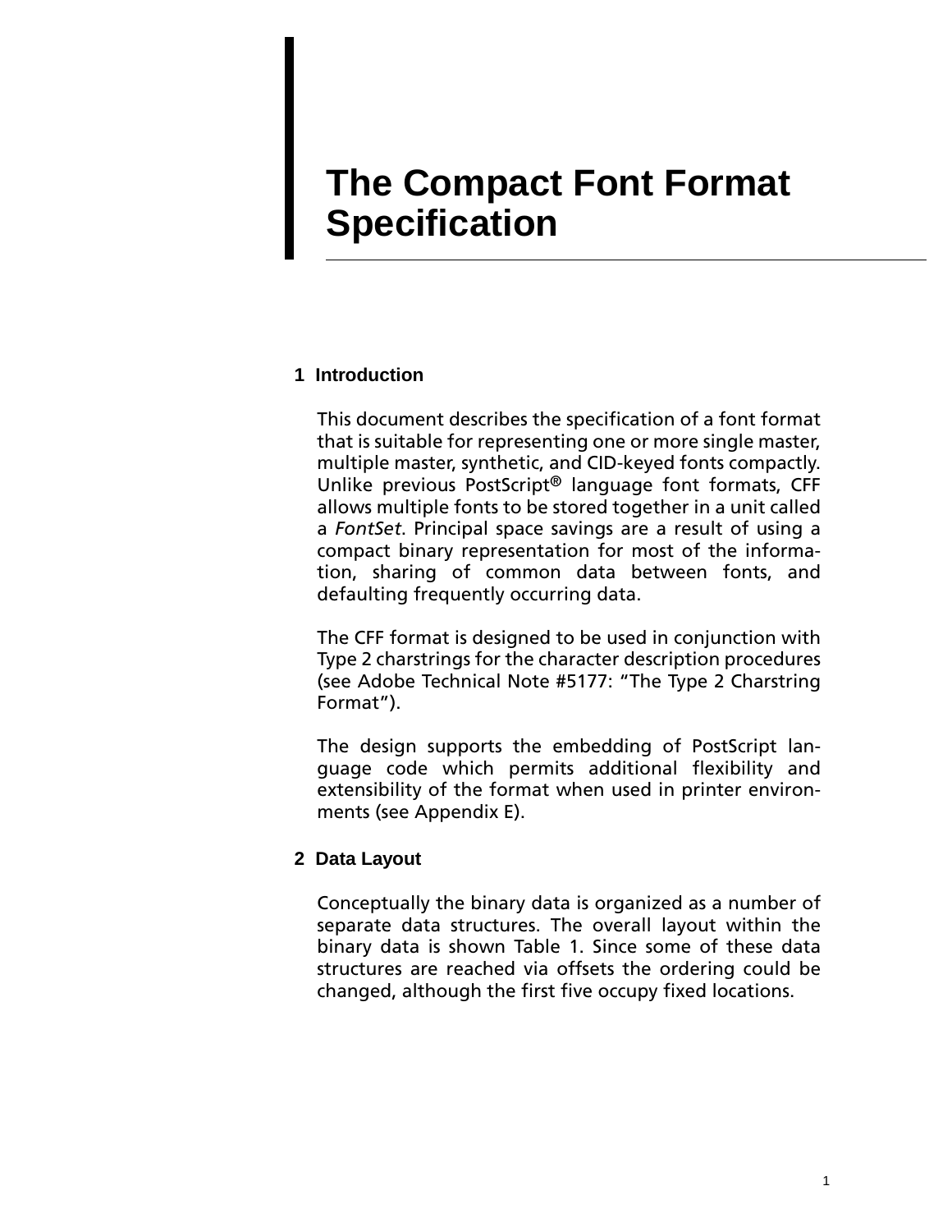# The Compact Font Format Specification

## 1 Introduction

This document describes the specification of a font format that is suitable for representing one or more single master, multiple master, synthetic, and CID-keyed fonts compactly. Unlike previous PostScript® language font formats, CFF allows multiple fonts to be stored together in a unit called a *FontSet*. Principal space savings are a result of using a compact binary representation for most of the information, sharing of common data between fonts, and defaulting frequently occurring data.

The CFF format is designed to be used in conjunction with Type 2 charstrings for the character description procedures (see Adobe Technical Note #5177: "The Type 2 Charstring Format").

The design supports the embedding of PostScript language code which permits additional flexibility and extensibility of the format when used in printer environments (see Appendix E).

## 2 Data Layout

Conceptually the binary data is organized as a number of separate data structures. The overall layout within the binary data is shown Table 1. Since some of these data structures are reached via offsets the ordering could be changed, although the first five occupy fixed locations.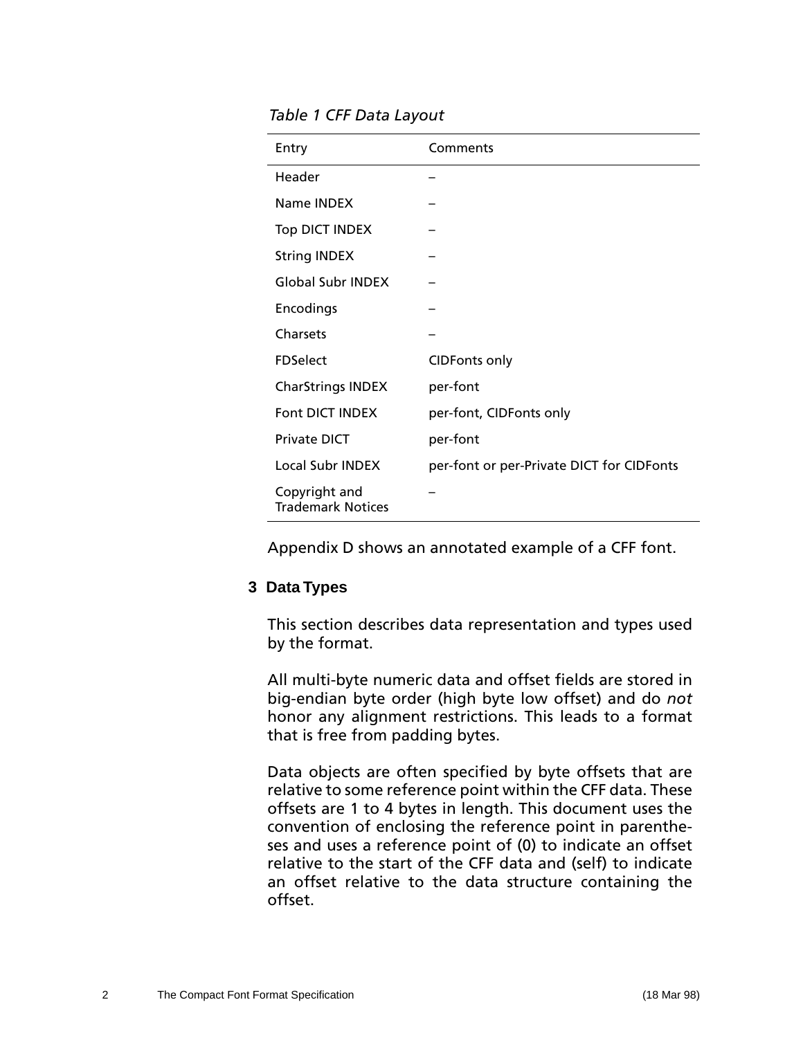*Table 1 CFF Data Layout*

| Entry | Comments |
| --- | --- |
| Header | – |
| Name INDEX | – |
| Top DICT INDEX | – |
| String INDEX | – |
| Global Subr INDEX | – |
| Encodings | – |
| Charsets | – |
| FDSelect | CIDFonts only |
| CharStrings INDEX | per-font |
| Font DICT INDEX | per-font, CIDFonts only |
| Private DICT | per-font |
| Local Subr INDEX | per-font or per-Private DICT for CIDFonts |
| Copyright and Trademark Notices | – |

Appendix D shows an annotated example of a CFF font.

## 3 Data Types

This section describes data representation and types used by the format.

All multi-byte numeric data and offset fields are stored in big-endian byte order (high byte low offset) and do *not* honor any alignment restrictions. This leads to a format that is free from padding bytes.

Data objects are often specified by byte offsets that are relative to some reference point within the CFF data. These offsets are 1 to 4 bytes in length. This document uses the convention of enclosing the reference point in parentheses and uses a reference point of (0) to indicate an offset relative to the start of the CFF data and (self) to indicate an offset relative to the data structure containing the offset.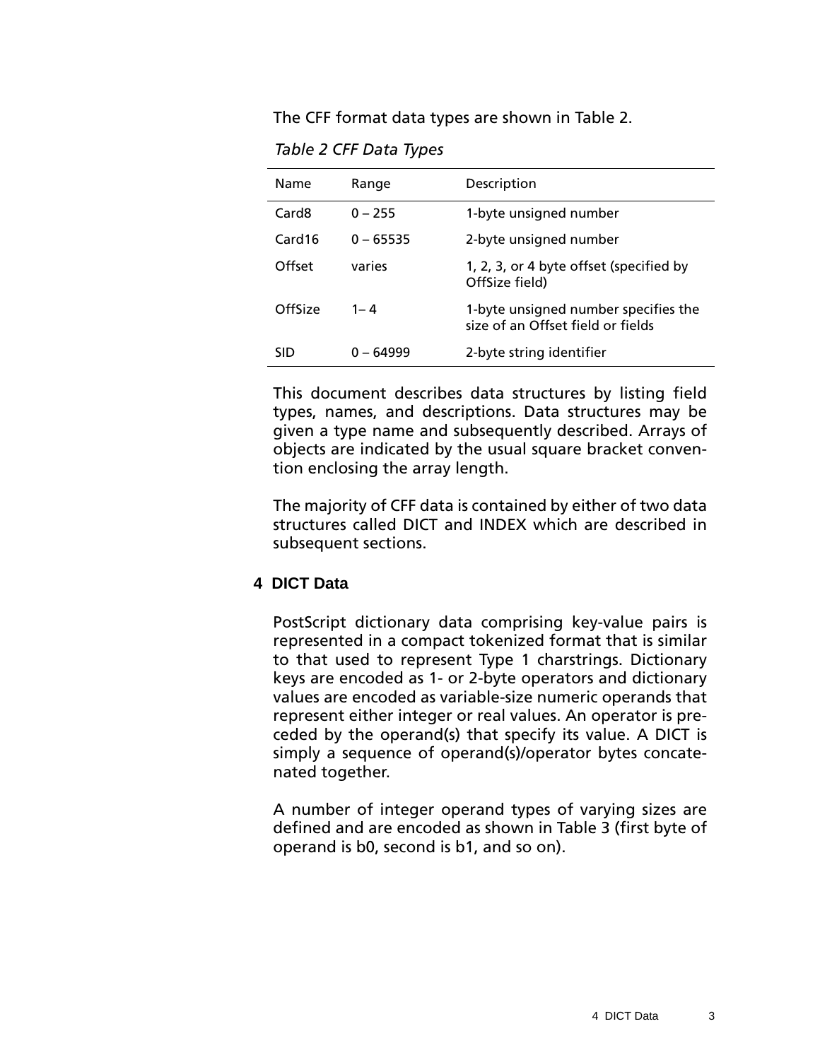The CFF format data types are shown in Table 2.

*Table 2 CFF Data Types*

| Name | Range | Description |
|---|---|---|
| Card8 | 0 – 255 | 1-byte unsigned number |
| Card16 | 0 – 65535 | 2-byte unsigned number |
| Offset | varies | 1, 2, 3, or 4 byte offset (specified by OffSize field) |
| OffSize | 1– 4 | 1-byte unsigned number specifies the size of an Offset field or fields |
| SID | 0 – 64999 | 2-byte string identifier |

This document describes data structures by listing field types, names, and descriptions. Data structures may be given a type name and subsequently described. Arrays of objects are indicated by the usual square bracket convention enclosing the array length.

The majority of CFF data is contained by either of two data structures called DICT and INDEX which are described in subsequent sections.

## 4 DICT Data

PostScript dictionary data comprising key-value pairs is represented in a compact tokenized format that is similar to that used to represent Type 1 charstrings. Dictionary keys are encoded as 1- or 2-byte operators and dictionary values are encoded as variable-size numeric operands that represent either integer or real values. An operator is preceded by the operand(s) that specify its value. A DICT is simply a sequence of operand(s)/operator bytes concatenated together.

A number of integer operand types of varying sizes are defined and are encoded as shown in Table 3 (first byte of operand is b0, second is b1, and so on).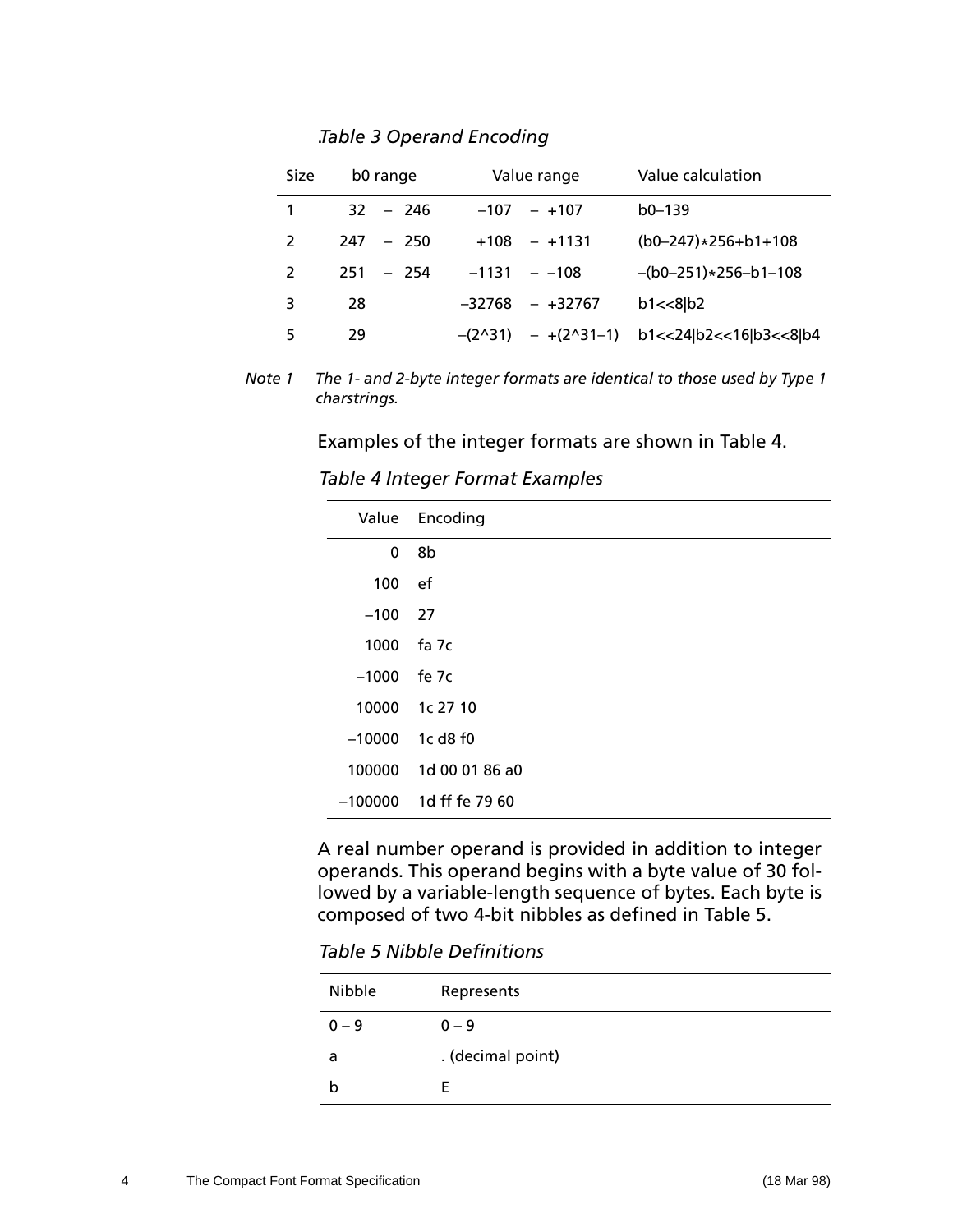*.Table 3 Operand Encoding*

| Size | b0 range | Value range | Value calculation |
|---|---|---|---|
| 1 | 32 – 246 | –107 – +107 | b0–139 |
| 2 | 247 – 250 | +108 – +1131 | (b0–247)*256+b1+108 |
| 2 | 251 – 254 | –1131 – –108 | –(b0–251)*256–b1–108 |
| 3 | 28 | –32768 – +32767 | b1<<8\|b2 |
| 5 | 29 | –(2^31) – +(2^31–1) | b1<<24\|b2<<16\|b3<<8\|b4 |

*Note 1 The 1- and 2-byte integer formats are identical to those used by Type 1 charstrings.*

Examples of the integer formats are shown in Table 4.

*Table 4 Integer Format Examples*

| Value | Encoding |
|---|---|
| 0 | 8b |
| 100 | ef |
| –100 | 27 |
| 1000 | fa 7c |
| –1000 | fe 7c |
| 10000 | 1c 27 10 |
| –10000 | 1c d8 f0 |
| 100000 | 1d 00 01 86 a0 |
| –100000 | 1d ff fe 79 60 |

A real number operand is provided in addition to integer operands. This operand begins with a byte value of 30 followed by a variable-length sequence of bytes. Each byte is composed of two 4-bit nibbles as defined in Table 5.

*Table 5 Nibble Definitions*

| Nibble | Represents |
|---|---|
| 0 – 9 | 0 – 9 |
| a | . (decimal point) |
| b | E |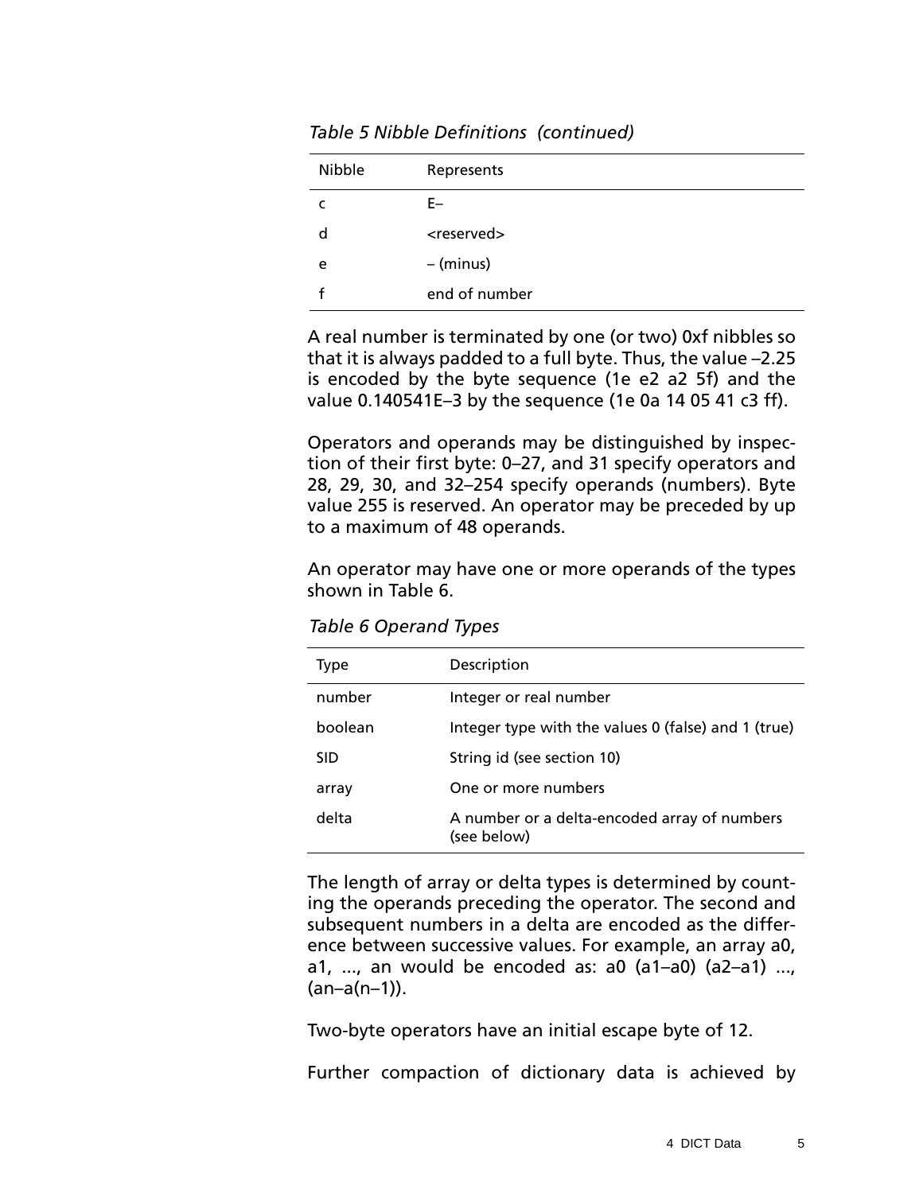*Table 5 Nibble Definitions (continued)*

| Nibble | Represents |
| --- | --- |
| c | E– |
| d | <reserved> |
| e | – (minus) |
| f | end of number |

A real number is terminated by one (or two) 0xf nibbles so that it is always padded to a full byte. Thus, the value –2.25 is encoded by the byte sequence (1e e2 a2 5f) and the value 0.140541E–3 by the sequence (1e 0a 14 05 41 c3 ff).

Operators and operands may be distinguished by inspection of their first byte: 0–27, and 31 specify operators and 28, 29, 30, and 32–254 specify operands (numbers). Byte value 255 is reserved. An operator may be preceded by up to a maximum of 48 operands.

An operator may have one or more operands of the types shown in Table 6.

*Table 6 Operand Types*

| Type | Description |
| --- | --- |
| number | Integer or real number |
| boolean | Integer type with the values 0 (false) and 1 (true) |
| SID | String id (see section 10) |
| array | One or more numbers |
| delta | A number or a delta-encoded array of numbers (see below) |

The length of array or delta types is determined by counting the operands preceding the operator. The second and subsequent numbers in a delta are encoded as the difference between successive values. For example, an array a0, a1, ..., an would be encoded as: a0 (a1–a0) (a2–a1) ..., (an–a(n–1)).

Two-byte operators have an initial escape byte of 12.

Further compaction of dictionary data is achieved by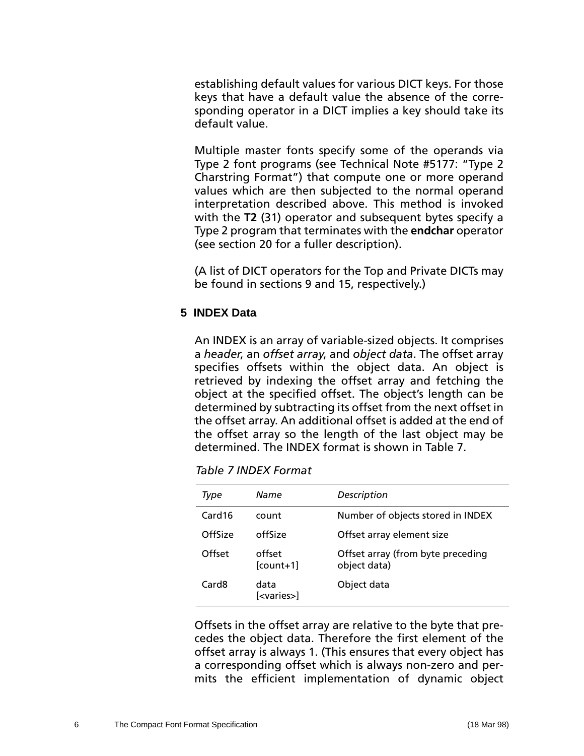establishing default values for various DICT keys. For those keys that have a default value the absence of the corresponding operator in a DICT implies a key should take its default value.

Multiple master fonts specify some of the operands via Type 2 font programs (see Technical Note #5177: "Type 2 Charstring Format") that compute one or more operand values which are then subjected to the normal operand interpretation described above. This method is invoked with the **T2** (31) operator and subsequent bytes specify a Type 2 program that terminates with the **endchar** operator (see section 20 for a fuller description).

(A list of DICT operators for the Top and Private DICTs may be found in sections 9 and 15, respectively.)

## 5 INDEX Data

An INDEX is an array of variable-sized objects. It comprises a *header*, an *offset array*, and *object data*. The offset array specifies offsets within the object data. An object is retrieved by indexing the offset array and fetching the object at the specified offset. The object's length can be determined by subtracting its offset from the next offset in the offset array. An additional offset is added at the end of the offset array so the length of the last object may be determined. The INDEX format is shown in Table 7.

*Table 7 INDEX Format*

| *Type* | *Name* | *Description* |
|---|---|---|
| Card16 | count | Number of objects stored in INDEX |
| OffSize | offSize | Offset array element size |
| Offset | offset [count+1] | Offset array (from byte preceding object data) |
| Card8 | data [<varies>] | Object data |

Offsets in the offset array are relative to the byte that precedes the object data. Therefore the first element of the offset array is always 1. (This ensures that every object has a corresponding offset which is always non-zero and permits the efficient implementation of dynamic object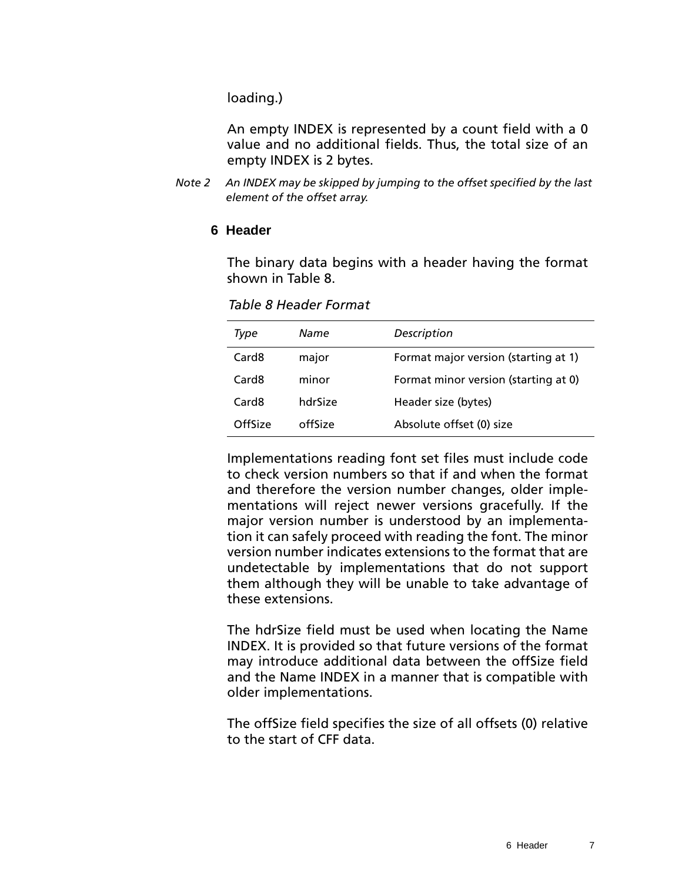loading.)

An empty INDEX is represented by a count field with a 0 value and no additional fields. Thus, the total size of an empty INDEX is 2 bytes.

*Note 2  An INDEX may be skipped by jumping to the offset specified by the last element of the offset array.*

## 6 Header

The binary data begins with a header having the format shown in Table 8.

*Table 8 Header Format*

| *Type* | *Name* | *Description* |
|---|---|---|
| Card8 | major | Format major version (starting at 1) |
| Card8 | minor | Format minor version (starting at 0) |
| Card8 | hdrSize | Header size (bytes) |
| OffSize | offSize | Absolute offset (0) size |

Implementations reading font set files must include code to check version numbers so that if and when the format and therefore the version number changes, older implementations will reject newer versions gracefully. If the major version number is understood by an implementation it can safely proceed with reading the font. The minor version number indicates extensions to the format that are undetectable by implementations that do not support them although they will be unable to take advantage of these extensions.

The hdrSize field must be used when locating the Name INDEX. It is provided so that future versions of the format may introduce additional data between the offSize field and the Name INDEX in a manner that is compatible with older implementations.

The offSize field specifies the size of all offsets (0) relative to the start of CFF data.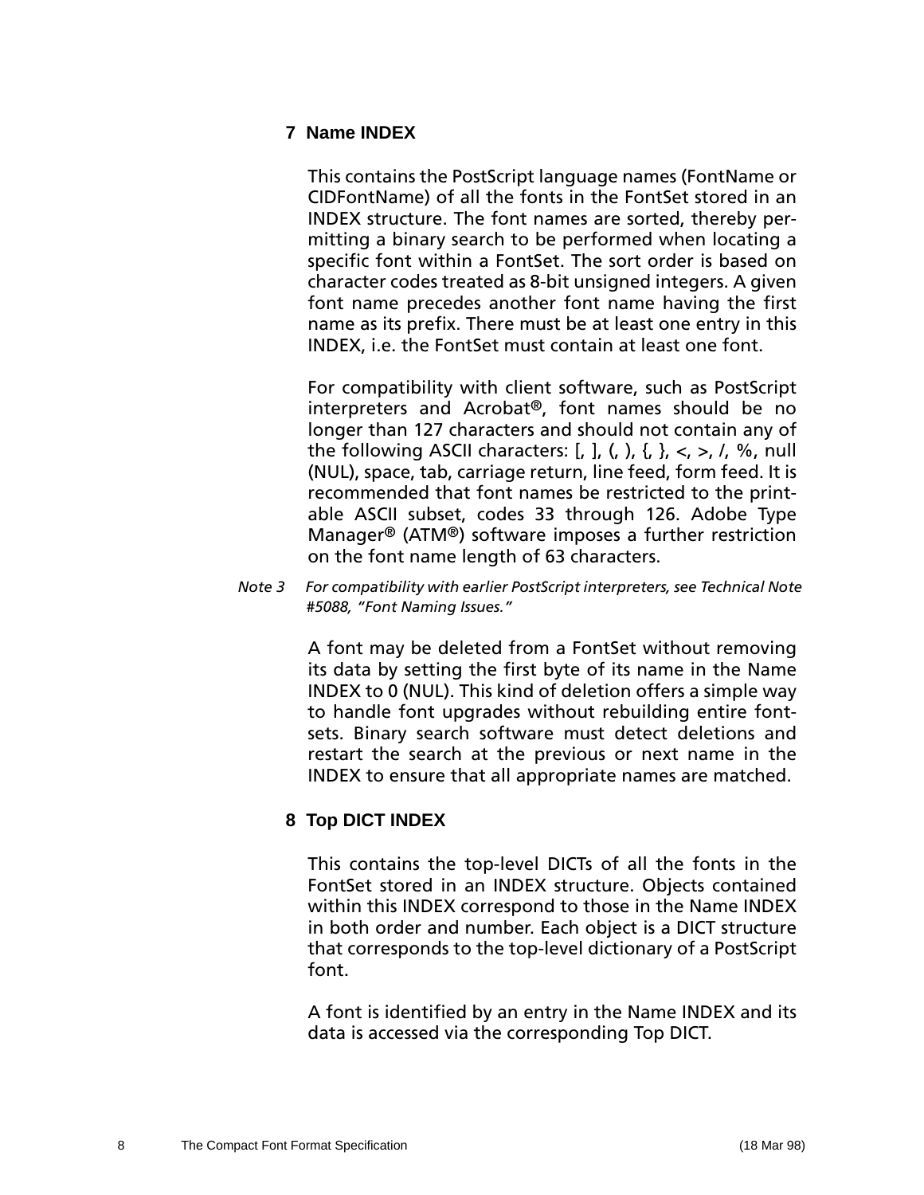## 7 Name INDEX

This contains the PostScript language names (FontName or CIDFontName) of all the fonts in the FontSet stored in an INDEX structure. The font names are sorted, thereby permitting a binary search to be performed when locating a specific font within a FontSet. The sort order is based on character codes treated as 8-bit unsigned integers. A given font name precedes another font name having the first name as its prefix. There must be at least one entry in this INDEX, i.e. the FontSet must contain at least one font.

For compatibility with client software, such as PostScript interpreters and Acrobat®, font names should be no longer than 127 characters and should not contain any of the following ASCII characters: [, ], (, ), {, }, <, >, /, %, null (NUL), space, tab, carriage return, line feed, form feed. It is recommended that font names be restricted to the printable ASCII subset, codes 33 through 126. Adobe Type Manager® (ATM®) software imposes a further restriction on the font name length of 63 characters.

*Note 3 For compatibility with earlier PostScript interpreters, see Technical Note #5088, "Font Naming Issues."*

A font may be deleted from a FontSet without removing its data by setting the first byte of its name in the Name INDEX to 0 (NUL). This kind of deletion offers a simple way to handle font upgrades without rebuilding entire fontsets. Binary search software must detect deletions and restart the search at the previous or next name in the INDEX to ensure that all appropriate names are matched.

## 8 Top DICT INDEX

This contains the top-level DICTs of all the fonts in the FontSet stored in an INDEX structure. Objects contained within this INDEX correspond to those in the Name INDEX in both order and number. Each object is a DICT structure that corresponds to the top-level dictionary of a PostScript font.

A font is identified by an entry in the Name INDEX and its data is accessed via the corresponding Top DICT.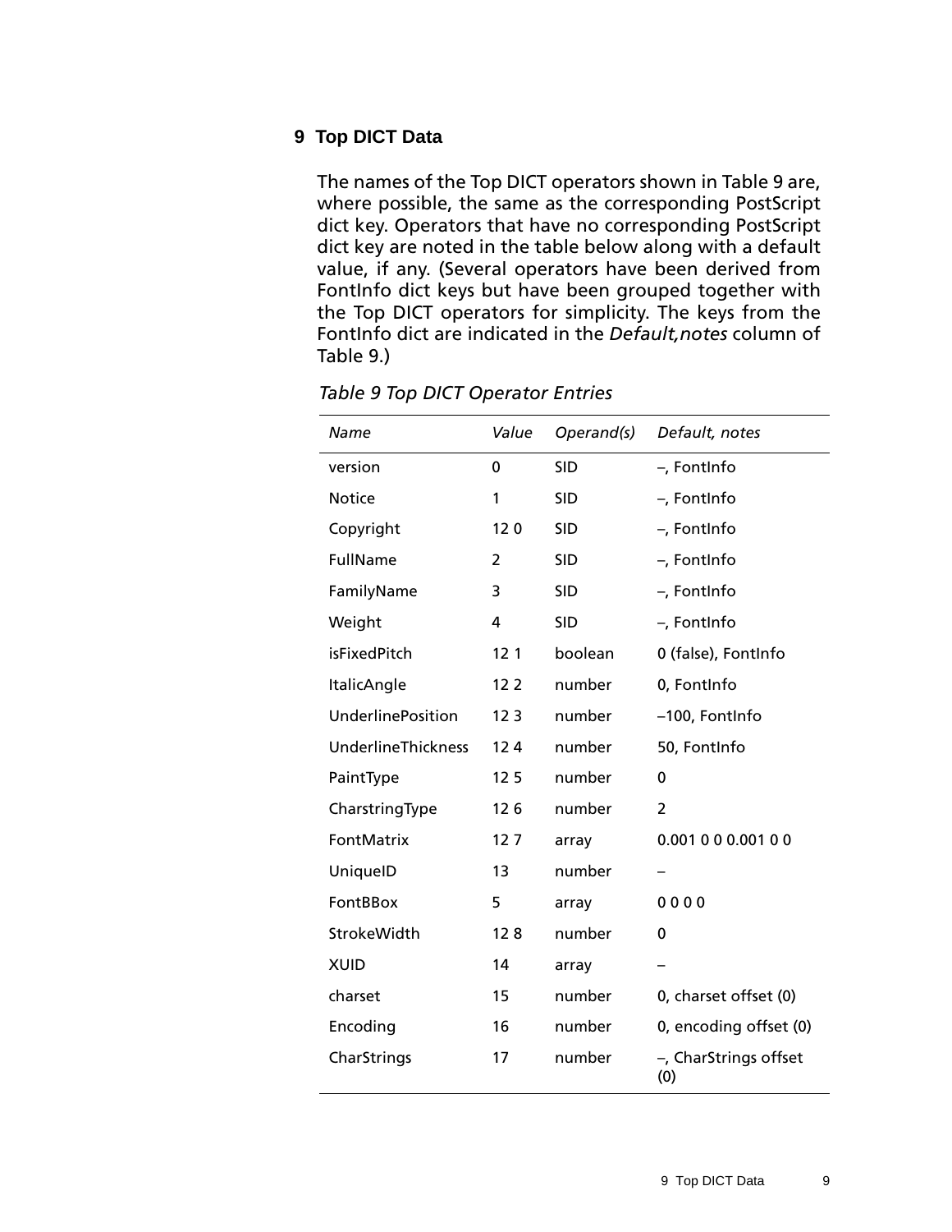## 9 Top DICT Data

The names of the Top DICT operators shown in Table 9 are, where possible, the same as the corresponding PostScript dict key. Operators that have no corresponding PostScript dict key are noted in the table below along with a default value, if any. (Several operators have been derived from FontInfo dict keys but have been grouped together with the Top DICT operators for simplicity. The keys from the FontInfo dict are indicated in the *Default,notes* column of Table 9.)

*Table 9 Top DICT Operator Entries*

| *Name* | *Value* | *Operand(s)* | *Default, notes* |
|---|---|---|---|
| version | 0 | SID | –, FontInfo |
| Notice | 1 | SID | –, FontInfo |
| Copyright | 12 0 | SID | –, FontInfo |
| FullName | 2 | SID | –, FontInfo |
| FamilyName | 3 | SID | –, FontInfo |
| Weight | 4 | SID | –, FontInfo |
| isFixedPitch | 12 1 | boolean | 0 (false), FontInfo |
| ItalicAngle | 12 2 | number | 0, FontInfo |
| UnderlinePosition | 12 3 | number | –100, FontInfo |
| UnderlineThickness | 12 4 | number | 50, FontInfo |
| PaintType | 12 5 | number | 0 |
| CharstringType | 12 6 | number | 2 |
| FontMatrix | 12 7 | array | 0.001 0 0 0.001 0 0 |
| UniqueID | 13 | number | – |
| FontBBox | 5 | array | 0 0 0 0 |
| StrokeWidth | 12 8 | number | 0 |
| XUID | 14 | array | – |
| charset | 15 | number | 0, charset offset (0) |
| Encoding | 16 | number | 0, encoding offset (0) |
| CharStrings | 17 | number | –, CharStrings offset (0) |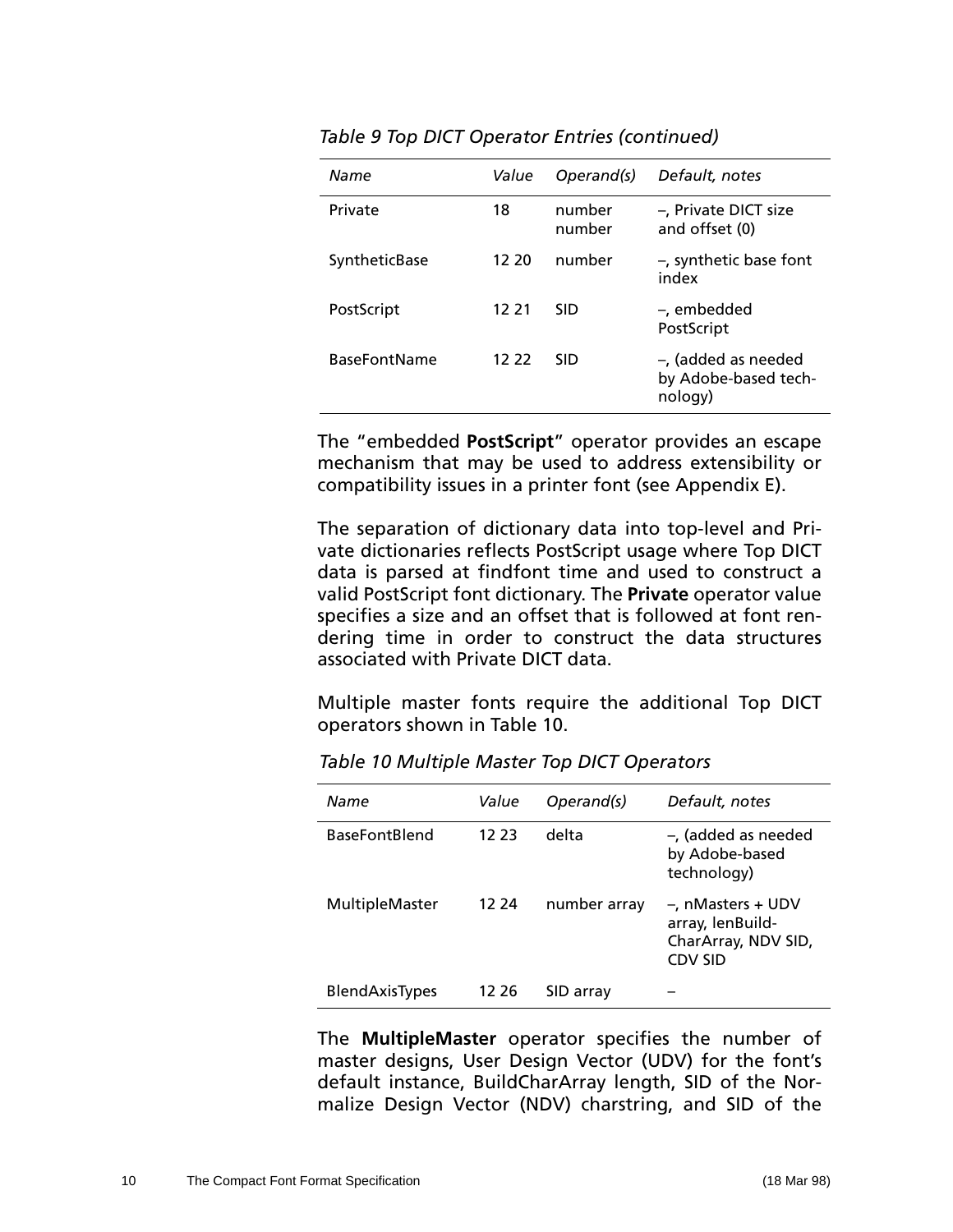*Table 9 Top DICT Operator Entries (continued)*

| *Name* | *Value* | *Operand(s)* | *Default, notes* |
|---|---|---|---|
| Private | 18 | number number | –, Private DICT size and offset (0) |
| SyntheticBase | 12 20 | number | –, synthetic base font index |
| PostScript | 12 21 | SID | –, embedded PostScript |
| BaseFontName | 12 22 | SID | –, (added as needed by Adobe-based technology) |

The "embedded **PostScript**" operator provides an escape mechanism that may be used to address extensibility or compatibility issues in a printer font (see Appendix E).

The separation of dictionary data into top-level and Private dictionaries reflects PostScript usage where Top DICT data is parsed at findfont time and used to construct a valid PostScript font dictionary. The **Private** operator value specifies a size and an offset that is followed at font rendering time in order to construct the data structures associated with Private DICT data.

Multiple master fonts require the additional Top DICT operators shown in Table 10.

*Table 10 Multiple Master Top DICT Operators*

| *Name* | *Value* | *Operand(s)* | *Default, notes* |
|---|---|---|---|
| BaseFontBlend | 12 23 | delta | –, (added as needed by Adobe-based technology) |
| MultipleMaster | 12 24 | number array | –, nMasters + UDV array, lenBuildCharArray, NDV SID, CDV SID |
| BlendAxisTypes | 12 26 | SID array | – |

The **MultipleMaster** operator specifies the number of master designs, User Design Vector (UDV) for the font's default instance, BuildCharArray length, SID of the Normalize Design Vector (NDV) charstring, and SID of the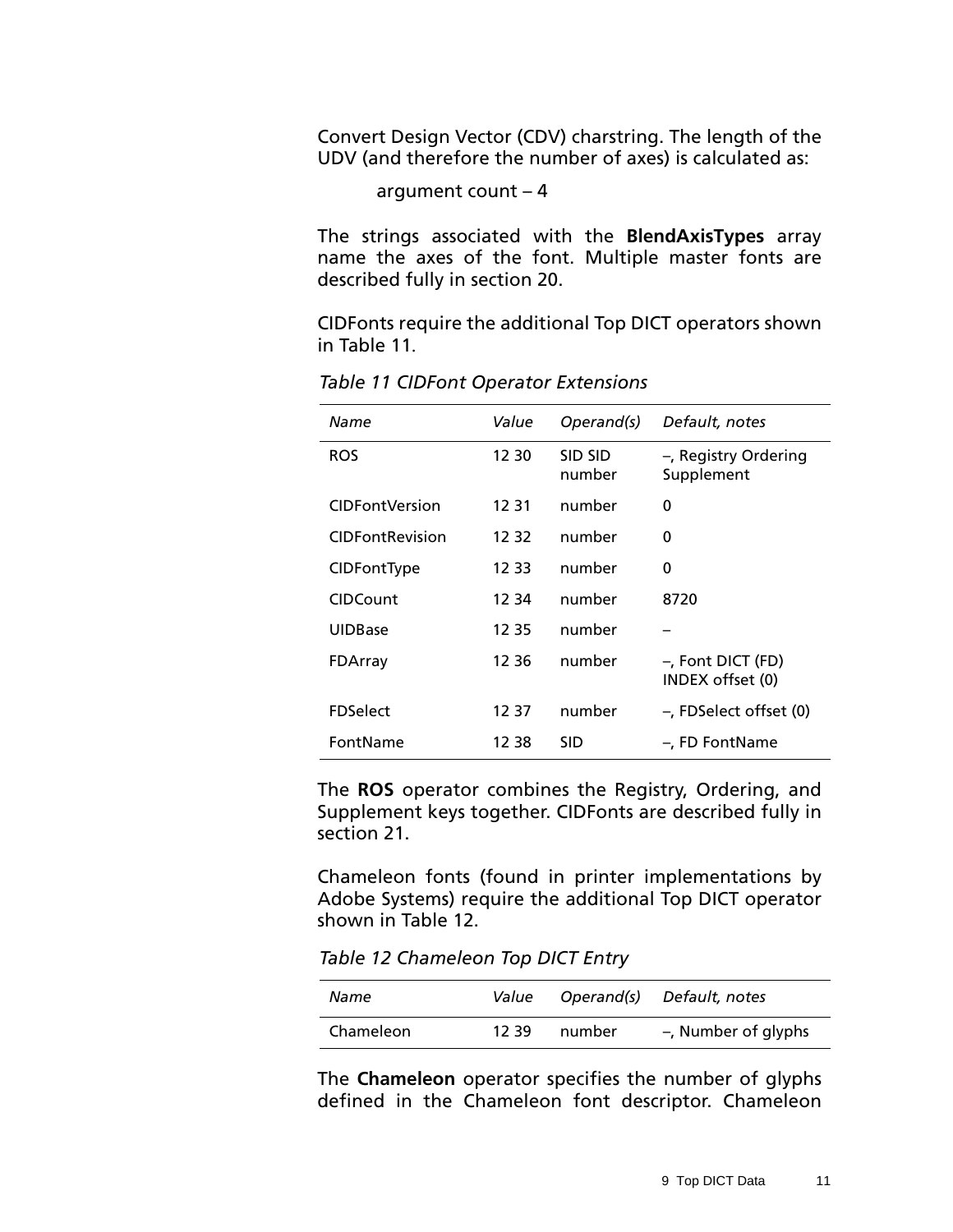Convert Design Vector (CDV) charstring. The length of the UDV (and therefore the number of axes) is calculated as:

argument count – 4

The strings associated with the **BlendAxisTypes** array name the axes of the font. Multiple master fonts are described fully in section 20.

CIDFonts require the additional Top DICT operators shown in Table 11.

*Table 11 CIDFont Operator Extensions*

| *Name* | *Value* | *Operand(s)* | *Default, notes* |
|---|---|---|---|
| ROS | 12 30 | SID SID number | –, Registry Ordering Supplement |
| CIDFontVersion | 12 31 | number | 0 |
| CIDFontRevision | 12 32 | number | 0 |
| CIDFontType | 12 33 | number | 0 |
| CIDCount | 12 34 | number | 8720 |
| UIDBase | 12 35 | number | – |
| FDArray | 12 36 | number | –, Font DICT (FD) INDEX offset (0) |
| FDSelect | 12 37 | number | –, FDSelect offset (0) |
| FontName | 12 38 | SID | –, FD FontName |

The **ROS** operator combines the Registry, Ordering, and Supplement keys together. CIDFonts are described fully in section 21.

Chameleon fonts (found in printer implementations by Adobe Systems) require the additional Top DICT operator shown in Table 12.

*Table 12 Chameleon Top DICT Entry*

| *Name* | *Value* | *Operand(s)* | *Default, notes* |
|---|---|---|---|
| Chameleon | 12 39 | number | –, Number of glyphs |

The **Chameleon** operator specifies the number of glyphs defined in the Chameleon font descriptor. Chameleon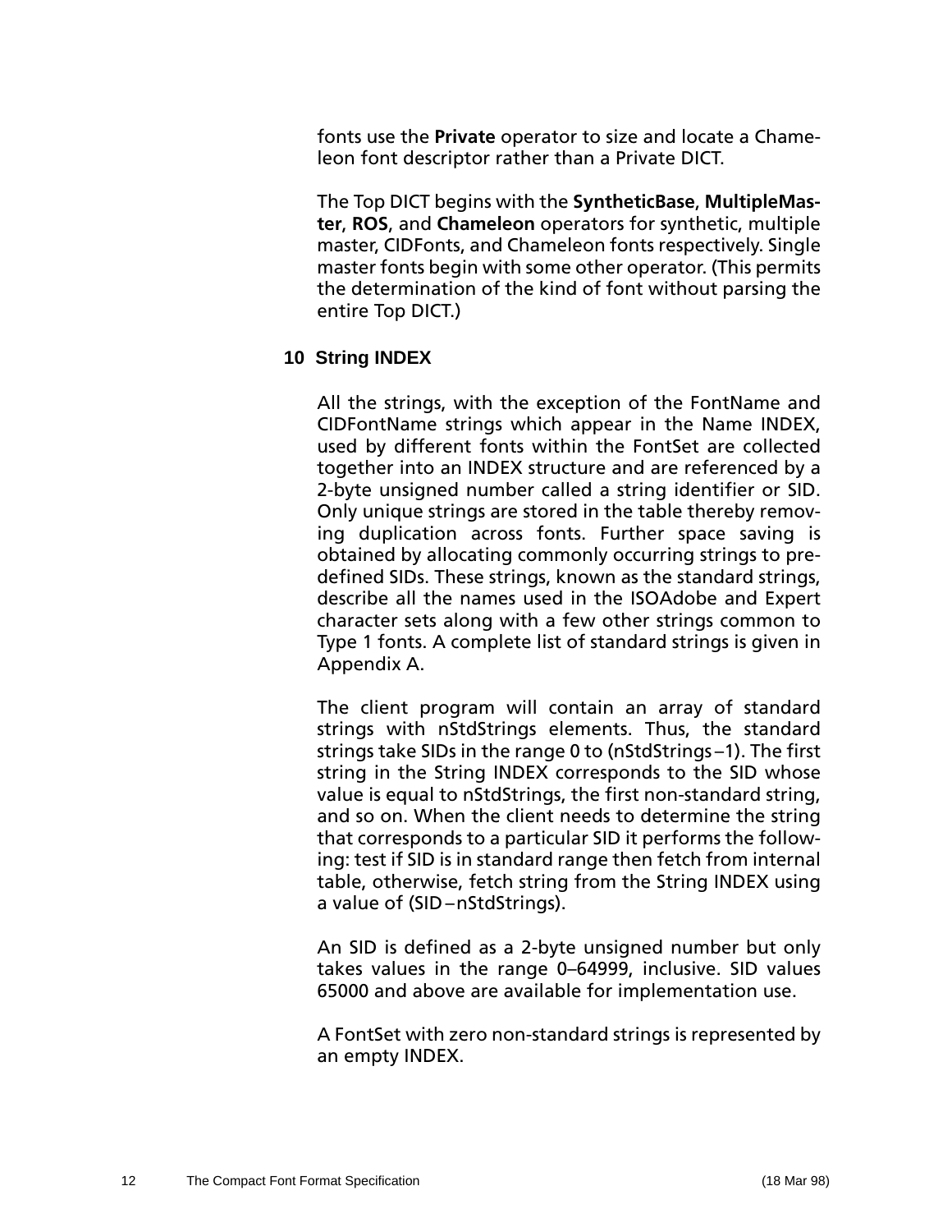fonts use the **Private** operator to size and locate a Chameleon font descriptor rather than a Private DICT.

The Top DICT begins with the **SyntheticBase**, **MultipleMaster**, **ROS**, and **Chameleon** operators for synthetic, multiple master, CIDFonts, and Chameleon fonts respectively. Single master fonts begin with some other operator. (This permits the determination of the kind of font without parsing the entire Top DICT.)

## 10 String INDEX

All the strings, with the exception of the FontName and CIDFontName strings which appear in the Name INDEX, used by different fonts within the FontSet are collected together into an INDEX structure and are referenced by a 2-byte unsigned number called a string identifier or SID. Only unique strings are stored in the table thereby removing duplication across fonts. Further space saving is obtained by allocating commonly occurring strings to predefined SIDs. These strings, known as the standard strings, describe all the names used in the ISOAdobe and Expert character sets along with a few other strings common to Type 1 fonts. A complete list of standard strings is given in Appendix A.

The client program will contain an array of standard strings with nStdStrings elements. Thus, the standard strings take SIDs in the range 0 to (nStdStrings – 1). The first string in the String INDEX corresponds to the SID whose value is equal to nStdStrings, the first non-standard string, and so on. When the client needs to determine the string that corresponds to a particular SID it performs the following: test if SID is in standard range then fetch from internal table, otherwise, fetch string from the String INDEX using a value of (SID – nStdStrings).

An SID is defined as a 2-byte unsigned number but only takes values in the range 0–64999, inclusive. SID values 65000 and above are available for implementation use.

A FontSet with zero non-standard strings is represented by an empty INDEX.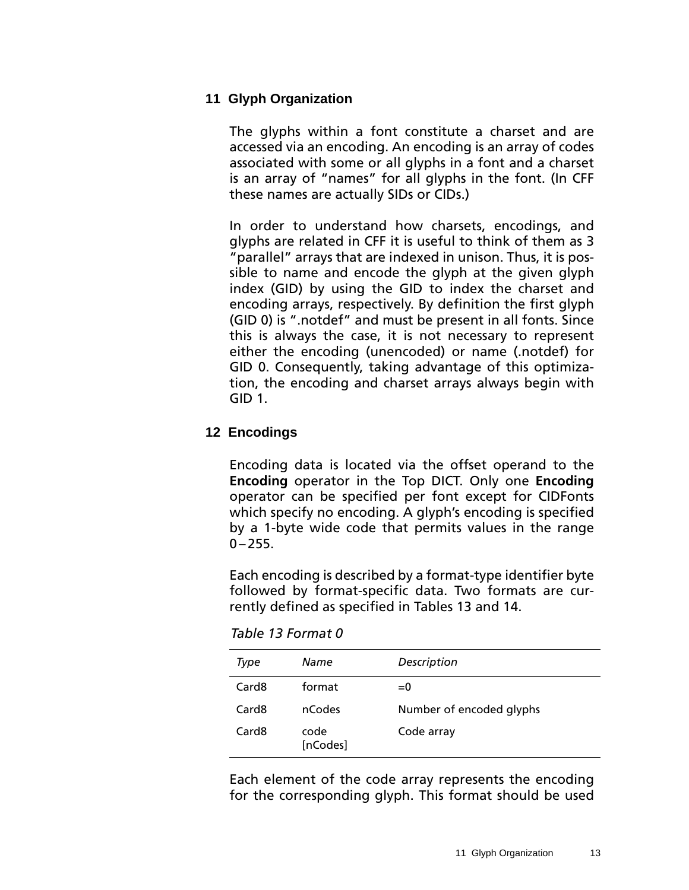## 11 Glyph Organization

The glyphs within a font constitute a charset and are accessed via an encoding. An encoding is an array of codes associated with some or all glyphs in a font and a charset is an array of "names" for all glyphs in the font. (In CFF these names are actually SIDs or CIDs.)

In order to understand how charsets, encodings, and glyphs are related in CFF it is useful to think of them as 3 "parallel" arrays that are indexed in unison. Thus, it is possible to name and encode the glyph at the given glyph index (GID) by using the GID to index the charset and encoding arrays, respectively. By definition the first glyph (GID 0) is ".notdef" and must be present in all fonts. Since this is always the case, it is not necessary to represent either the encoding (unencoded) or name (.notdef) for GID 0. Consequently, taking advantage of this optimization, the encoding and charset arrays always begin with GID 1.

## 12 Encodings

Encoding data is located via the offset operand to the **Encoding** operator in the Top DICT. Only one **Encoding** operator can be specified per font except for CIDFonts which specify no encoding. A glyph's encoding is specified by a 1-byte wide code that permits values in the range 0 – 255.

Each encoding is described by a format-type identifier byte followed by format-specific data. Two formats are currently defined as specified in Tables 13 and 14.

*Table 13 Format 0*

| *Type* | *Name* | *Description* |
|---|---|---|
| Card8 | format | =0 |
| Card8 | nCodes | Number of encoded glyphs |
| Card8 | code [nCodes] | Code array |

Each element of the code array represents the encoding for the corresponding glyph. This format should be used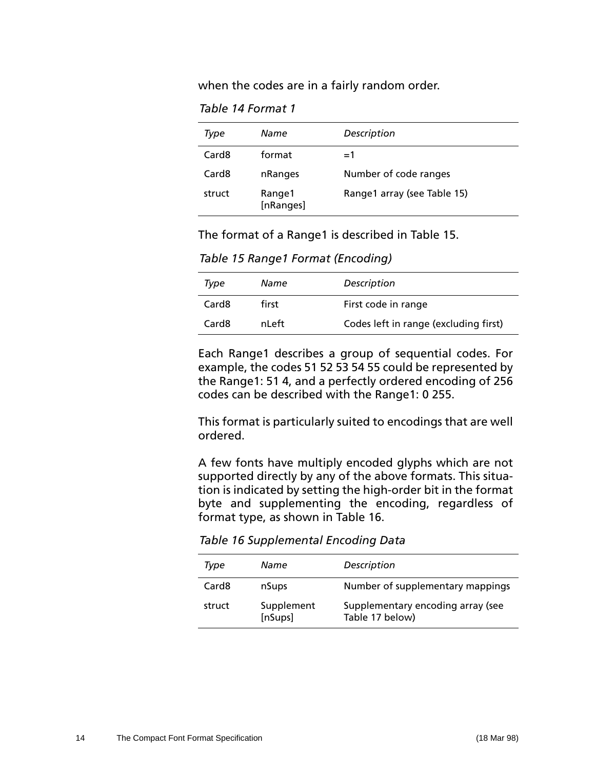when the codes are in a fairly random order.

*Table 14 Format 1*

| *Type* | *Name* | *Description* |
|---|---|---|
| Card8 | format | =1 |
| Card8 | nRanges | Number of code ranges |
| struct | Range1 [nRanges] | Range1 array (see Table 15) |

The format of a Range1 is described in Table 15.

*Table 15 Range1 Format (Encoding)*

| *Type* | *Name* | *Description* |
|---|---|---|
| Card8 | first | First code in range |
| Card8 | nLeft | Codes left in range (excluding first) |

Each Range1 describes a group of sequential codes. For example, the codes 51 52 53 54 55 could be represented by the Range1: 51 4, and a perfectly ordered encoding of 256 codes can be described with the Range1: 0 255.

This format is particularly suited to encodings that are well ordered.

A few fonts have multiply encoded glyphs which are not supported directly by any of the above formats. This situation is indicated by setting the high-order bit in the format byte and supplementing the encoding, regardless of format type, as shown in Table 16.

*Table 16 Supplemental Encoding Data*

| *Type* | *Name* | *Description* |
|---|---|---|
| Card8 | nSups | Number of supplementary mappings |
| struct | Supplement [nSups] | Supplementary encoding array (see Table 17 below) |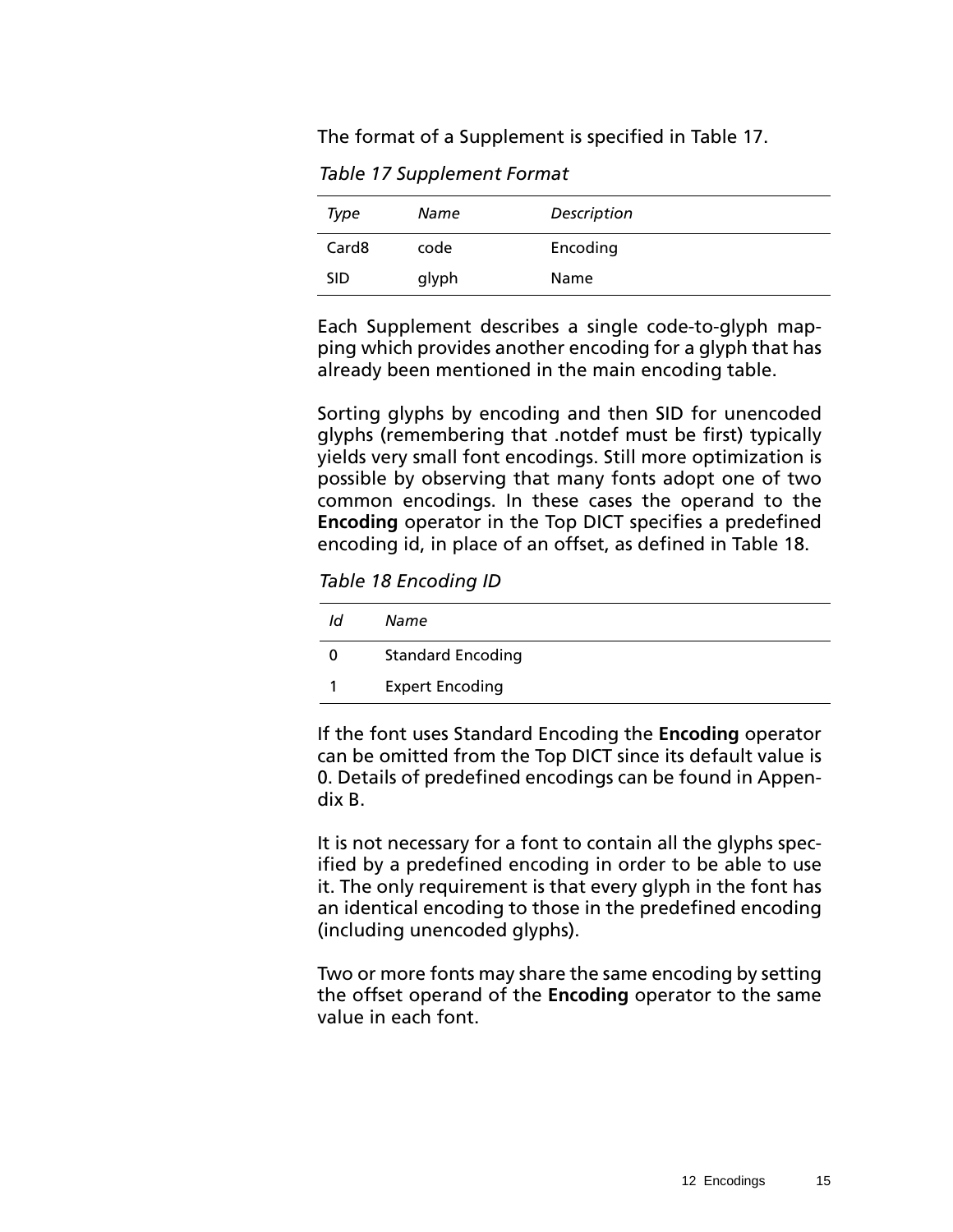The format of a Supplement is specified in Table 17.

*Table 17 Supplement Format*

| *Type* | *Name* | *Description* |
|---|---|---|
| Card8 | code | Encoding |
| SID | glyph | Name |

Each Supplement describes a single code-to-glyph mapping which provides another encoding for a glyph that has already been mentioned in the main encoding table.

Sorting glyphs by encoding and then SID for unencoded glyphs (remembering that .notdef must be first) typically yields very small font encodings. Still more optimization is possible by observing that many fonts adopt one of two common encodings. In these cases the operand to the **Encoding** operator in the Top DICT specifies a predefined encoding id, in place of an offset, as defined in Table 18.

*Table 18 Encoding ID*

| *Id* | *Name* |
|---|---|
| 0 | Standard Encoding |
| 1 | Expert Encoding |

If the font uses Standard Encoding the **Encoding** operator can be omitted from the Top DICT since its default value is 0. Details of predefined encodings can be found in Appendix B.

It is not necessary for a font to contain all the glyphs specified by a predefined encoding in order to be able to use it. The only requirement is that every glyph in the font has an identical encoding to those in the predefined encoding (including unencoded glyphs).

Two or more fonts may share the same encoding by setting the offset operand of the **Encoding** operator to the same value in each font.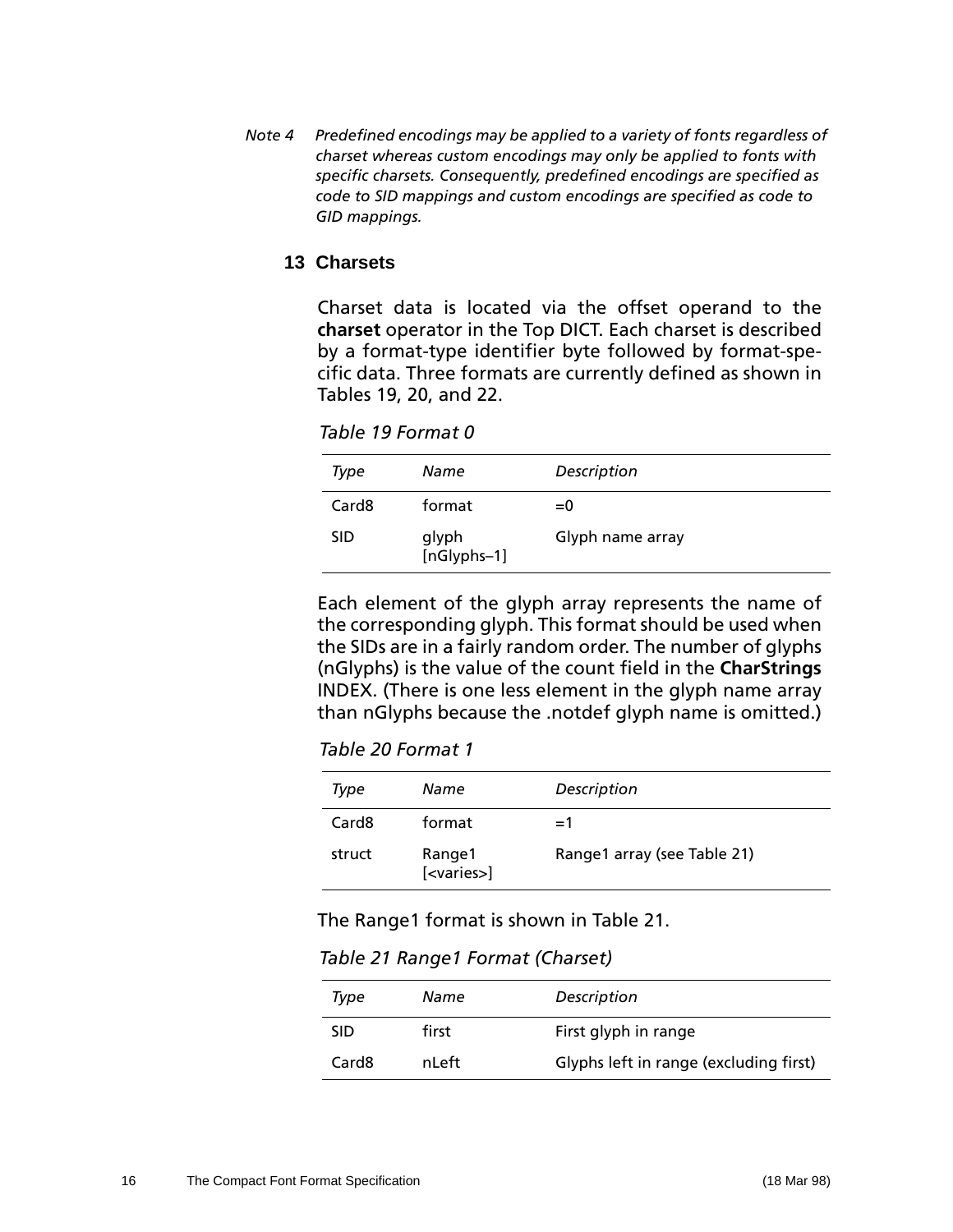*Note 4 Predefined encodings may be applied to a variety of fonts regardless of charset whereas custom encodings may only be applied to fonts with specific charsets. Consequently, predefined encodings are specified as code to SID mappings and custom encodings are specified as code to GID mappings.*

## 13 Charsets

Charset data is located via the offset operand to the **charset** operator in the Top DICT. Each charset is described by a format-type identifier byte followed by format-specific data. Three formats are currently defined as shown in Tables 19, 20, and 22.

*Table 19 Format 0*

| *Type* | *Name* | *Description* |
|---|---|---|
| Card8 | format | =0 |
| SID | glyph [nGlyphs–1] | Glyph name array |

Each element of the glyph array represents the name of the corresponding glyph. This format should be used when the SIDs are in a fairly random order. The number of glyphs (nGlyphs) is the value of the count field in the **CharStrings** INDEX. (There is one less element in the glyph name array than nGlyphs because the .notdef glyph name is omitted.)

*Table 20 Format 1*

| *Type* | *Name* | *Description* |
|---|---|---|
| Card8 | format | =1 |
| struct | Range1 [<varies>] | Range1 array (see Table 21) |

The Range1 format is shown in Table 21.

*Table 21 Range1 Format (Charset)*

| *Type* | *Name* | *Description* |
|---|---|---|
| SID | first | First glyph in range |
| Card8 | nLeft | Glyphs left in range (excluding first) |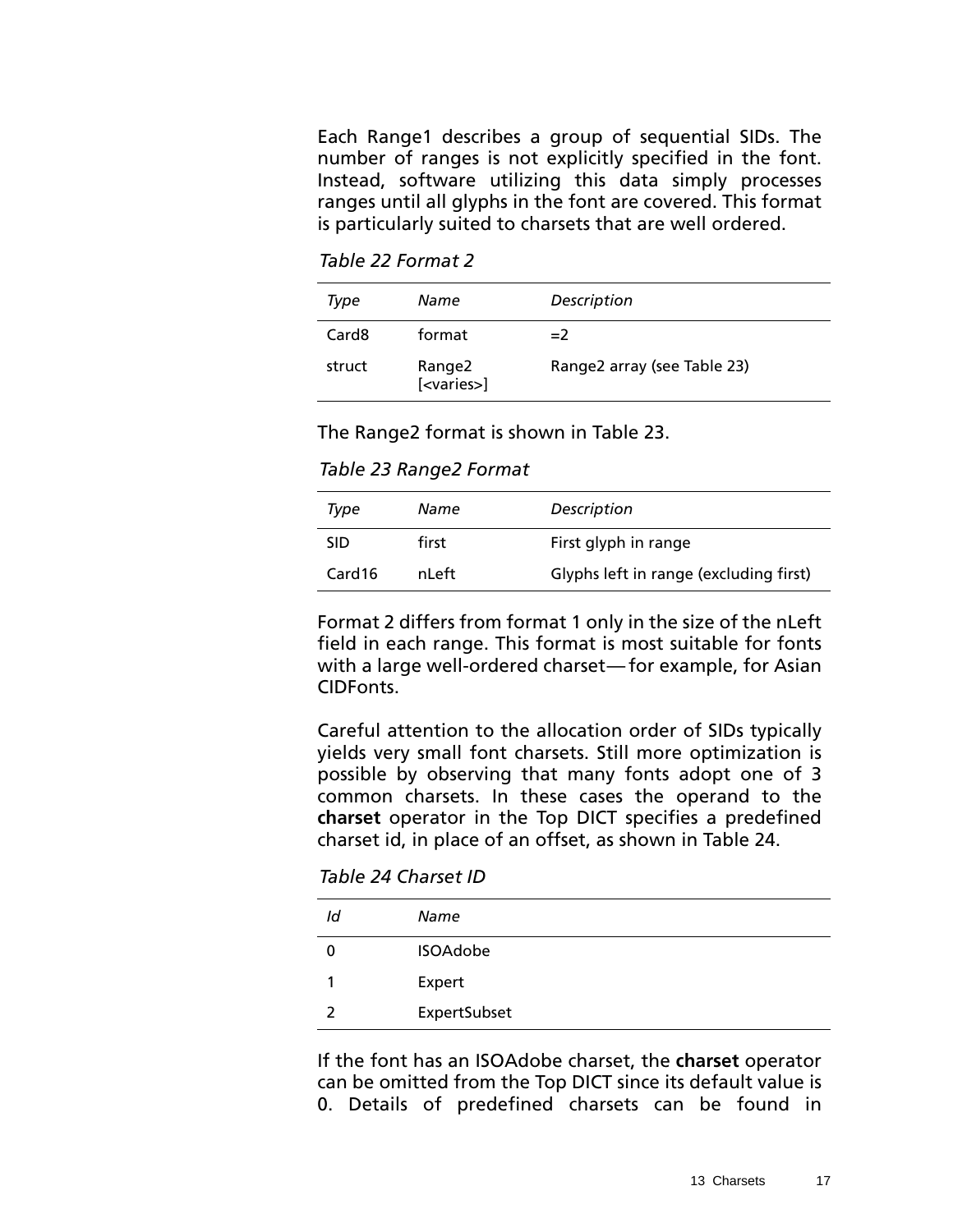Each Range1 describes a group of sequential SIDs. The number of ranges is not explicitly specified in the font. Instead, software utilizing this data simply processes ranges until all glyphs in the font are covered. This format is particularly suited to charsets that are well ordered.

*Table 22 Format 2*

| *Type* | *Name* | *Description* |
|---|---|---|
| Card8 | format | =2 |
| struct | Range2 [<varies>] | Range2 array (see Table 23) |

The Range2 format is shown in Table 23.

*Table 23 Range2 Format*

| *Type* | *Name* | *Description* |
|---|---|---|
| SID | first | First glyph in range |
| Card16 | nLeft | Glyphs left in range (excluding first) |

Format 2 differs from format 1 only in the size of the nLeft field in each range. This format is most suitable for fonts with a large well-ordered charset— for example, for Asian CIDFonts.

Careful attention to the allocation order of SIDs typically yields very small font charsets. Still more optimization is possible by observing that many fonts adopt one of 3 common charsets. In these cases the operand to the **charset** operator in the Top DICT specifies a predefined charset id, in place of an offset, as shown in Table 24.

*Table 24 Charset ID*

| *Id* | *Name* |
|---|---|
| 0 | ISOAdobe |
| 1 | Expert |
| 2 | ExpertSubset |

If the font has an ISOAdobe charset, the **charset** operator can be omitted from the Top DICT since its default value is 0. Details of predefined charsets can be found in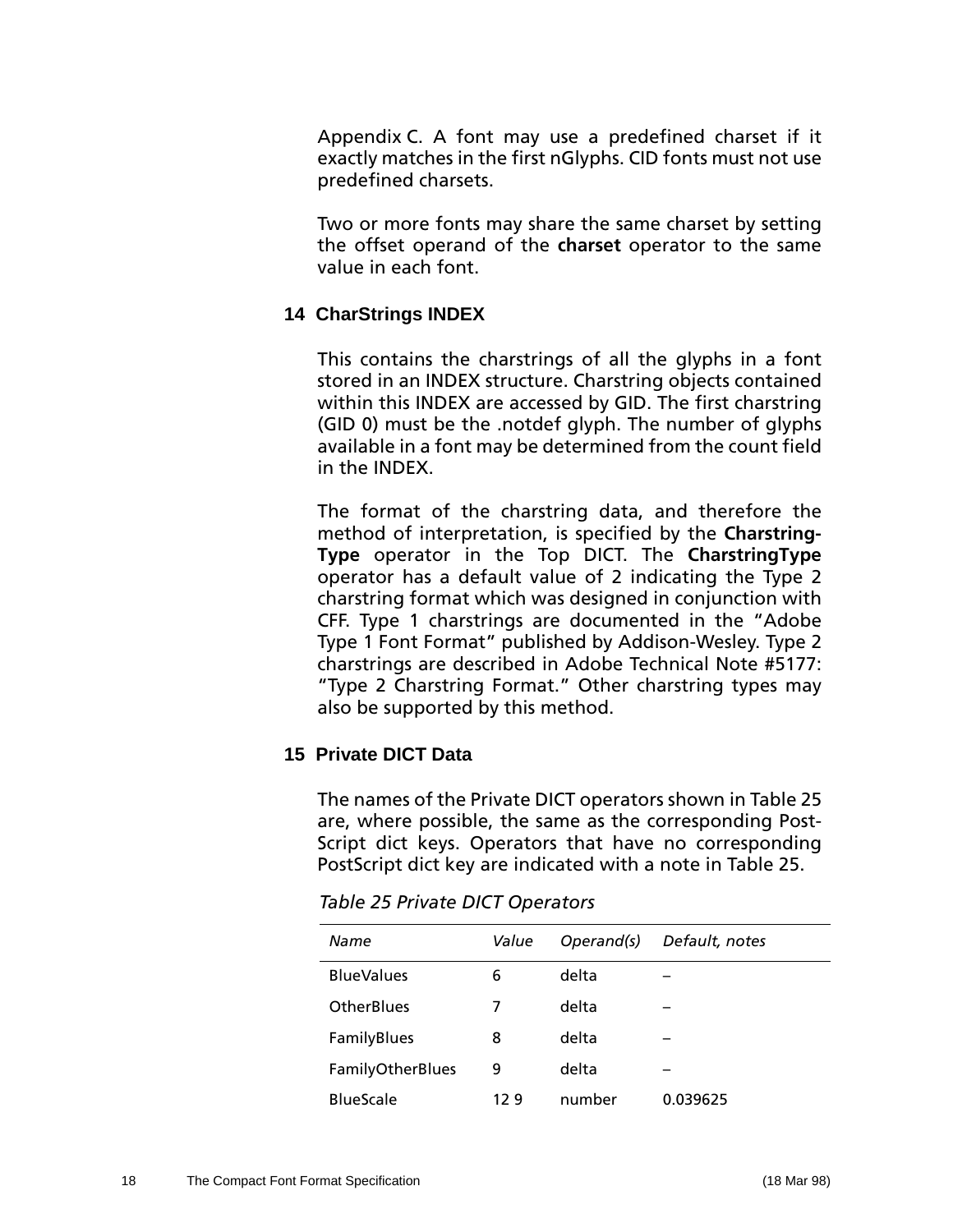Appendix C. A font may use a predefined charset if it exactly matches in the first nGlyphs. CID fonts must not use predefined charsets.

Two or more fonts may share the same charset by setting the offset operand of the **charset** operator to the same value in each font.

## 14 CharStrings INDEX

This contains the charstrings of all the glyphs in a font stored in an INDEX structure. Charstring objects contained within this INDEX are accessed by GID. The first charstring (GID 0) must be the .notdef glyph. The number of glyphs available in a font may be determined from the count field in the INDEX.

The format of the charstring data, and therefore the method of interpretation, is specified by the **Charstring-Type** operator in the Top DICT. The **CharstringType** operator has a default value of 2 indicating the Type 2 charstring format which was designed in conjunction with CFF. Type 1 charstrings are documented in the "Adobe Type 1 Font Format" published by Addison-Wesley. Type 2 charstrings are described in Adobe Technical Note #5177: "Type 2 Charstring Format." Other charstring types may also be supported by this method.

## 15 Private DICT Data

The names of the Private DICT operators shown in Table 25 are, where possible, the same as the corresponding Post-Script dict keys. Operators that have no corresponding PostScript dict key are indicated with a note in Table 25.

*Table 25 Private DICT Operators*

| *Name* | *Value* | *Operand(s)* | *Default, notes* |
|---|---|---|---|
| BlueValues | 6 | delta | – |
| OtherBlues | 7 | delta | – |
| FamilyBlues | 8 | delta | – |
| FamilyOtherBlues | 9 | delta | – |
| BlueScale | 12 9 | number | 0.039625 |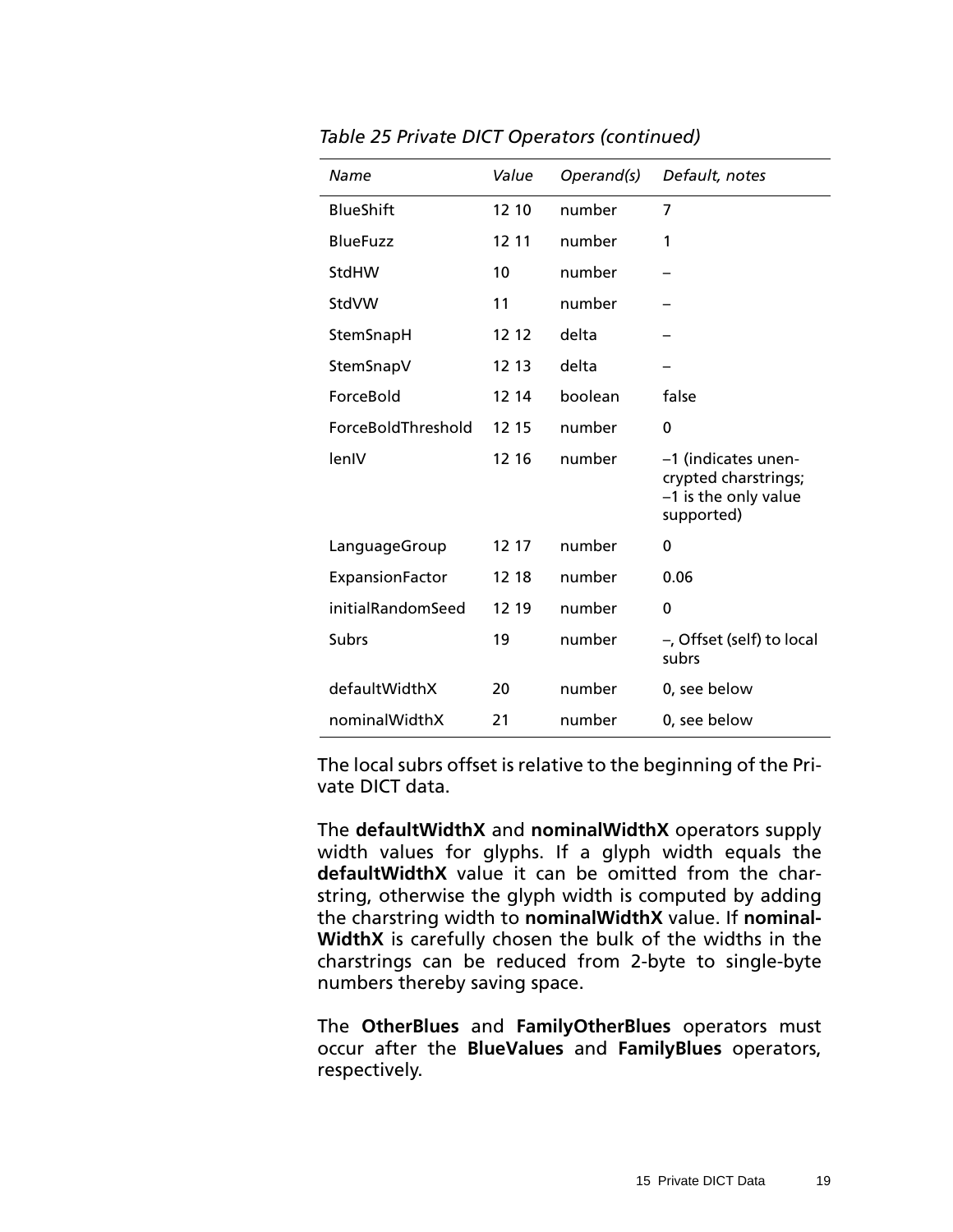*Table 25 Private DICT Operators (continued)*

| *Name* | *Value* | *Operand(s)* | *Default, notes* |
|---|---|---|---|
| BlueShift | 12 10 | number | 7 |
| BlueFuzz | 12 11 | number | 1 |
| StdHW | 10 | number | – |
| StdVW | 11 | number | – |
| StemSnapH | 12 12 | delta | – |
| StemSnapV | 12 13 | delta | – |
| ForceBold | 12 14 | boolean | false |
| ForceBoldThreshold | 12 15 | number | 0 |
| lenIV | 12 16 | number | –1 (indicates unencrypted charstrings; –1 is the only value supported) |
| LanguageGroup | 12 17 | number | 0 |
| ExpansionFactor | 12 18 | number | 0.06 |
| initialRandomSeed | 12 19 | number | 0 |
| Subrs | 19 | number | –, Offset (self) to local subrs |
| defaultWidthX | 20 | number | 0, see below |
| nominalWidthX | 21 | number | 0, see below |

The local subrs offset is relative to the beginning of the Private DICT data.

The **defaultWidthX** and **nominalWidthX** operators supply width values for glyphs. If a glyph width equals the **defaultWidthX** value it can be omitted from the charstring, otherwise the glyph width is computed by adding the charstring width to **nominalWidthX** value. If **nominalWidthX** is carefully chosen the bulk of the widths in the charstrings can be reduced from 2-byte to single-byte numbers thereby saving space.

The **OtherBlues** and **FamilyOtherBlues** operators must occur after the **BlueValues** and **FamilyBlues** operators, respectively.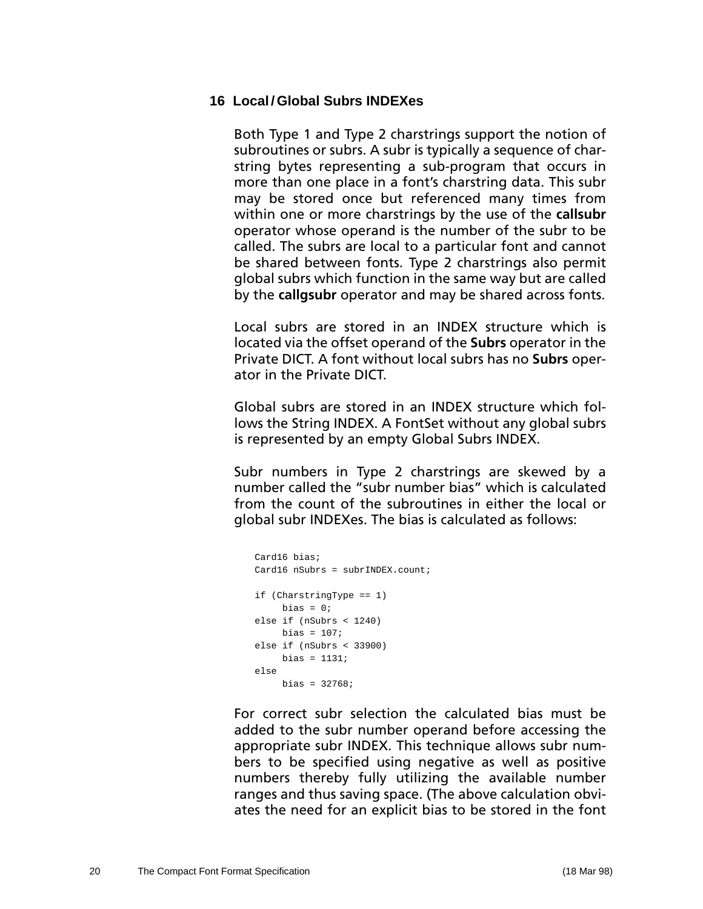## 16 Local / Global Subrs INDEXes

Both Type 1 and Type 2 charstrings support the notion of subroutines or subrs. A subr is typically a sequence of charstring bytes representing a sub-program that occurs in more than one place in a font's charstring data. This subr may be stored once but referenced many times from within one or more charstrings by the use of the **callsubr** operator whose operand is the number of the subr to be called. The subrs are local to a particular font and cannot be shared between fonts. Type 2 charstrings also permit global subrs which function in the same way but are called by the **callgsubr** operator and may be shared across fonts.

Local subrs are stored in an INDEX structure which is located via the offset operand of the **Subrs** operator in the Private DICT. A font without local subrs has no **Subrs** operator in the Private DICT.

Global subrs are stored in an INDEX structure which follows the String INDEX. A FontSet without any global subrs is represented by an empty Global Subrs INDEX.

Subr numbers in Type 2 charstrings are skewed by a number called the "subr number bias" which is calculated from the count of the subroutines in either the local or global subr INDEXes. The bias is calculated as follows:

```
Card16 bias;
Card16 nSubrs = subrINDEX.count;

if (CharstringType == 1)
     bias = 0;
else if (nSubrs < 1240)
     bias = 107;
else if (nSubrs < 33900)
     bias = 1131;
else
     bias = 32768;
```

For correct subr selection the calculated bias must be added to the subr number operand before accessing the appropriate subr INDEX. This technique allows subr numbers to be specified using negative as well as positive numbers thereby fully utilizing the available number ranges and thus saving space. (The above calculation obviates the need for an explicit bias to be stored in the font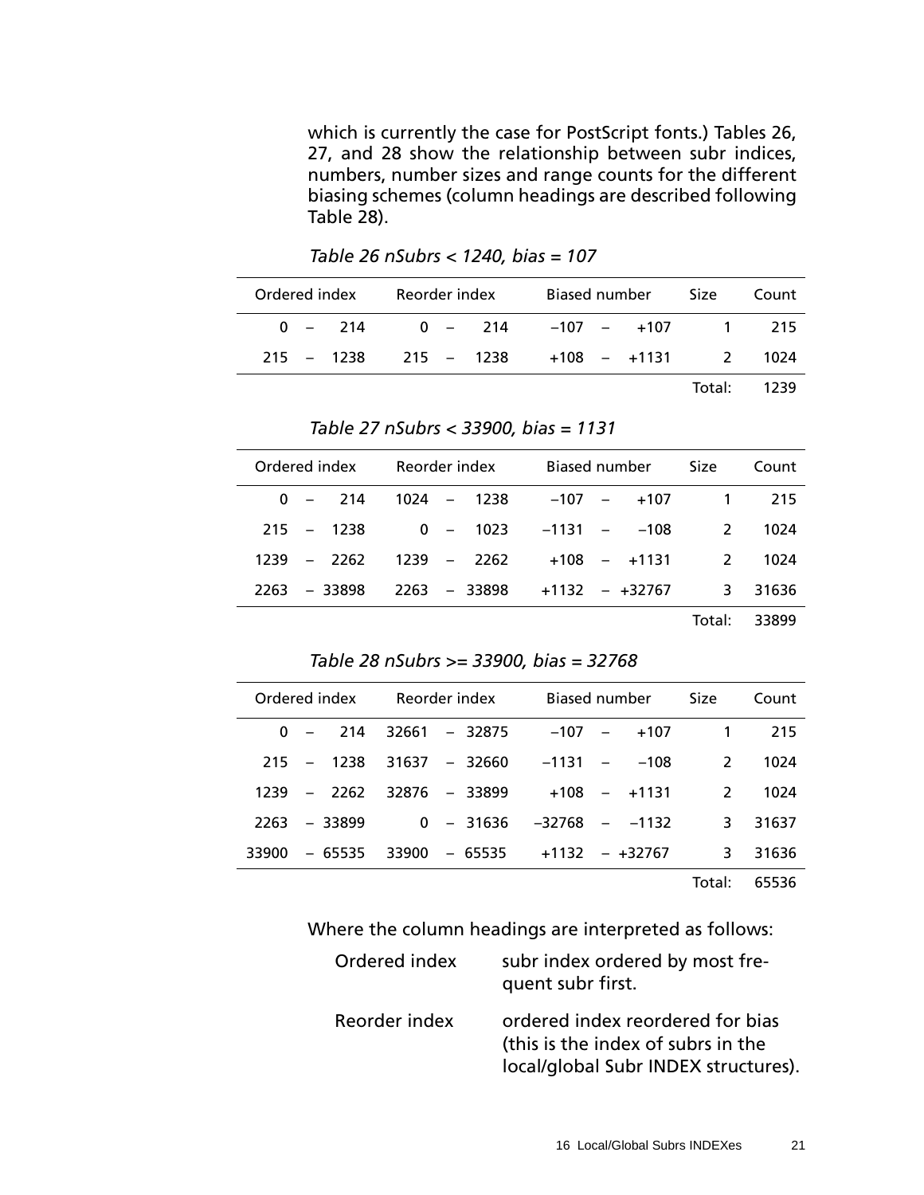which is currently the case for PostScript fonts.) Tables 26, 27, and 28 show the relationship between subr indices, numbers, number sizes and range counts for the different biasing schemes (column headings are described following Table 28).

*Table 26 nSubrs < 1240, bias = 107*

| Ordered index | Reorder index | Biased number | Size | Count |
|---|---|---|---|---|
| 0 – 214 | 0 – 214 | –107 – +107 | 1 | 215 |
| 215 – 1238 | 215 – 1238 | +108 – +1131 | 2 | 1024 |
| | | | Total: | 1239 |

*Table 27 nSubrs < 33900, bias = 1131*

| Ordered index | Reorder index | Biased number | Size | Count |
|---|---|---|---|---|
| 0 – 214 | 1024 – 1238 | –107 – +107 | 1 | 215 |
| 215 – 1238 | 0 – 1023 | –1131 – –108 | 2 | 1024 |
| 1239 – 2262 | 1239 – 2262 | +108 – +1131 | 2 | 1024 |
| 2263 – 33898 | 2263 – 33898 | +1132 – +32767 | 3 | 31636 |
| | | | Total: | 33899 |

*Table 28 nSubrs >= 33900, bias = 32768*

| Ordered index | Reorder index | Biased number | Size | Count |
|---|---|---|---|---|
| 0 – 214 | 32661 – 32875 | –107 – +107 | 1 | 215 |
| 215 – 1238 | 31637 – 32660 | –1131 – –108 | 2 | 1024 |
| 1239 – 2262 | 32876 – 33899 | +108 – +1131 | 2 | 1024 |
| 2263 – 33899 | 0 – 31636 | –32768 – –1132 | 3 | 31637 |
| 33900 – 65535 | 33900 – 65535 | +1132 – +32767 | 3 | 31636 |
| | | | Total: | 65536 |

Where the column headings are interpreted as follows:

| | |
|---|---|
| Ordered index | subr index ordered by most frequent subr first. |
| Reorder index | ordered index reordered for bias (this is the index of subrs in the local/global Subr INDEX structures). |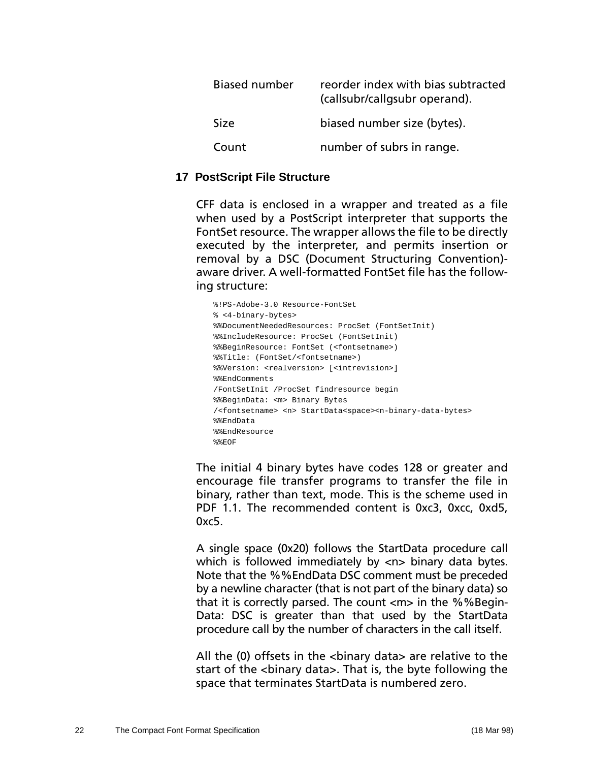| | |
|---|---|
| Biased number | reorder index with bias subtracted (callsubr/callgsubr operand). |
| Size | biased number size (bytes). |
| Count | number of subrs in range. |

## 17 PostScript File Structure

CFF data is enclosed in a wrapper and treated as a file when used by a PostScript interpreter that supports the FontSet resource. The wrapper allows the file to be directly executed by the interpreter, and permits insertion or removal by a DSC (Document Structuring Convention)-aware driver. A well-formatted FontSet file has the following structure:

```
%!PS-Adobe-3.0 Resource-FontSet
% <4-binary-bytes>
%%DocumentNeededResources: ProcSet (FontSetInit)
%%IncludeResource: ProcSet (FontSetInit)
%%BeginResource: FontSet (<fontsetname>)
%%Title: (FontSet/<fontsetname>)
%%Version: <realversion> [<intrevision>]
%%EndComments
/FontSetInit /ProcSet findresource begin
%%BeginData: <m> Binary Bytes
/<fontsetname> <n> StartData<space><n-binary-data-bytes>
%%EndData
%%EndResource
%%EOF
```

The initial 4 binary bytes have codes 128 or greater and encourage file transfer programs to transfer the file in binary, rather than text, mode. This is the scheme used in PDF 1.1. The recommended content is 0xc3, 0xcc, 0xd5, 0xc5.

A single space (0x20) follows the StartData procedure call which is followed immediately by <n> binary data bytes. Note that the %%EndData DSC comment must be preceded by a newline character (that is not part of the binary data) so that it is correctly parsed. The count <m> in the %%BeginData: DSC is greater than that used by the StartData procedure call by the number of characters in the call itself.

All the (0) offsets in the <binary data> are relative to the start of the <binary data>. That is, the byte following the space that terminates StartData is numbered zero.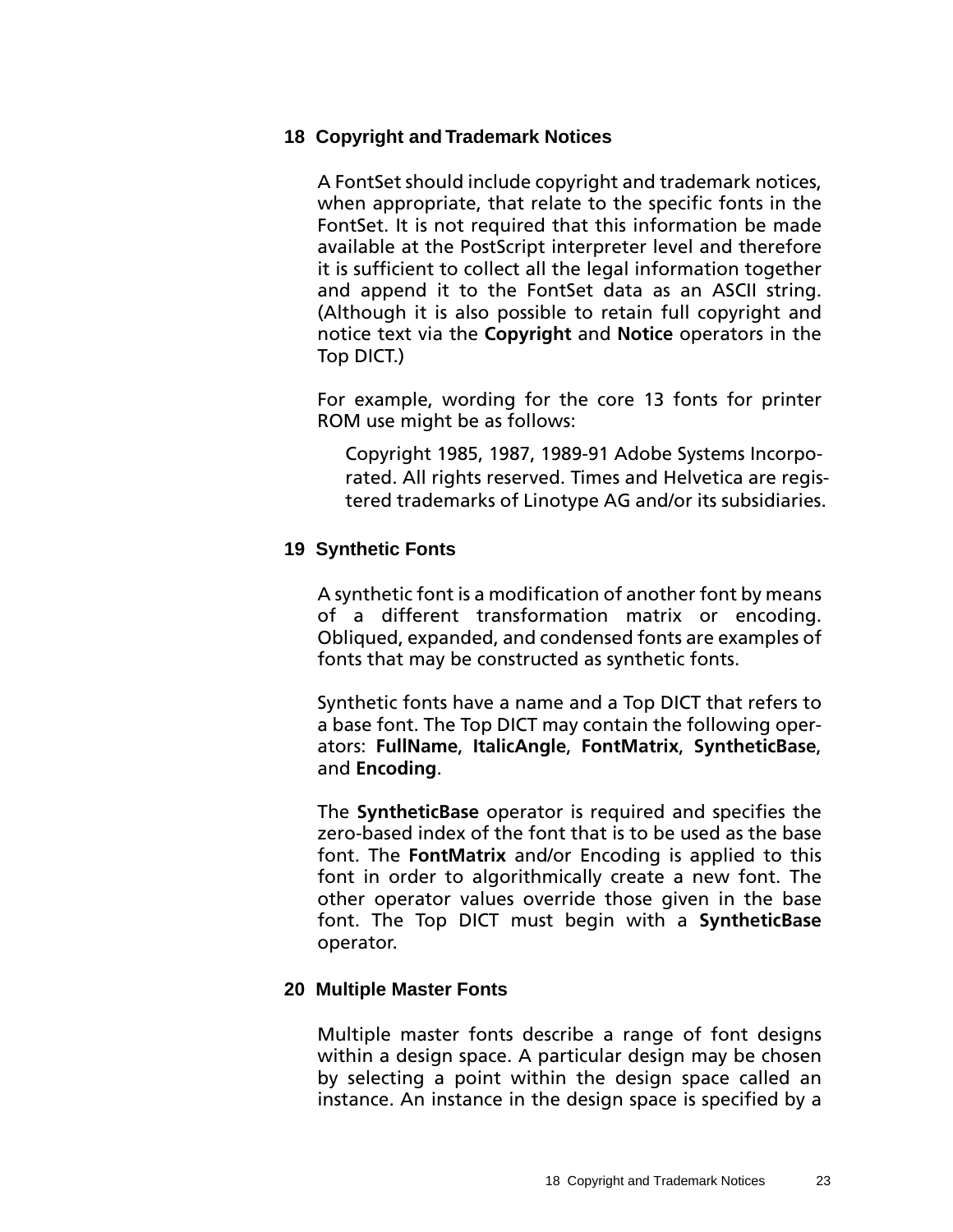## 18 Copyright and Trademark Notices

A FontSet should include copyright and trademark notices, when appropriate, that relate to the specific fonts in the FontSet. It is not required that this information be made available at the PostScript interpreter level and therefore it is sufficient to collect all the legal information together and append it to the FontSet data as an ASCII string. (Although it is also possible to retain full copyright and notice text via the **Copyright** and **Notice** operators in the Top DICT.)

For example, wording for the core 13 fonts for printer ROM use might be as follows:

> Copyright 1985, 1987, 1989-91 Adobe Systems Incorporated. All rights reserved. Times and Helvetica are registered trademarks of Linotype AG and/or its subsidiaries.

## 19 Synthetic Fonts

A synthetic font is a modification of another font by means of a different transformation matrix or encoding. Obliqued, expanded, and condensed fonts are examples of fonts that may be constructed as synthetic fonts.

Synthetic fonts have a name and a Top DICT that refers to a base font. The Top DICT may contain the following operators: **FullName**, **ItalicAngle**, **FontMatrix**, **SyntheticBase**, and **Encoding**.

The **SyntheticBase** operator is required and specifies the zero-based index of the font that is to be used as the base font. The **FontMatrix** and/or Encoding is applied to this font in order to algorithmically create a new font. The other operator values override those given in the base font. The Top DICT must begin with a **SyntheticBase** operator.

## 20 Multiple Master Fonts

Multiple master fonts describe a range of font designs within a design space. A particular design may be chosen by selecting a point within the design space called an instance. An instance in the design space is specified by a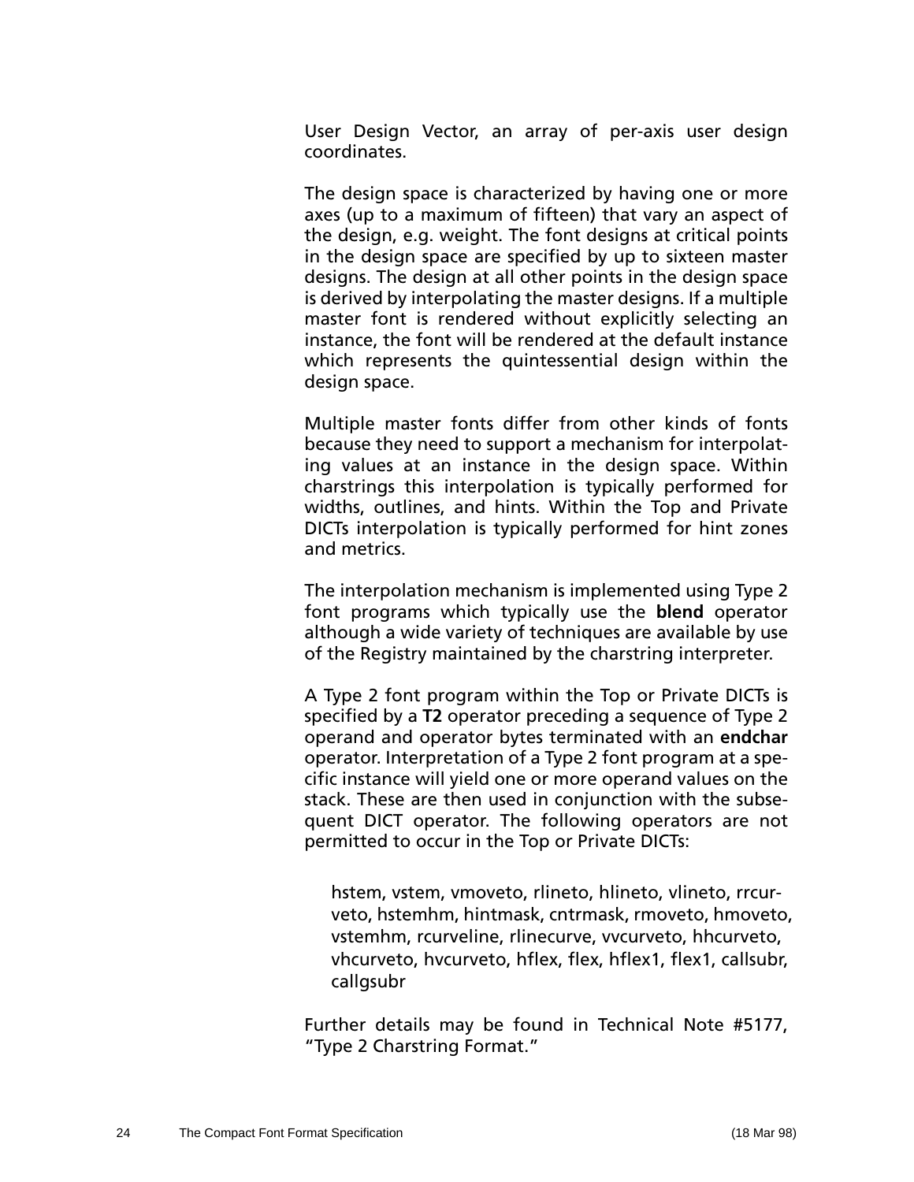User Design Vector, an array of per-axis user design coordinates.

The design space is characterized by having one or more axes (up to a maximum of fifteen) that vary an aspect of the design, e.g. weight. The font designs at critical points in the design space are specified by up to sixteen master designs. The design at all other points in the design space is derived by interpolating the master designs. If a multiple master font is rendered without explicitly selecting an instance, the font will be rendered at the default instance which represents the quintessential design within the design space.

Multiple master fonts differ from other kinds of fonts because they need to support a mechanism for interpolating values at an instance in the design space. Within charstrings this interpolation is typically performed for widths, outlines, and hints. Within the Top and Private DICTs interpolation is typically performed for hint zones and metrics.

The interpolation mechanism is implemented using Type 2 font programs which typically use the **blend** operator although a wide variety of techniques are available by use of the Registry maintained by the charstring interpreter.

A Type 2 font program within the Top or Private DICTs is specified by a **T2** operator preceding a sequence of Type 2 operand and operator bytes terminated with an **endchar** operator. Interpretation of a Type 2 font program at a specific instance will yield one or more operand values on the stack. These are then used in conjunction with the subsequent DICT operator. The following operators are not permitted to occur in the Top or Private DICTs:

> hstem, vstem, vmoveto, rlineto, hlineto, vlineto, rrcurveto, hstemhm, hintmask, cntrmask, rmoveto, hmoveto, vstemhm, rcurveline, rlinecurve, vvcurveto, hhcurveto, vhcurveto, hvcurveto, hflex, flex, hflex1, flex1, callsubr, callgsubr

Further details may be found in Technical Note #5177, "Type 2 Charstring Format."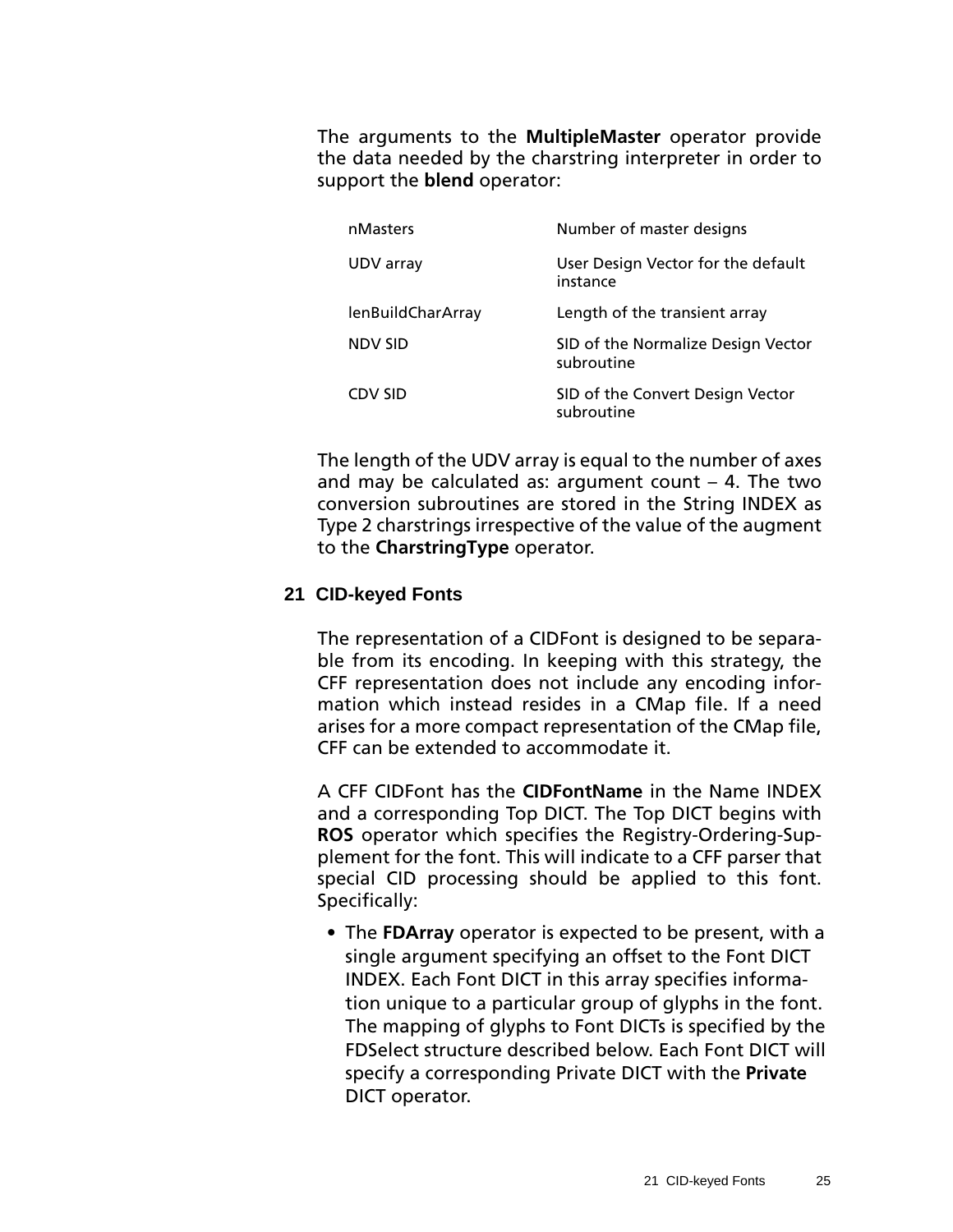The arguments to the **MultipleMaster** operator provide the data needed by the charstring interpreter in order to support the **blend** operator:

| | |
|---|---|
| nMasters | Number of master designs |
| UDV array | User Design Vector for the default instance |
| lenBuildCharArray | Length of the transient array |
| NDV SID | SID of the Normalize Design Vector subroutine |
| CDV SID | SID of the Convert Design Vector subroutine |

The length of the UDV array is equal to the number of axes and may be calculated as: argument count – 4. The two conversion subroutines are stored in the String INDEX as Type 2 charstrings irrespective of the value of the augment to the **CharstringType** operator.

## 21 CID-keyed Fonts

The representation of a CIDFont is designed to be separable from its encoding. In keeping with this strategy, the CFF representation does not include any encoding information which instead resides in a CMap file. If a need arises for a more compact representation of the CMap file, CFF can be extended to accommodate it.

A CFF CIDFont has the **CIDFontName** in the Name INDEX and a corresponding Top DICT. The Top DICT begins with **ROS** operator which specifies the Registry-Ordering-Supplement for the font. This will indicate to a CFF parser that special CID processing should be applied to this font. Specifically:

- The **FDArray** operator is expected to be present, with a single argument specifying an offset to the Font DICT INDEX. Each Font DICT in this array specifies information unique to a particular group of glyphs in the font. The mapping of glyphs to Font DICTs is specified by the FDSelect structure described below. Each Font DICT will specify a corresponding Private DICT with the **Private** DICT operator.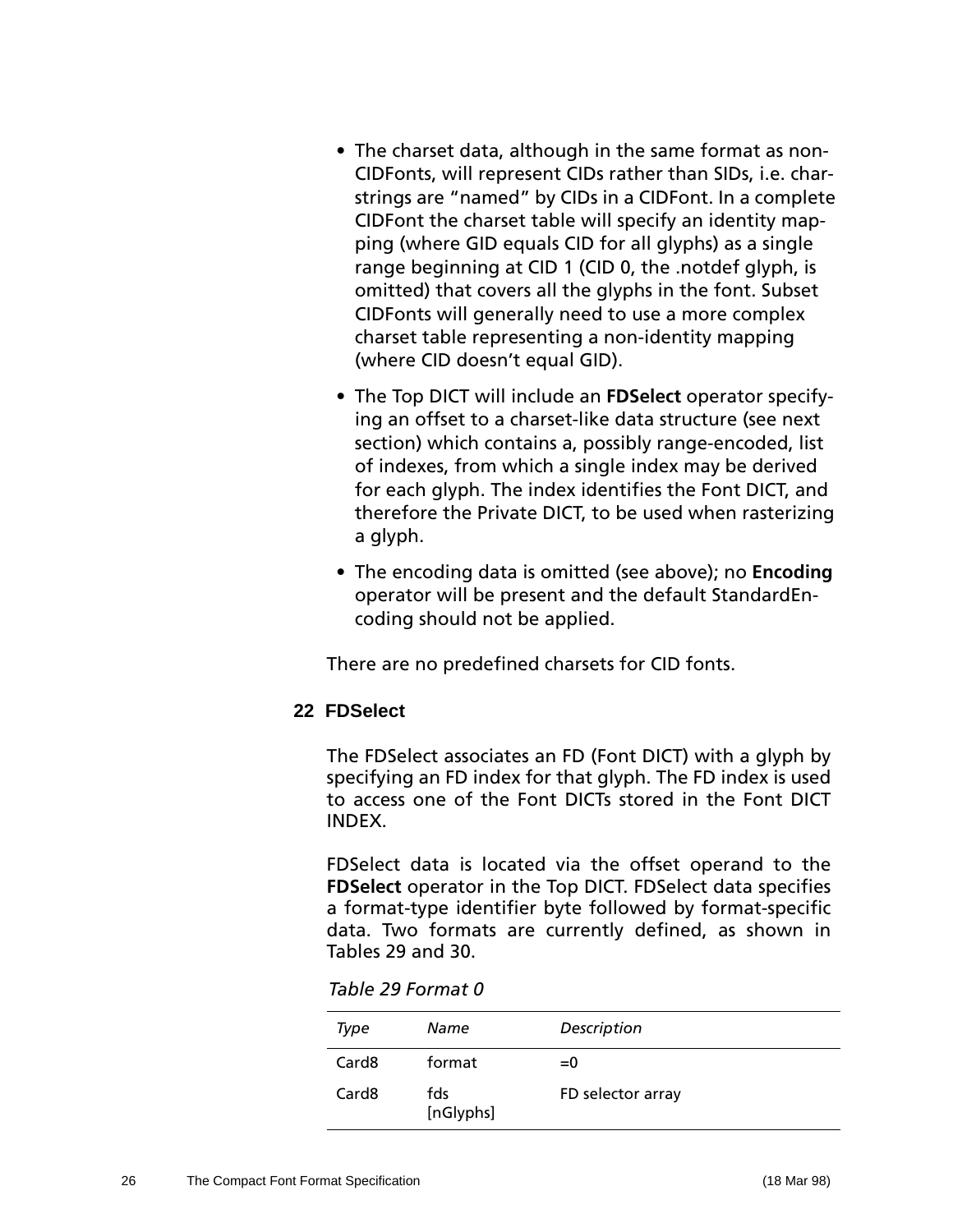- The charset data, although in the same format as non-CIDFonts, will represent CIDs rather than SIDs, i.e. charstrings are "named" by CIDs in a CIDFont. In a complete CIDFont the charset table will specify an identity mapping (where GID equals CID for all glyphs) as a single range beginning at CID 1 (CID 0, the .notdef glyph, is omitted) that covers all the glyphs in the font. Subset CIDFonts will generally need to use a more complex charset table representing a non-identity mapping (where CID doesn't equal GID).
- The Top DICT will include an **FDSelect** operator specifying an offset to a charset-like data structure (see next section) which contains a, possibly range-encoded, list of indexes, from which a single index may be derived for each glyph. The index identifies the Font DICT, and therefore the Private DICT, to be used when rasterizing a glyph.
- The encoding data is omitted (see above); no **Encoding** operator will be present and the default StandardEncoding should not be applied.

There are no predefined charsets for CID fonts.

## 22 FDSelect

The FDSelect associates an FD (Font DICT) with a glyph by specifying an FD index for that glyph. The FD index is used to access one of the Font DICTs stored in the Font DICT INDEX.

FDSelect data is located via the offset operand to the **FDSelect** operator in the Top DICT. FDSelect data specifies a format-type identifier byte followed by format-specific data. Two formats are currently defined, as shown in Tables 29 and 30.

*Table 29 Format 0*

| *Type* | *Name* | *Description* |
|---|---|---|
| Card8 | format | =0 |
| Card8 | fds [nGlyphs] | FD selector array |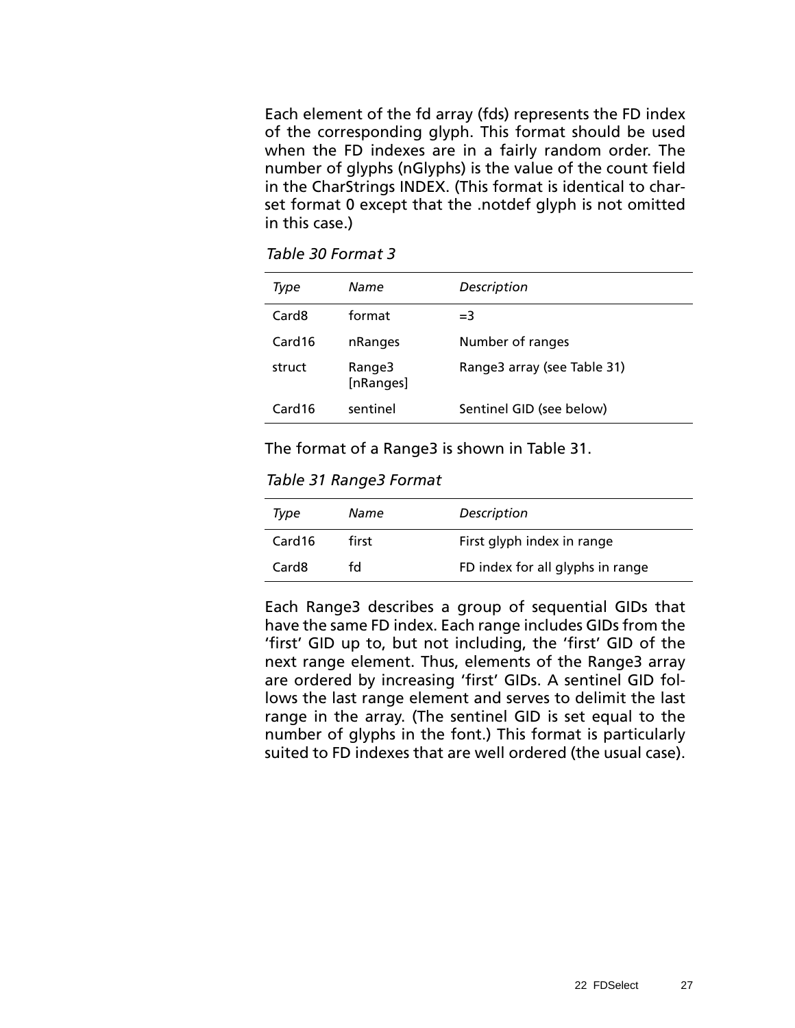Each element of the fd array (fds) represents the FD index of the corresponding glyph. This format should be used when the FD indexes are in a fairly random order. The number of glyphs (nGlyphs) is the value of the count field in the CharStrings INDEX. (This format is identical to charset format 0 except that the .notdef glyph is not omitted in this case.)

*Table 30 Format 3*

| *Type* | *Name* | *Description* |
| --- | --- | --- |
| Card8 | format | =3 |
| Card16 | nRanges | Number of ranges |
| struct | Range3 [nRanges] | Range3 array (see Table 31) |
| Card16 | sentinel | Sentinel GID (see below) |

The format of a Range3 is shown in Table 31.

*Table 31 Range3 Format*

| *Type* | *Name* | *Description* |
| --- | --- | --- |
| Card16 | first | First glyph index in range |
| Card8 | fd | FD index for all glyphs in range |

Each Range3 describes a group of sequential GIDs that have the same FD index. Each range includes GIDs from the 'first' GID up to, but not including, the 'first' GID of the next range element. Thus, elements of the Range3 array are ordered by increasing 'first' GIDs. A sentinel GID follows the last range element and serves to delimit the last range in the array. (The sentinel GID is set equal to the number of glyphs in the font.) This format is particularly suited to FD indexes that are well ordered (the usual case).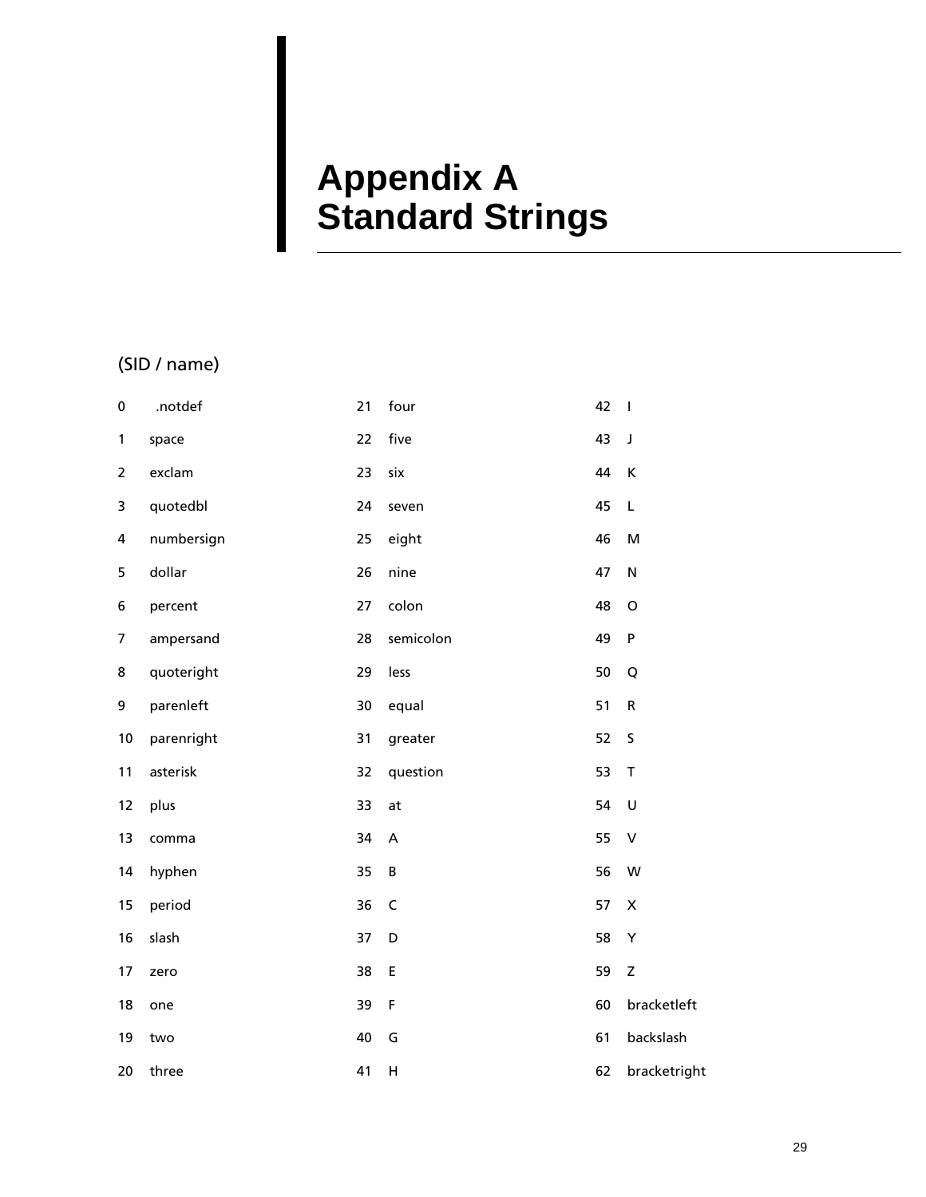# Appendix A Standard Strings

(SID / name)

| SID | name | SID | name | SID | name |
|---|---|---|---|---|---|
| 0 | .notdef | 21 | four | 42 | I |
| 1 | space | 22 | five | 43 | J |
| 2 | exclam | 23 | six | 44 | K |
| 3 | quotedbl | 24 | seven | 45 | L |
| 4 | numbersign | 25 | eight | 46 | M |
| 5 | dollar | 26 | nine | 47 | N |
| 6 | percent | 27 | colon | 48 | O |
| 7 | ampersand | 28 | semicolon | 49 | P |
| 8 | quoteright | 29 | less | 50 | Q |
| 9 | parenleft | 30 | equal | 51 | R |
| 10 | parenright | 31 | greater | 52 | S |
| 11 | asterisk | 32 | question | 53 | T |
| 12 | plus | 33 | at | 54 | U |
| 13 | comma | 34 | A | 55 | V |
| 14 | hyphen | 35 | B | 56 | W |
| 15 | period | 36 | C | 57 | X |
| 16 | slash | 37 | D | 58 | Y |
| 17 | zero | 38 | E | 59 | Z |
| 18 | one | 39 | F | 60 | bracketleft |
| 19 | two | 40 | G | 61 | backslash |
| 20 | three | 41 | H | 62 | bracketright |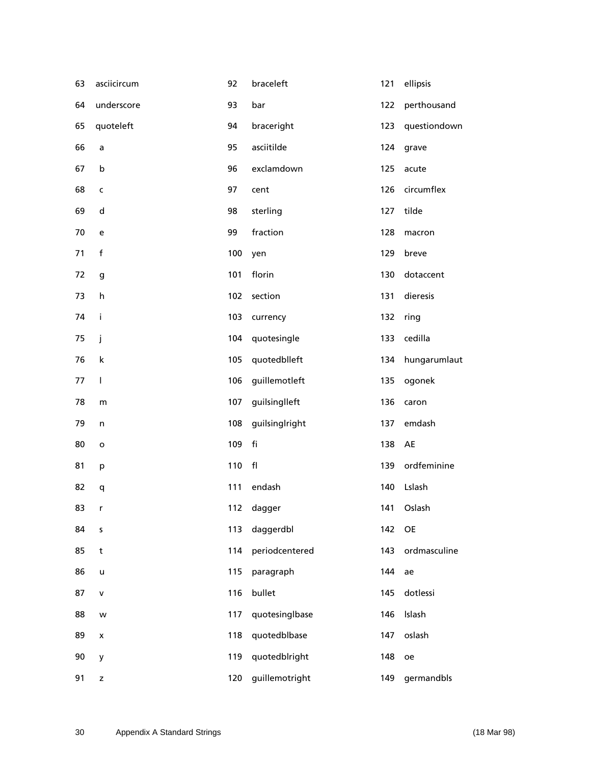| | | | | | |
|---|---|---|---|---|---|
| 63 | asciicircum | 92 | braceleft | 121 | ellipsis |
| 64 | underscore | 93 | bar | 122 | perthousand |
| 65 | quoteleft | 94 | braceright | 123 | questiondown |
| 66 | a | 95 | asciitilde | 124 | grave |
| 67 | b | 96 | exclamdown | 125 | acute |
| 68 | c | 97 | cent | 126 | circumflex |
| 69 | d | 98 | sterling | 127 | tilde |
| 70 | e | 99 | fraction | 128 | macron |
| 71 | f | 100 | yen | 129 | breve |
| 72 | g | 101 | florin | 130 | dotaccent |
| 73 | h | 102 | section | 131 | dieresis |
| 74 | i | 103 | currency | 132 | ring |
| 75 | j | 104 | quotesingle | 133 | cedilla |
| 76 | k | 105 | quotedblleft | 134 | hungarumlaut |
| 77 | l | 106 | guillemotleft | 135 | ogonek |
| 78 | m | 107 | guilsinglleft | 136 | caron |
| 79 | n | 108 | guilsinglright | 137 | emdash |
| 80 | o | 109 | fi | 138 | AE |
| 81 | p | 110 | fl | 139 | ordfeminine |
| 82 | q | 111 | endash | 140 | Lslash |
| 83 | r | 112 | dagger | 141 | Oslash |
| 84 | s | 113 | daggerdbl | 142 | OE |
| 85 | t | 114 | periodcentered | 143 | ordmasculine |
| 86 | u | 115 | paragraph | 144 | ae |
| 87 | v | 116 | bullet | 145 | dotlessi |
| 88 | w | 117 | quotesinglbase | 146 | lslash |
| 89 | x | 118 | quotedblbase | 147 | oslash |
| 90 | y | 119 | quotedblright | 148 | oe |
| 91 | z | 120 | guillemotright | 149 | germandbls |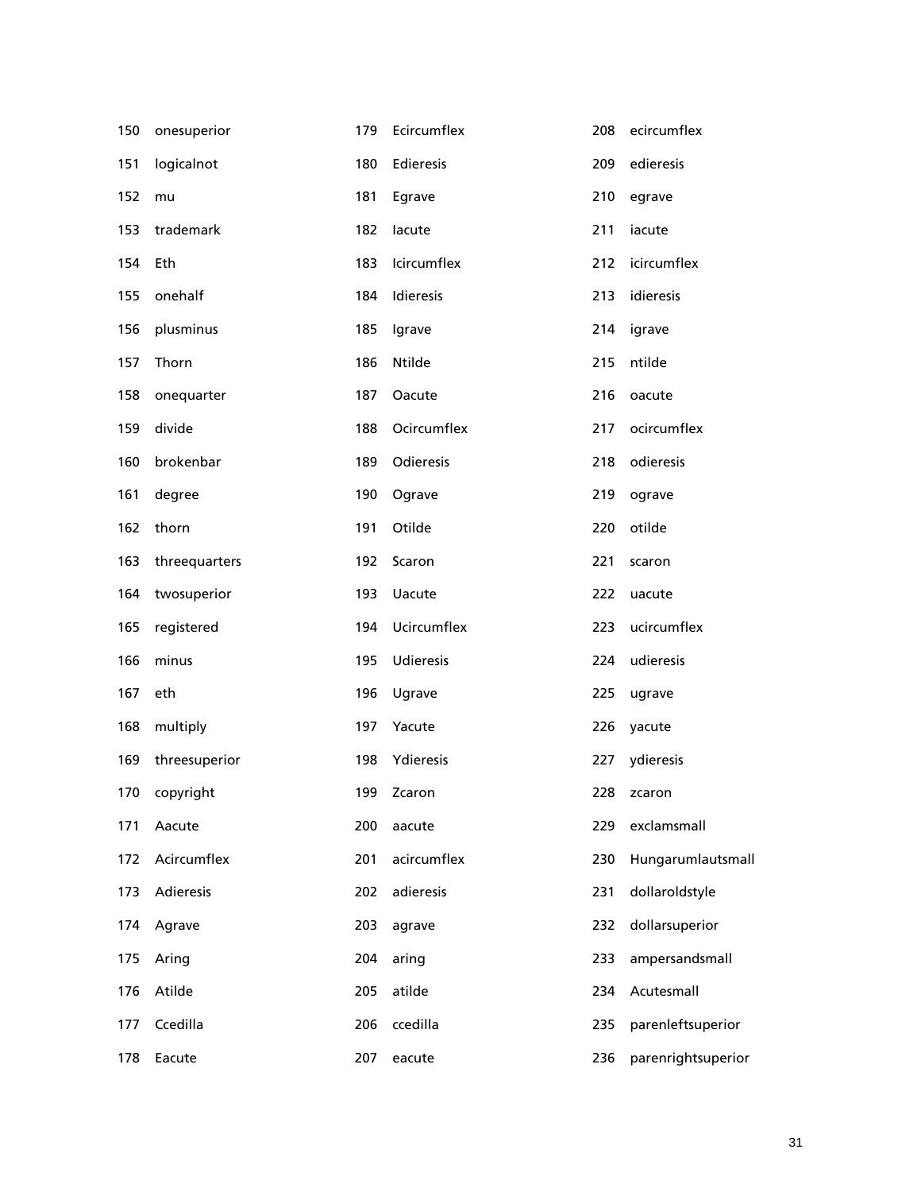| | | | | | |
|---|---|---|---|---|---|
| 150 | onesuperior | 179 | Ecircumflex | 208 | ecircumflex |
| 151 | logicalnot | 180 | Edieresis | 209 | edieresis |
| 152 | mu | 181 | Egrave | 210 | egrave |
| 153 | trademark | 182 | Iacute | 211 | iacute |
| 154 | Eth | 183 | Icircumflex | 212 | icircumflex |
| 155 | onehalf | 184 | Idieresis | 213 | idieresis |
| 156 | plusminus | 185 | Igrave | 214 | igrave |
| 157 | Thorn | 186 | Ntilde | 215 | ntilde |
| 158 | onequarter | 187 | Oacute | 216 | oacute |
| 159 | divide | 188 | Ocircumflex | 217 | ocircumflex |
| 160 | brokenbar | 189 | Odieresis | 218 | odieresis |
| 161 | degree | 190 | Ograve | 219 | ograve |
| 162 | thorn | 191 | Otilde | 220 | otilde |
| 163 | threequarters | 192 | Scaron | 221 | scaron |
| 164 | twosuperior | 193 | Uacute | 222 | uacute |
| 165 | registered | 194 | Ucircumflex | 223 | ucircumflex |
| 166 | minus | 195 | Udieresis | 224 | udieresis |
| 167 | eth | 196 | Ugrave | 225 | ugrave |
| 168 | multiply | 197 | Yacute | 226 | yacute |
| 169 | threesuperior | 198 | Ydieresis | 227 | ydieresis |
| 170 | copyright | 199 | Zcaron | 228 | zcaron |
| 171 | Aacute | 200 | aacute | 229 | exclamsmall |
| 172 | Acircumflex | 201 | acircumflex | 230 | Hungarumlautsmall |
| 173 | Adieresis | 202 | adieresis | 231 | dollaroldstyle |
| 174 | Agrave | 203 | agrave | 232 | dollarsuperior |
| 175 | Aring | 204 | aring | 233 | ampersandsmall |
| 176 | Atilde | 205 | atilde | 234 | Acutesmall |
| 177 | Ccedilla | 206 | ccedilla | 235 | parenleftsuperior |
| 178 | Eacute | 207 | eacute | 236 | parenrightsuperior |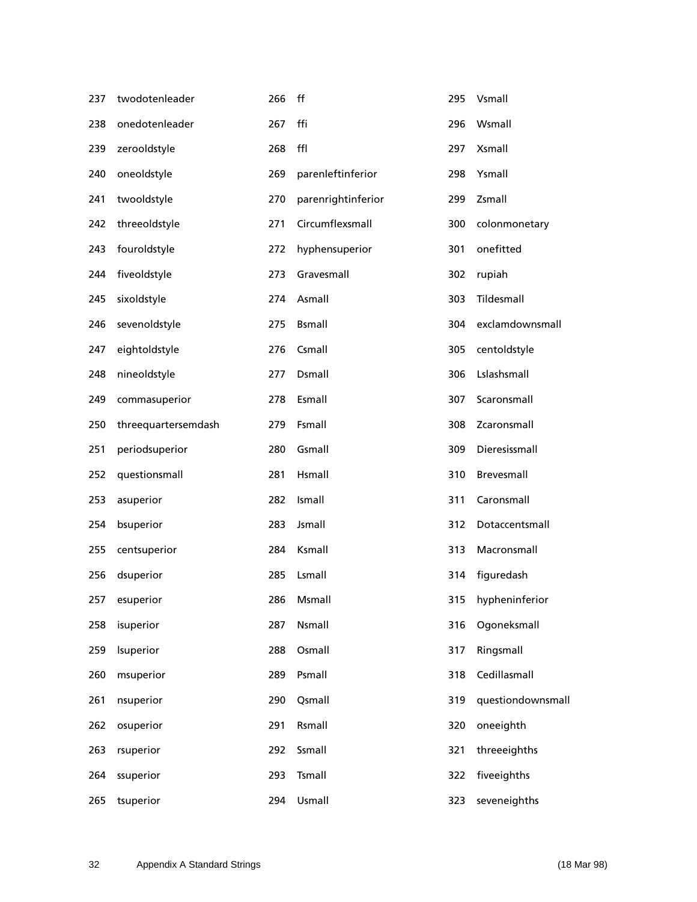| | | | | | |
|---|---|---|---|---|---|
| 237 | twodotenleader | 266 | ff | 295 | Vsmall |
| 238 | onedotenleader | 267 | ffi | 296 | Wsmall |
| 239 | zerooldstyle | 268 | ffl | 297 | Xsmall |
| 240 | oneoldstyle | 269 | parenleftinferior | 298 | Ysmall |
| 241 | twooldstyle | 270 | parenrightinferior | 299 | Zsmall |
| 242 | threeoldstyle | 271 | Circumflexsmall | 300 | colonmonetary |
| 243 | fouroldstyle | 272 | hyphensuperior | 301 | onefitted |
| 244 | fiveoldstyle | 273 | Gravesmall | 302 | rupiah |
| 245 | sixoldstyle | 274 | Asmall | 303 | Tildesmall |
| 246 | sevenoldstyle | 275 | Bsmall | 304 | exclamdownsmall |
| 247 | eightoldstyle | 276 | Csmall | 305 | centoldstyle |
| 248 | nineoldstyle | 277 | Dsmall | 306 | Lslashsmall |
| 249 | commasuperior | 278 | Esmall | 307 | Scaronsmall |
| 250 | threequartersemdash | 279 | Fsmall | 308 | Zcaronsmall |
| 251 | periodsuperior | 280 | Gsmall | 309 | Dieresissmall |
| 252 | questionsmall | 281 | Hsmall | 310 | Brevesmall |
| 253 | asuperior | 282 | Ismall | 311 | Caronsmall |
| 254 | bsuperior | 283 | Jsmall | 312 | Dotaccentsmall |
| 255 | centsuperior | 284 | Ksmall | 313 | Macronsmall |
| 256 | dsuperior | 285 | Lsmall | 314 | figuredash |
| 257 | esuperior | 286 | Msmall | 315 | hypheninferior |
| 258 | isuperior | 287 | Nsmall | 316 | Ogoneksmall |
| 259 | lsuperior | 288 | Osmall | 317 | Ringsmall |
| 260 | msuperior | 289 | Psmall | 318 | Cedillasmall |
| 261 | nsuperior | 290 | Qsmall | 319 | questiondownsmall |
| 262 | osuperior | 291 | Rsmall | 320 | oneeighth |
| 263 | rsuperior | 292 | Ssmall | 321 | threeeighths |
| 264 | ssuperior | 293 | Tsmall | 322 | fiveeighths |
| 265 | tsuperior | 294 | Usmall | 323 | seveneighths |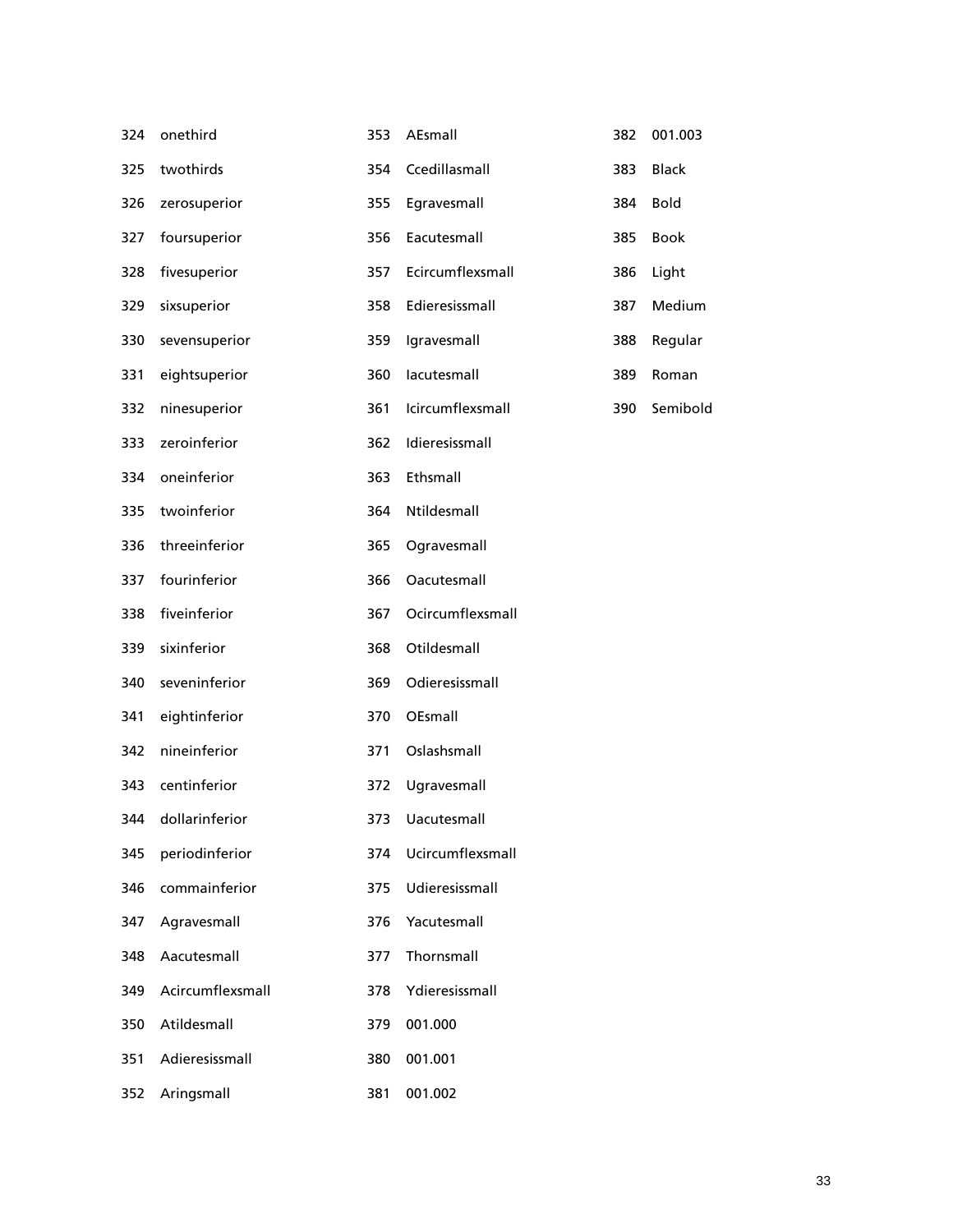324 onethird
325 twothirds
326 zerosuperior
327 foursuperior
328 fivesuperior
329 sixsuperior
330 sevensuperior
331 eightsuperior
332 ninesuperior
333 zeroinferior
334 oneinferior
335 twoinferior
336 threeinferior
337 fourinferior
338 fiveinferior
339 sixinferior
340 seveninferior
341 eightinferior
342 nineinferior
343 centinferior
344 dollarinferior
345 periodinferior
346 commainferior
347 Agravesmall
348 Aacutesmall
349 Acircumflexsmall
350 Atildesmall
351 Adieresissmall
352 Aringsmall
353 AEsmall
354 Ccedillasmall
355 Egravesmall
356 Eacutesmall
357 Ecircumflexsmall
358 Edieresissmall
359 Igravesmall
360 Iacutesmall
361 Icircumflexsmall
362 Idieresissmall
363 Ethsmall
364 Ntildesmall
365 Ogravesmall
366 Oacutesmall
367 Ocircumflexsmall
368 Otildesmall
369 Odieresissmall
370 OEsmall
371 Oslashsmall
372 Ugravesmall
373 Uacutesmall
374 Ucircumflexsmall
375 Udieresissmall
376 Yacutesmall
377 Thornsmall
378 Ydieresissmall
379 001.000
380 001.001
381 001.002
382 001.003
383 Black
384 Bold
385 Book
386 Light
387 Medium
388 Regular
389 Roman
390 Semibold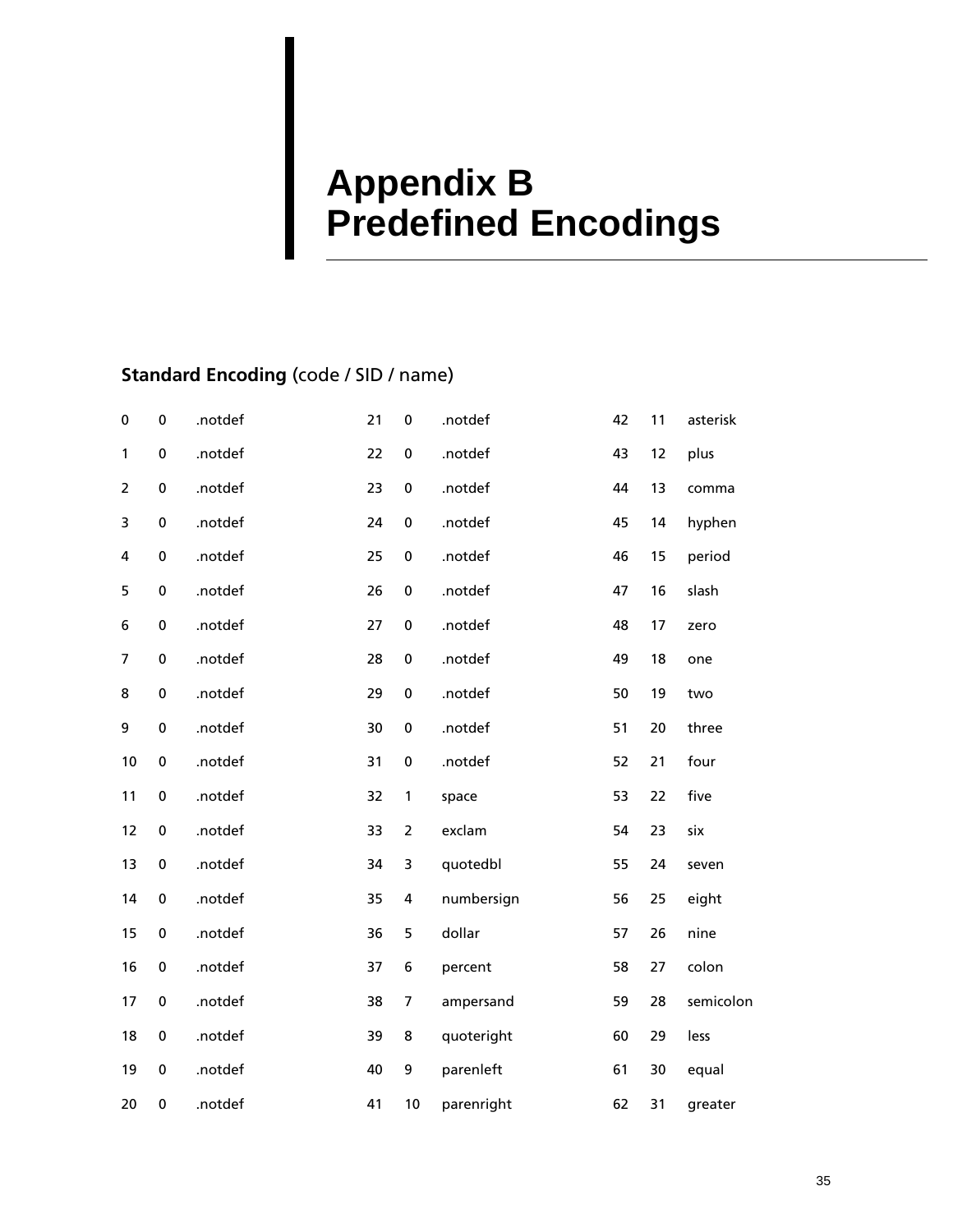# Appendix B Predefined Encodings

**Standard Encoding** (code / SID / name)

| Code | SID | Name | Code | SID | Name | Code | SID | Name |
|---|---|---|---|---|---|---|---|---|
| 0 | 0 | .notdef | 21 | 0 | .notdef | 42 | 11 | asterisk |
| 1 | 0 | .notdef | 22 | 0 | .notdef | 43 | 12 | plus |
| 2 | 0 | .notdef | 23 | 0 | .notdef | 44 | 13 | comma |
| 3 | 0 | .notdef | 24 | 0 | .notdef | 45 | 14 | hyphen |
| 4 | 0 | .notdef | 25 | 0 | .notdef | 46 | 15 | period |
| 5 | 0 | .notdef | 26 | 0 | .notdef | 47 | 16 | slash |
| 6 | 0 | .notdef | 27 | 0 | .notdef | 48 | 17 | zero |
| 7 | 0 | .notdef | 28 | 0 | .notdef | 49 | 18 | one |
| 8 | 0 | .notdef | 29 | 0 | .notdef | 50 | 19 | two |
| 9 | 0 | .notdef | 30 | 0 | .notdef | 51 | 20 | three |
| 10 | 0 | .notdef | 31 | 0 | .notdef | 52 | 21 | four |
| 11 | 0 | .notdef | 32 | 1 | space | 53 | 22 | five |
| 12 | 0 | .notdef | 33 | 2 | exclam | 54 | 23 | six |
| 13 | 0 | .notdef | 34 | 3 | quotedbl | 55 | 24 | seven |
| 14 | 0 | .notdef | 35 | 4 | numbersign | 56 | 25 | eight |
| 15 | 0 | .notdef | 36 | 5 | dollar | 57 | 26 | nine |
| 16 | 0 | .notdef | 37 | 6 | percent | 58 | 27 | colon |
| 17 | 0 | .notdef | 38 | 7 | ampersand | 59 | 28 | semicolon |
| 18 | 0 | .notdef | 39 | 8 | quoteright | 60 | 29 | less |
| 19 | 0 | .notdef | 40 | 9 | parenleft | 61 | 30 | equal |
| 20 | 0 | .notdef | 41 | 10 | parenright | 62 | 31 | greater |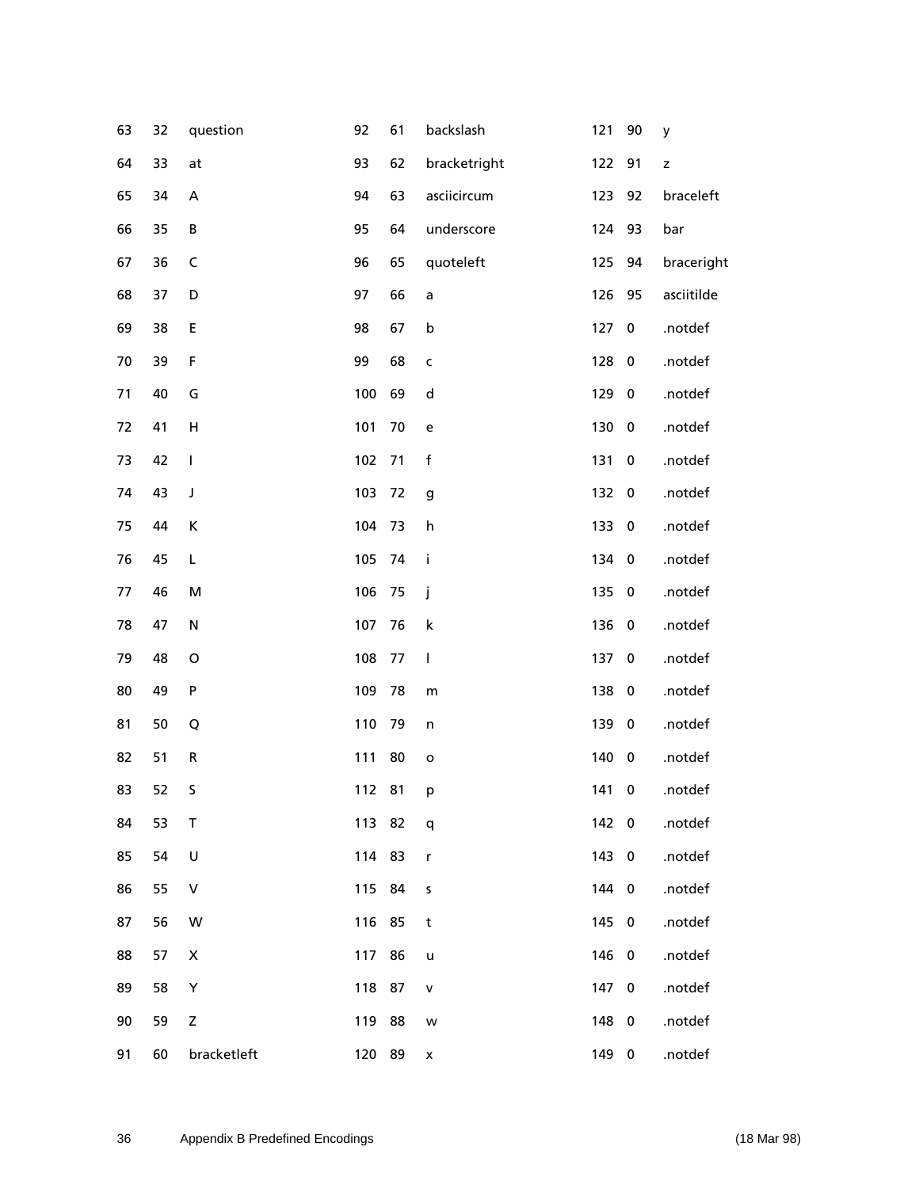| | | | | | | | | |
|---|---|---|---|---|---|---|---|---|
| 63 | 32 | question | 92 | 61 | backslash | 121 | 90 | y |
| 64 | 33 | at | 93 | 62 | bracketright | 122 | 91 | z |
| 65 | 34 | A | 94 | 63 | asciicircum | 123 | 92 | braceleft |
| 66 | 35 | B | 95 | 64 | underscore | 124 | 93 | bar |
| 67 | 36 | C | 96 | 65 | quoteleft | 125 | 94 | braceright |
| 68 | 37 | D | 97 | 66 | a | 126 | 95 | asciitilde |
| 69 | 38 | E | 98 | 67 | b | 127 | 0 | .notdef |
| 70 | 39 | F | 99 | 68 | c | 128 | 0 | .notdef |
| 71 | 40 | G | 100 | 69 | d | 129 | 0 | .notdef |
| 72 | 41 | H | 101 | 70 | e | 130 | 0 | .notdef |
| 73 | 42 | I | 102 | 71 | f | 131 | 0 | .notdef |
| 74 | 43 | J | 103 | 72 | g | 132 | 0 | .notdef |
| 75 | 44 | K | 104 | 73 | h | 133 | 0 | .notdef |
| 76 | 45 | L | 105 | 74 | i | 134 | 0 | .notdef |
| 77 | 46 | M | 106 | 75 | j | 135 | 0 | .notdef |
| 78 | 47 | N | 107 | 76 | k | 136 | 0 | .notdef |
| 79 | 48 | O | 108 | 77 | l | 137 | 0 | .notdef |
| 80 | 49 | P | 109 | 78 | m | 138 | 0 | .notdef |
| 81 | 50 | Q | 110 | 79 | n | 139 | 0 | .notdef |
| 82 | 51 | R | 111 | 80 | o | 140 | 0 | .notdef |
| 83 | 52 | S | 112 | 81 | p | 141 | 0 | .notdef |
| 84 | 53 | T | 113 | 82 | q | 142 | 0 | .notdef |
| 85 | 54 | U | 114 | 83 | r | 143 | 0 | .notdef |
| 86 | 55 | V | 115 | 84 | s | 144 | 0 | .notdef |
| 87 | 56 | W | 116 | 85 | t | 145 | 0 | .notdef |
| 88 | 57 | X | 117 | 86 | u | 146 | 0 | .notdef |
| 89 | 58 | Y | 118 | 87 | v | 147 | 0 | .notdef |
| 90 | 59 | Z | 119 | 88 | w | 148 | 0 | .notdef |
| 91 | 60 | bracketleft | 120 | 89 | x | 149 | 0 | .notdef |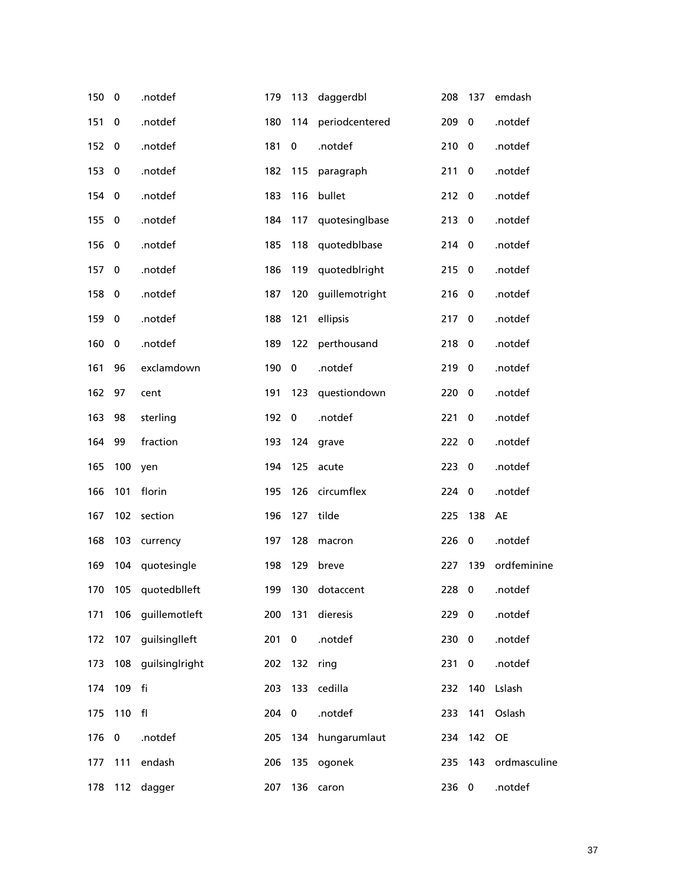| | | | | | | | | |
|---|---|---|---|---|---|---|---|---|
| 150 | 0 | .notdef | 179 | 113 | daggerdbl | 208 | 137 | emdash |
| 151 | 0 | .notdef | 180 | 114 | periodcentered | 209 | 0 | .notdef |
| 152 | 0 | .notdef | 181 | 0 | .notdef | 210 | 0 | .notdef |
| 153 | 0 | .notdef | 182 | 115 | paragraph | 211 | 0 | .notdef |
| 154 | 0 | .notdef | 183 | 116 | bullet | 212 | 0 | .notdef |
| 155 | 0 | .notdef | 184 | 117 | quotesinglbase | 213 | 0 | .notdef |
| 156 | 0 | .notdef | 185 | 118 | quotedblbase | 214 | 0 | .notdef |
| 157 | 0 | .notdef | 186 | 119 | quotedblright | 215 | 0 | .notdef |
| 158 | 0 | .notdef | 187 | 120 | guillemotright | 216 | 0 | .notdef |
| 159 | 0 | .notdef | 188 | 121 | ellipsis | 217 | 0 | .notdef |
| 160 | 0 | .notdef | 189 | 122 | perthousand | 218 | 0 | .notdef |
| 161 | 96 | exclamdown | 190 | 0 | .notdef | 219 | 0 | .notdef |
| 162 | 97 | cent | 191 | 123 | questiondown | 220 | 0 | .notdef |
| 163 | 98 | sterling | 192 | 0 | .notdef | 221 | 0 | .notdef |
| 164 | 99 | fraction | 193 | 124 | grave | 222 | 0 | .notdef |
| 165 | 100 | yen | 194 | 125 | acute | 223 | 0 | .notdef |
| 166 | 101 | florin | 195 | 126 | circumflex | 224 | 0 | .notdef |
| 167 | 102 | section | 196 | 127 | tilde | 225 | 138 | AE |
| 168 | 103 | currency | 197 | 128 | macron | 226 | 0 | .notdef |
| 169 | 104 | quotesingle | 198 | 129 | breve | 227 | 139 | ordfeminine |
| 170 | 105 | quotedblleft | 199 | 130 | dotaccent | 228 | 0 | .notdef |
| 171 | 106 | guillemotleft | 200 | 131 | dieresis | 229 | 0 | .notdef |
| 172 | 107 | guilsinglleft | 201 | 0 | .notdef | 230 | 0 | .notdef |
| 173 | 108 | guilsinglright | 202 | 132 | ring | 231 | 0 | .notdef |
| 174 | 109 | fi | 203 | 133 | cedilla | 232 | 140 | Lslash |
| 175 | 110 | fl | 204 | 0 | .notdef | 233 | 141 | Oslash |
| 176 | 0 | .notdef | 205 | 134 | hungarumlaut | 234 | 142 | OE |
| 177 | 111 | endash | 206 | 135 | ogonek | 235 | 143 | ordmasculine |
| 178 | 112 | dagger | 207 | 136 | caron | 236 | 0 | .notdef |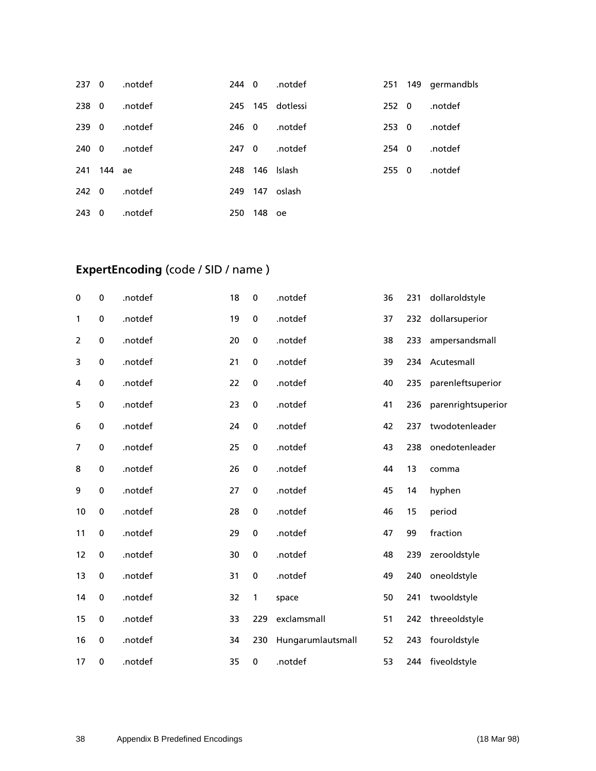| | | | | | | | | |
|---|---|---|---|---|---|---|---|---|
| 237 | 0 | .notdef | 244 | 0 | .notdef | 251 | 149 | germandbls |
| 238 | 0 | .notdef | 245 | 145 | dotlessi | 252 | 0 | .notdef |
| 239 | 0 | .notdef | 246 | 0 | .notdef | 253 | 0 | .notdef |
| 240 | 0 | .notdef | 247 | 0 | .notdef | 254 | 0 | .notdef |
| 241 | 144 | ae | 248 | 146 | lslash | 255 | 0 | .notdef |
| 242 | 0 | .notdef | 249 | 147 | oslash | | | |
| 243 | 0 | .notdef | 250 | 148 | oe | | | |

## **ExpertEncoding** (code / SID / name )

| | | | | | | | | |
|---|---|---|---|---|---|---|---|---|
| 0 | 0 | .notdef | 18 | 0 | .notdef | 36 | 231 | dollaroldstyle |
| 1 | 0 | .notdef | 19 | 0 | .notdef | 37 | 232 | dollarsuperior |
| 2 | 0 | .notdef | 20 | 0 | .notdef | 38 | 233 | ampersandsmall |
| 3 | 0 | .notdef | 21 | 0 | .notdef | 39 | 234 | Acutesmall |
| 4 | 0 | .notdef | 22 | 0 | .notdef | 40 | 235 | parenleftsuperior |
| 5 | 0 | .notdef | 23 | 0 | .notdef | 41 | 236 | parenrightsuperior |
| 6 | 0 | .notdef | 24 | 0 | .notdef | 42 | 237 | twodotenleader |
| 7 | 0 | .notdef | 25 | 0 | .notdef | 43 | 238 | onedotenleader |
| 8 | 0 | .notdef | 26 | 0 | .notdef | 44 | 13 | comma |
| 9 | 0 | .notdef | 27 | 0 | .notdef | 45 | 14 | hyphen |
| 10 | 0 | .notdef | 28 | 0 | .notdef | 46 | 15 | period |
| 11 | 0 | .notdef | 29 | 0 | .notdef | 47 | 99 | fraction |
| 12 | 0 | .notdef | 30 | 0 | .notdef | 48 | 239 | zerooldstyle |
| 13 | 0 | .notdef | 31 | 0 | .notdef | 49 | 240 | oneoldstyle |
| 14 | 0 | .notdef | 32 | 1 | space | 50 | 241 | twooldstyle |
| 15 | 0 | .notdef | 33 | 229 | exclamsmall | 51 | 242 | threeoldstyle |
| 16 | 0 | .notdef | 34 | 230 | Hungarumlautsmall | 52 | 243 | fouroldstyle |
| 17 | 0 | .notdef | 35 | 0 | .notdef | 53 | 244 | fiveoldstyle |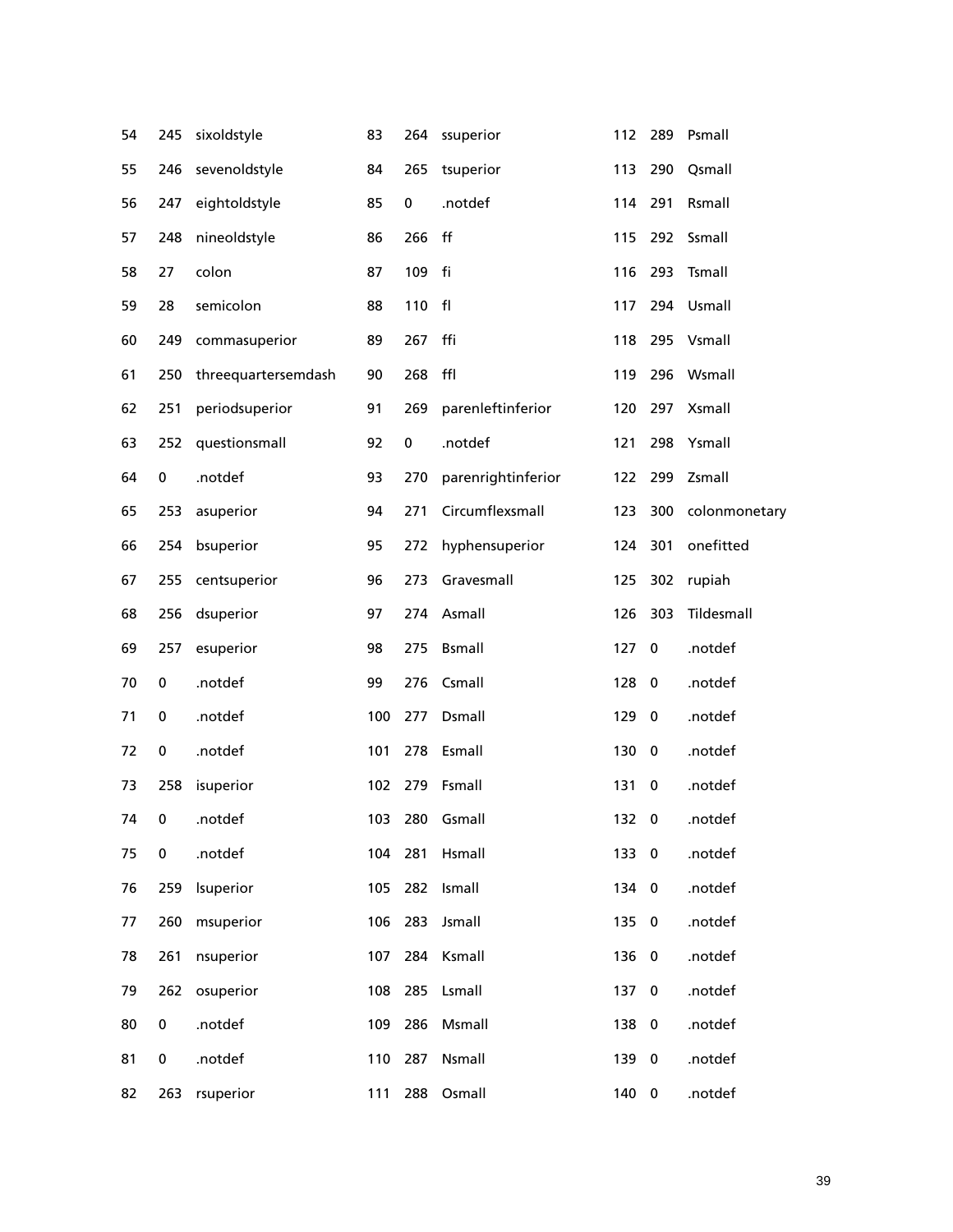| | | | | | | | | |
|---|---|---|---|---|---|---|---|---|
| 54 | 245 | sixoldstyle | 83 | 264 | ssuperior | 112 | 289 | Psmall |
| 55 | 246 | sevenoldstyle | 84 | 265 | tsuperior | 113 | 290 | Qsmall |
| 56 | 247 | eightoldstyle | 85 | 0 | .notdef | 114 | 291 | Rsmall |
| 57 | 248 | nineoldstyle | 86 | 266 | ff | 115 | 292 | Ssmall |
| 58 | 27 | colon | 87 | 109 | fi | 116 | 293 | Tsmall |
| 59 | 28 | semicolon | 88 | 110 | fl | 117 | 294 | Usmall |
| 60 | 249 | commasuperior | 89 | 267 | ffi | 118 | 295 | Vsmall |
| 61 | 250 | threequartersemdash | 90 | 268 | ffl | 119 | 296 | Wsmall |
| 62 | 251 | periodsuperior | 91 | 269 | parenleftinferior | 120 | 297 | Xsmall |
| 63 | 252 | questionsmall | 92 | 0 | .notdef | 121 | 298 | Ysmall |
| 64 | 0 | .notdef | 93 | 270 | parenrightinferior | 122 | 299 | Zsmall |
| 65 | 253 | asuperior | 94 | 271 | Circumflexsmall | 123 | 300 | colonmonetary |
| 66 | 254 | bsuperior | 95 | 272 | hyphensuperior | 124 | 301 | onefitted |
| 67 | 255 | centsuperior | 96 | 273 | Gravesmall | 125 | 302 | rupiah |
| 68 | 256 | dsuperior | 97 | 274 | Asmall | 126 | 303 | Tildesmall |
| 69 | 257 | esuperior | 98 | 275 | Bsmall | 127 | 0 | .notdef |
| 70 | 0 | .notdef | 99 | 276 | Csmall | 128 | 0 | .notdef |
| 71 | 0 | .notdef | 100 | 277 | Dsmall | 129 | 0 | .notdef |
| 72 | 0 | .notdef | 101 | 278 | Esmall | 130 | 0 | .notdef |
| 73 | 258 | isuperior | 102 | 279 | Fsmall | 131 | 0 | .notdef |
| 74 | 0 | .notdef | 103 | 280 | Gsmall | 132 | 0 | .notdef |
| 75 | 0 | .notdef | 104 | 281 | Hsmall | 133 | 0 | .notdef |
| 76 | 259 | lsuperior | 105 | 282 | Ismall | 134 | 0 | .notdef |
| 77 | 260 | msuperior | 106 | 283 | Jsmall | 135 | 0 | .notdef |
| 78 | 261 | nsuperior | 107 | 284 | Ksmall | 136 | 0 | .notdef |
| 79 | 262 | osuperior | 108 | 285 | Lsmall | 137 | 0 | .notdef |
| 80 | 0 | .notdef | 109 | 286 | Msmall | 138 | 0 | .notdef |
| 81 | 0 | .notdef | 110 | 287 | Nsmall | 139 | 0 | .notdef |
| 82 | 263 | rsuperior | 111 | 288 | Osmall | 140 | 0 | .notdef |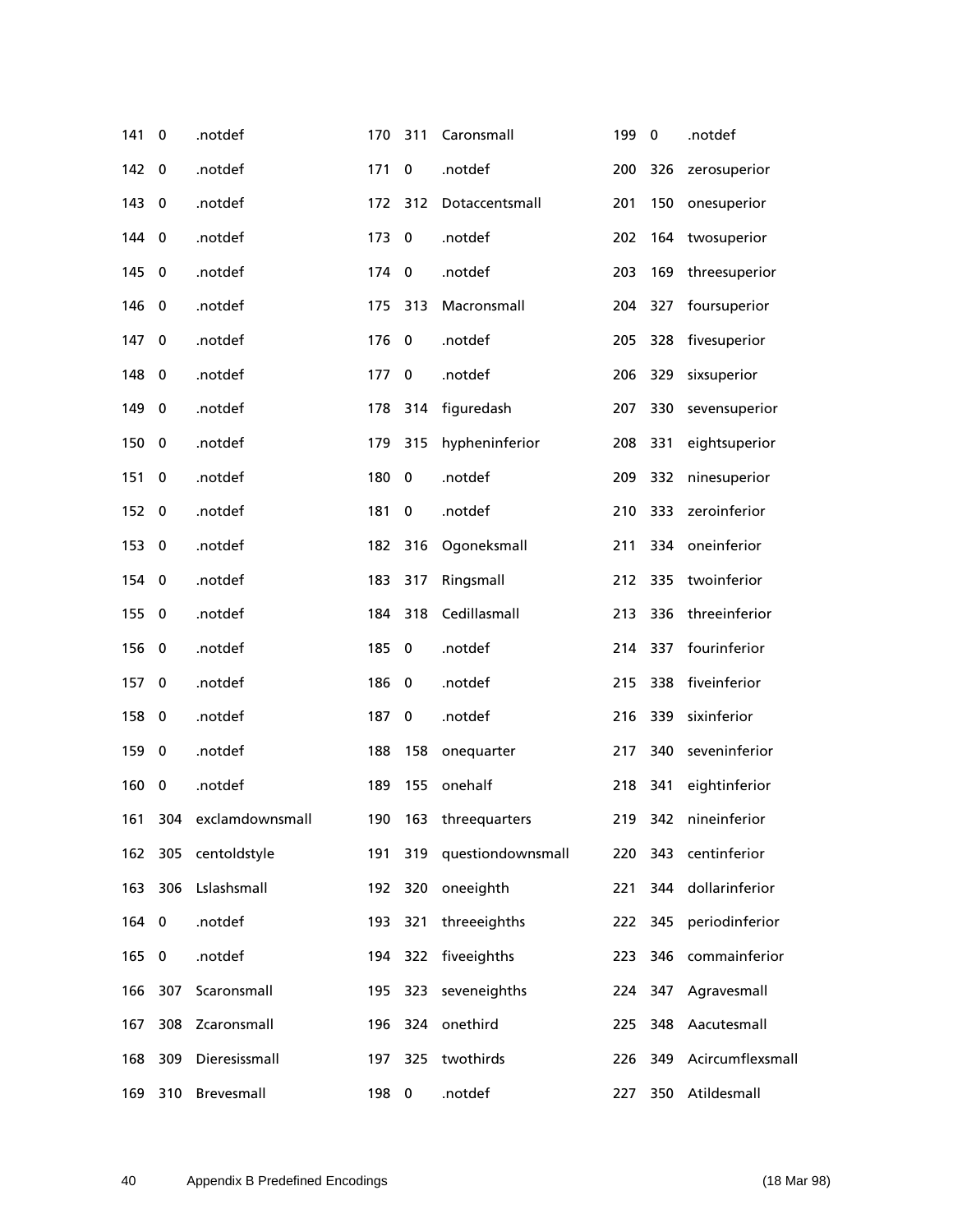| | | | | | | | | |
|---|---|---|---|---|---|---|---|---|
| 141 | 0 | .notdef | 170 | 311 | Caronsmall | 199 | 0 | .notdef |
| 142 | 0 | .notdef | 171 | 0 | .notdef | 200 | 326 | zerosuperior |
| 143 | 0 | .notdef | 172 | 312 | Dotaccentsmall | 201 | 150 | onesuperior |
| 144 | 0 | .notdef | 173 | 0 | .notdef | 202 | 164 | twosuperior |
| 145 | 0 | .notdef | 174 | 0 | .notdef | 203 | 169 | threesuperior |
| 146 | 0 | .notdef | 175 | 313 | Macronsmall | 204 | 327 | foursuperior |
| 147 | 0 | .notdef | 176 | 0 | .notdef | 205 | 328 | fivesuperior |
| 148 | 0 | .notdef | 177 | 0 | .notdef | 206 | 329 | sixsuperior |
| 149 | 0 | .notdef | 178 | 314 | figuredash | 207 | 330 | sevensuperior |
| 150 | 0 | .notdef | 179 | 315 | hypheninferior | 208 | 331 | eightsuperior |
| 151 | 0 | .notdef | 180 | 0 | .notdef | 209 | 332 | ninesuperior |
| 152 | 0 | .notdef | 181 | 0 | .notdef | 210 | 333 | zeroinferior |
| 153 | 0 | .notdef | 182 | 316 | Ogoneksmall | 211 | 334 | oneinferior |
| 154 | 0 | .notdef | 183 | 317 | Ringsmall | 212 | 335 | twoinferior |
| 155 | 0 | .notdef | 184 | 318 | Cedillasmall | 213 | 336 | threeinferior |
| 156 | 0 | .notdef | 185 | 0 | .notdef | 214 | 337 | fourinferior |
| 157 | 0 | .notdef | 186 | 0 | .notdef | 215 | 338 | fiveinferior |
| 158 | 0 | .notdef | 187 | 0 | .notdef | 216 | 339 | sixinferior |
| 159 | 0 | .notdef | 188 | 158 | onequarter | 217 | 340 | seveninferior |
| 160 | 0 | .notdef | 189 | 155 | onehalf | 218 | 341 | eightinferior |
| 161 | 304 | exclamdownsmall | 190 | 163 | threequarters | 219 | 342 | nineinferior |
| 162 | 305 | centoldstyle | 191 | 319 | questiondownsmall | 220 | 343 | centinferior |
| 163 | 306 | Lslashsmall | 192 | 320 | oneeighth | 221 | 344 | dollarinferior |
| 164 | 0 | .notdef | 193 | 321 | threeeighths | 222 | 345 | periodinferior |
| 165 | 0 | .notdef | 194 | 322 | fiveeighths | 223 | 346 | commainferior |
| 166 | 307 | Scaronsmall | 195 | 323 | seveneighths | 224 | 347 | Agravesmall |
| 167 | 308 | Zcaronsmall | 196 | 324 | onethird | 225 | 348 | Aacutesmall |
| 168 | 309 | Dieresissmall | 197 | 325 | twothirds | 226 | 349 | Acircumflexsmall |
| 169 | 310 | Brevesmall | 198 | 0 | .notdef | 227 | 350 | Atildesmall |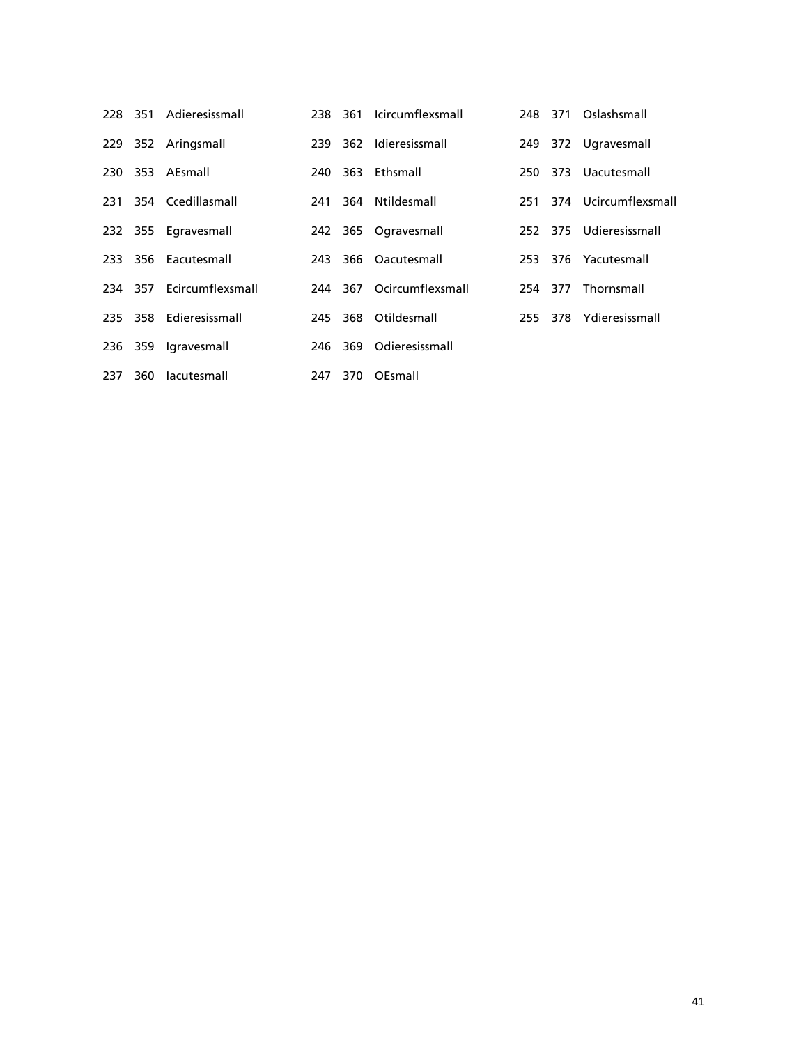| | | |
|---|---|---|
| 228 | 351 | Adieresissmall |
| 229 | 352 | Aringsmall |
| 230 | 353 | AEsmall |
| 231 | 354 | Ccedillasmall |
| 232 | 355 | Egravesmall |
| 233 | 356 | Eacutesmall |
| 234 | 357 | Ecircumflexsmall |
| 235 | 358 | Edieresissmall |
| 236 | 359 | Igravesmall |
| 237 | 360 | Iacutesmall |
| 238 | 361 | Icircumflexsmall |
| 239 | 362 | Idieresissmall |
| 240 | 363 | Ethsmall |
| 241 | 364 | Ntildesmall |
| 242 | 365 | Ogravesmall |
| 243 | 366 | Oacutesmall |
| 244 | 367 | Ocircumflexsmall |
| 245 | 368 | Otildesmall |
| 246 | 369 | Odieresissmall |
| 247 | 370 | OEsmall |
| 248 | 371 | Oslashsmall |
| 249 | 372 | Ugravesmall |
| 250 | 373 | Uacutesmall |
| 251 | 374 | Ucircumflexsmall |
| 252 | 375 | Udieresissmall |
| 253 | 376 | Yacutesmall |
| 254 | 377 | Thornsmall |
| 255 | 378 | Ydieresissmall |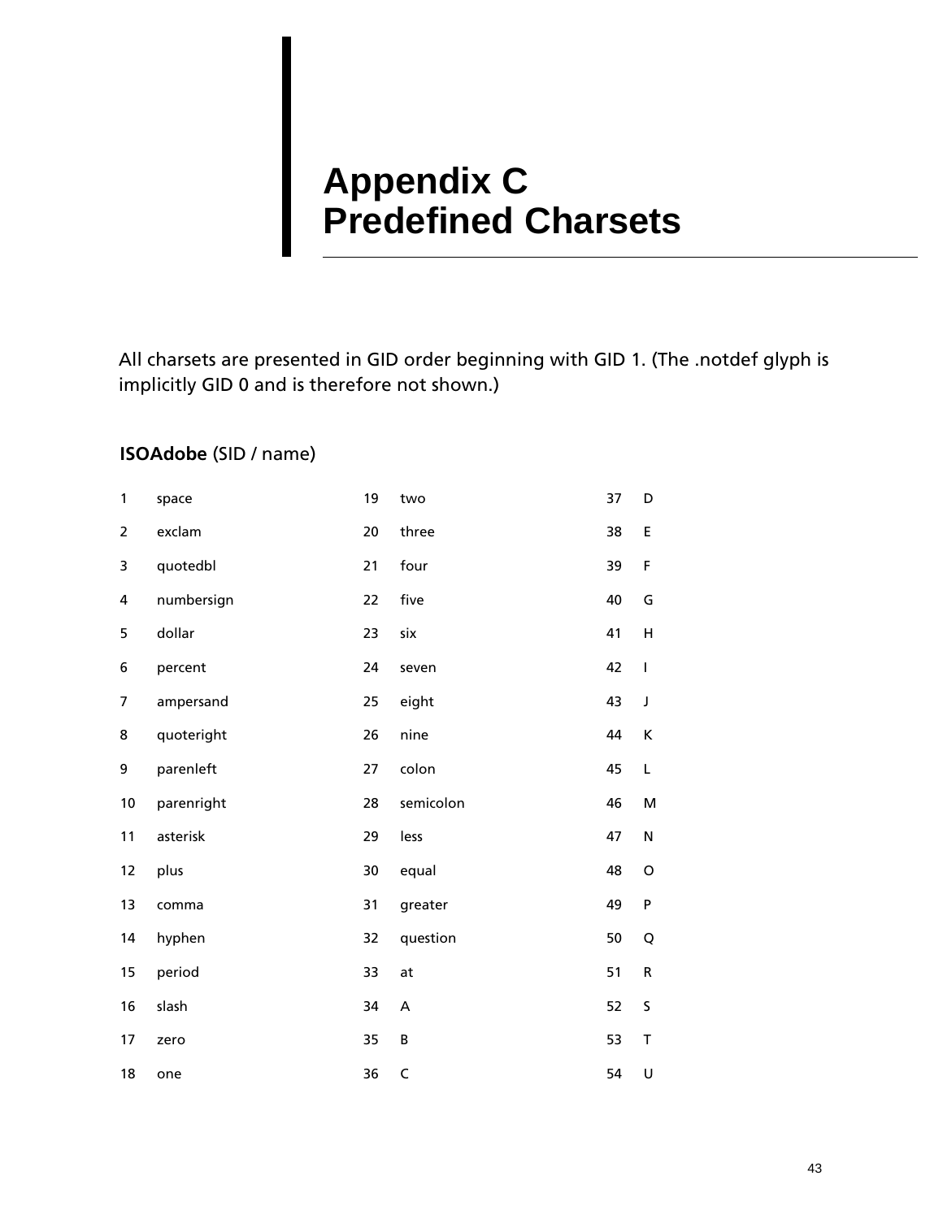# Appendix C Predefined Charsets

All charsets are presented in GID order beginning with GID 1. (The .notdef glyph is implicitly GID 0 and is therefore not shown.)

**ISOAdobe** (SID / name)

| SID | name | SID | name | SID | name |
|---|---|---|---|---|---|
| 1 | space | 19 | two | 37 | D |
| 2 | exclam | 20 | three | 38 | E |
| 3 | quotedbl | 21 | four | 39 | F |
| 4 | numbersign | 22 | five | 40 | G |
| 5 | dollar | 23 | six | 41 | H |
| 6 | percent | 24 | seven | 42 | I |
| 7 | ampersand | 25 | eight | 43 | J |
| 8 | quoteright | 26 | nine | 44 | K |
| 9 | parenleft | 27 | colon | 45 | L |
| 10 | parenright | 28 | semicolon | 46 | M |
| 11 | asterisk | 29 | less | 47 | N |
| 12 | plus | 30 | equal | 48 | O |
| 13 | comma | 31 | greater | 49 | P |
| 14 | hyphen | 32 | question | 50 | Q |
| 15 | period | 33 | at | 51 | R |
| 16 | slash | 34 | A | 52 | S |
| 17 | zero | 35 | B | 53 | T |
| 18 | one | 36 | C | 54 | U |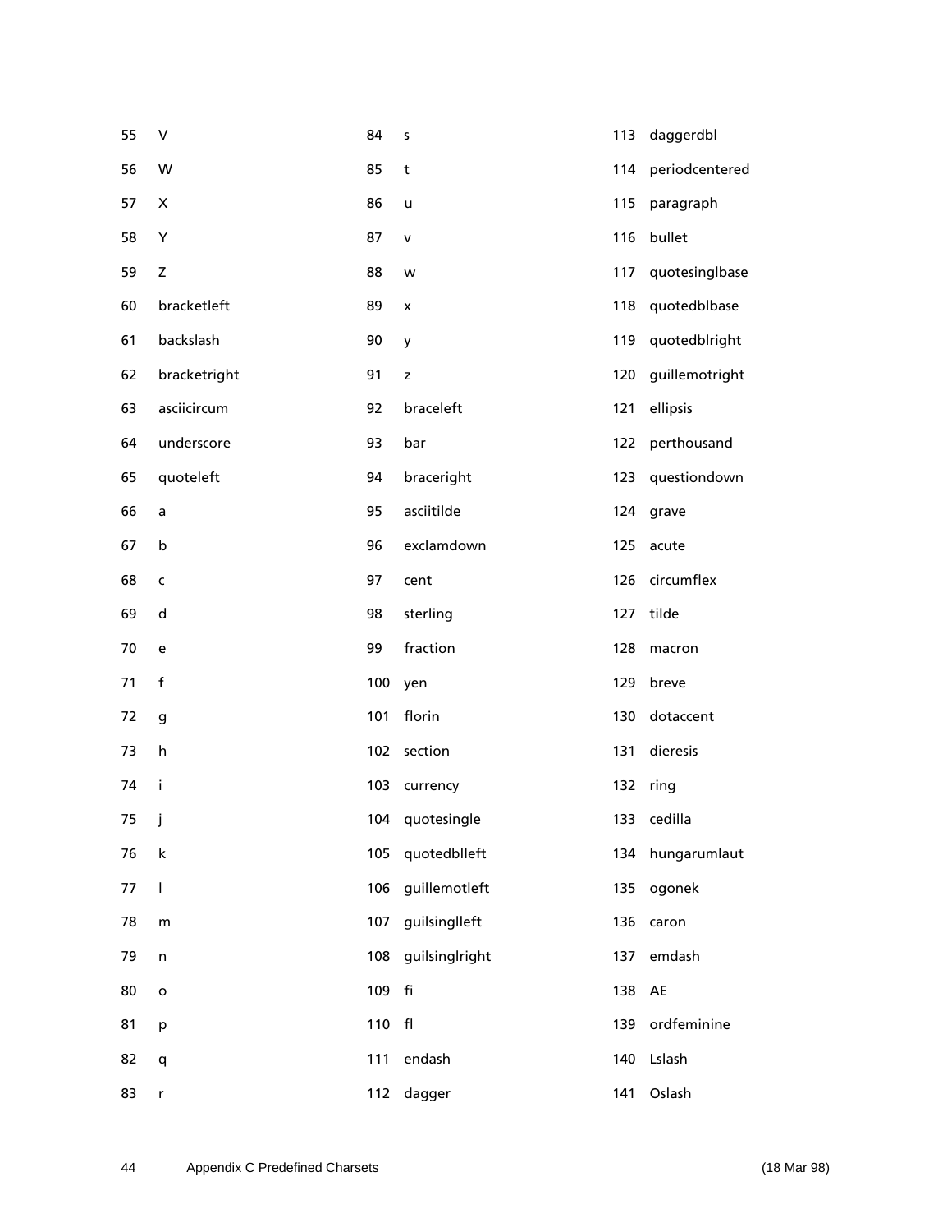| | | | | | |
|---|---|---|---|---|---|
| 55 | V | 84 | s | 113 | daggerdbl |
| 56 | W | 85 | t | 114 | periodcentered |
| 57 | X | 86 | u | 115 | paragraph |
| 58 | Y | 87 | v | 116 | bullet |
| 59 | Z | 88 | w | 117 | quotesinglbase |
| 60 | bracketleft | 89 | x | 118 | quotedblbase |
| 61 | backslash | 90 | y | 119 | quotedblright |
| 62 | bracketright | 91 | z | 120 | guillemotright |
| 63 | asciicircum | 92 | braceleft | 121 | ellipsis |
| 64 | underscore | 93 | bar | 122 | perthousand |
| 65 | quoteleft | 94 | braceright | 123 | questiondown |
| 66 | a | 95 | asciitilde | 124 | grave |
| 67 | b | 96 | exclamdown | 125 | acute |
| 68 | c | 97 | cent | 126 | circumflex |
| 69 | d | 98 | sterling | 127 | tilde |
| 70 | e | 99 | fraction | 128 | macron |
| 71 | f | 100 | yen | 129 | breve |
| 72 | g | 101 | florin | 130 | dotaccent |
| 73 | h | 102 | section | 131 | dieresis |
| 74 | i | 103 | currency | 132 | ring |
| 75 | j | 104 | quotesingle | 133 | cedilla |
| 76 | k | 105 | quotedblleft | 134 | hungarumlaut |
| 77 | l | 106 | guillemotleft | 135 | ogonek |
| 78 | m | 107 | guilsinglleft | 136 | caron |
| 79 | n | 108 | guilsinglright | 137 | emdash |
| 80 | o | 109 | fi | 138 | AE |
| 81 | p | 110 | fl | 139 | ordfeminine |
| 82 | q | 111 | endash | 140 | Lslash |
| 83 | r | 112 | dagger | 141 | Oslash |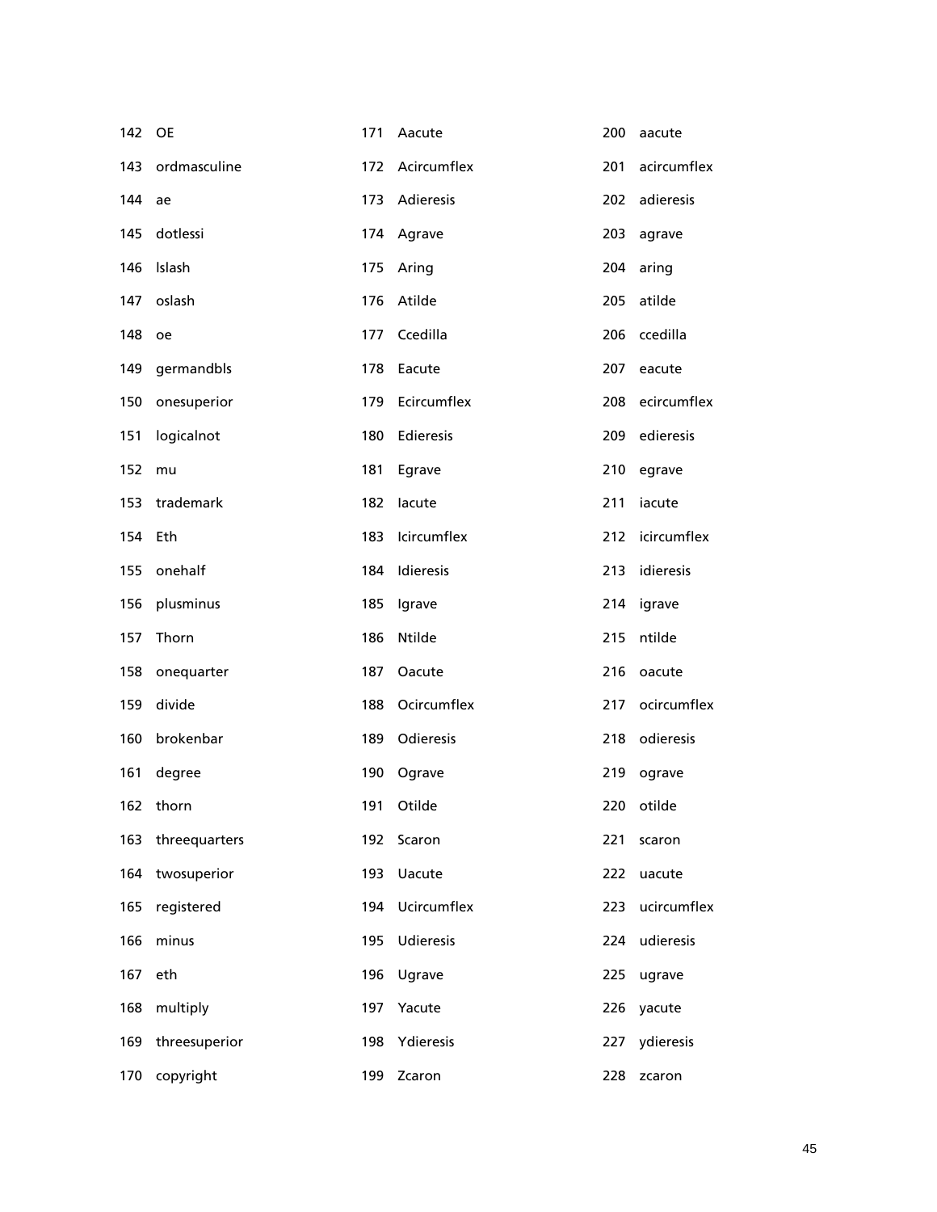| | | | | | |
|---|---|---|---|---|---|
| 142 | OE | 171 | Aacute | 200 | aacute |
| 143 | ordmasculine | 172 | Acircumflex | 201 | acircumflex |
| 144 | ae | 173 | Adieresis | 202 | adieresis |
| 145 | dotlessi | 174 | Agrave | 203 | agrave |
| 146 | lslash | 175 | Aring | 204 | aring |
| 147 | oslash | 176 | Atilde | 205 | atilde |
| 148 | oe | 177 | Ccedilla | 206 | ccedilla |
| 149 | germandbls | 178 | Eacute | 207 | eacute |
| 150 | onesuperior | 179 | Ecircumflex | 208 | ecircumflex |
| 151 | logicalnot | 180 | Edieresis | 209 | edieresis |
| 152 | mu | 181 | Egrave | 210 | egrave |
| 153 | trademark | 182 | Iacute | 211 | iacute |
| 154 | Eth | 183 | Icircumflex | 212 | icircumflex |
| 155 | onehalf | 184 | Idieresis | 213 | idieresis |
| 156 | plusminus | 185 | Igrave | 214 | igrave |
| 157 | Thorn | 186 | Ntilde | 215 | ntilde |
| 158 | onequarter | 187 | Oacute | 216 | oacute |
| 159 | divide | 188 | Ocircumflex | 217 | ocircumflex |
| 160 | brokenbar | 189 | Odieresis | 218 | odieresis |
| 161 | degree | 190 | Ograve | 219 | ograve |
| 162 | thorn | 191 | Otilde | 220 | otilde |
| 163 | threequarters | 192 | Scaron | 221 | scaron |
| 164 | twosuperior | 193 | Uacute | 222 | uacute |
| 165 | registered | 194 | Ucircumflex | 223 | ucircumflex |
| 166 | minus | 195 | Udieresis | 224 | udieresis |
| 167 | eth | 196 | Ugrave | 225 | ugrave |
| 168 | multiply | 197 | Yacute | 226 | yacute |
| 169 | threesuperior | 198 | Ydieresis | 227 | ydieresis |
| 170 | copyright | 199 | Zcaron | 228 | zcaron |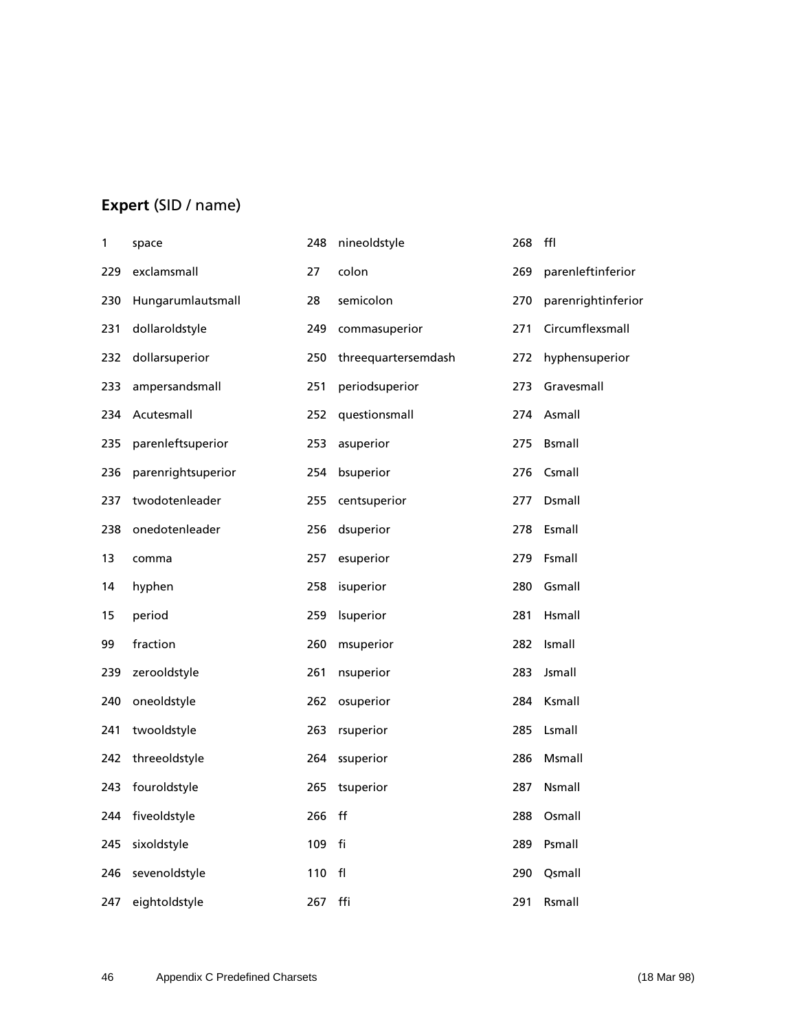**Expert** (SID / name)

| SID | name | SID | name | SID | name |
|---|---|---|---|---|---|
| 1 | space | 248 | nineoldstyle | 268 | ffl |
| 229 | exclamsmall | 27 | colon | 269 | parenleftinferior |
| 230 | Hungarumlautsmall | 28 | semicolon | 270 | parenrightinferior |
| 231 | dollaroldstyle | 249 | commasuperior | 271 | Circumflexsmall |
| 232 | dollarsuperior | 250 | threequartersemdash | 272 | hyphensuperior |
| 233 | ampersandsmall | 251 | periodsuperior | 273 | Gravesmall |
| 234 | Acutesmall | 252 | questionsmall | 274 | Asmall |
| 235 | parenleftsuperior | 253 | asuperior | 275 | Bsmall |
| 236 | parenrightsuperior | 254 | bsuperior | 276 | Csmall |
| 237 | twodotenleader | 255 | centsuperior | 277 | Dsmall |
| 238 | onedotenleader | 256 | dsuperior | 278 | Esmall |
| 13 | comma | 257 | esuperior | 279 | Fsmall |
| 14 | hyphen | 258 | isuperior | 280 | Gsmall |
| 15 | period | 259 | lsuperior | 281 | Hsmall |
| 99 | fraction | 260 | msuperior | 282 | Ismall |
| 239 | zerooldstyle | 261 | nsuperior | 283 | Jsmall |
| 240 | oneoldstyle | 262 | osuperior | 284 | Ksmall |
| 241 | twooldstyle | 263 | rsuperior | 285 | Lsmall |
| 242 | threeoldstyle | 264 | ssuperior | 286 | Msmall |
| 243 | fouroldstyle | 265 | tsuperior | 287 | Nsmall |
| 244 | fiveoldstyle | 266 | ff | 288 | Osmall |
| 245 | sixoldstyle | 109 | fi | 289 | Psmall |
| 246 | sevenoldstyle | 110 | fl | 290 | Qsmall |
| 247 | eightoldstyle | 267 | ffi | 291 | Rsmall |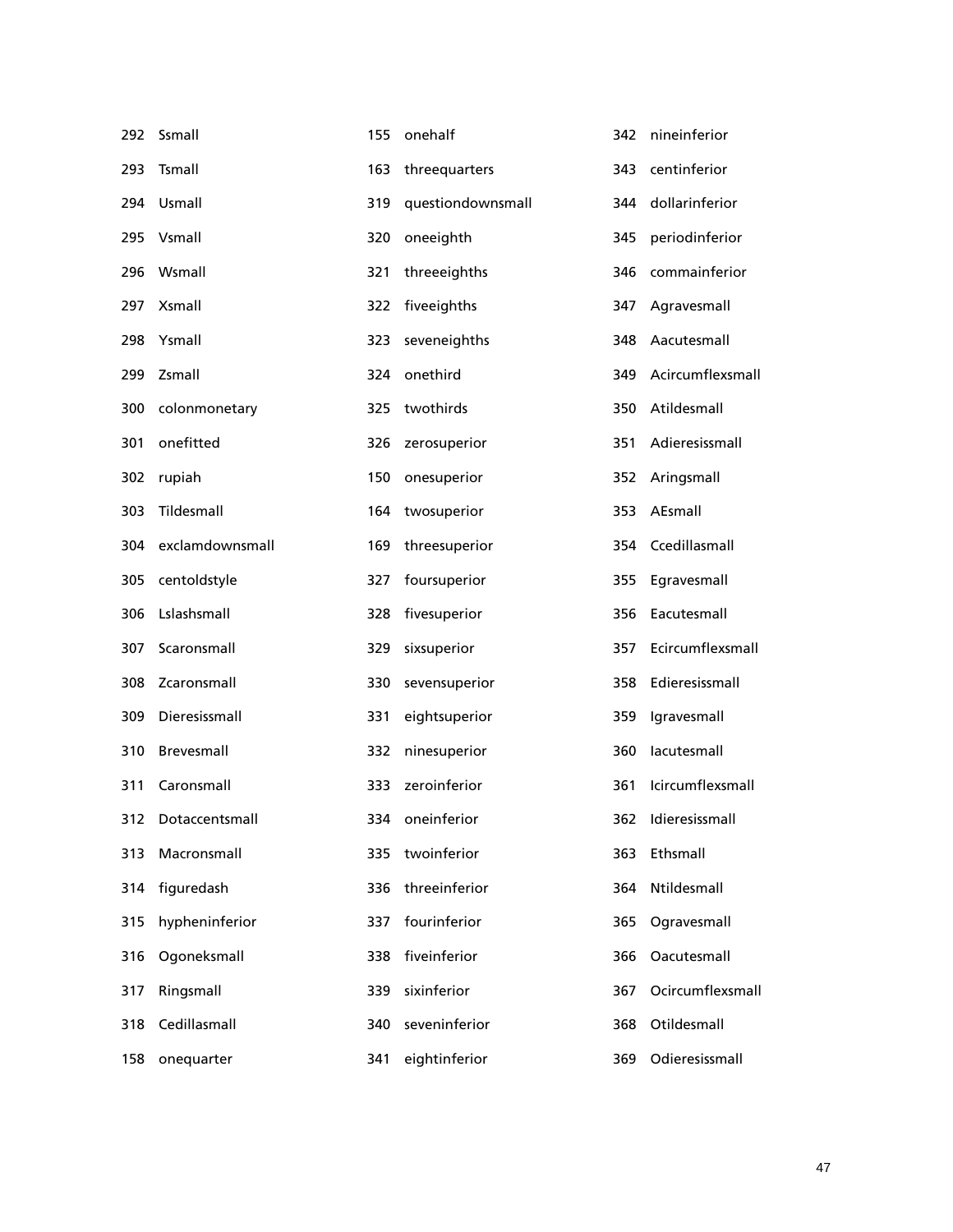292 Ssmall
293 Tsmall
294 Usmall
295 Vsmall
296 Wsmall
297 Xsmall
298 Ysmall
299 Zsmall
300 colonmonetary
301 onefitted
302 rupiah
303 Tildesmall
304 exclamdownsmall
305 centoldstyle
306 Lslashsmall
307 Scaronsmall
308 Zcaronsmall
309 Dieresissmall
310 Brevesmall
311 Caronsmall
312 Dotaccentsmall
313 Macronsmall
314 figuredash
315 hypheninferior
316 Ogoneksmall
317 Ringsmall
318 Cedillasmall
158 onequarter
155 onehalf
163 threequarters
319 questiondownsmall
320 oneeighth
321 threeeighths
322 fiveeighths
323 seveneighths
324 onethird
325 twothirds
326 zerosuperior
150 onesuperior
164 twosuperior
169 threesuperior
327 foursuperior
328 fivesuperior
329 sixsuperior
330 sevensuperior
331 eightsuperior
332 ninesuperior
333 zeroinferior
334 oneinferior
335 twoinferior
336 threeinferior
337 fourinferior
338 fiveinferior
339 sixinferior
340 seveninferior
341 eightinferior
342 nineinferior
343 centinferior
344 dollarinferior
345 periodinferior
346 commainferior
347 Agravesmall
348 Aacutesmall
349 Acircumflexsmall
350 Atildesmall
351 Adieresissmall
352 Aringsmall
353 AEsmall
354 Ccedillasmall
355 Egravesmall
356 Eacutesmall
357 Ecircumflexsmall
358 Edieresissmall
359 Igravesmall
360 Iacutesmall
361 Icircumflexsmall
362 Idieresissmall
363 Ethsmall
364 Ntildesmall
365 Ogravesmall
366 Oacutesmall
367 Ocircumflexsmall
368 Otildesmall
369 Odieresissmall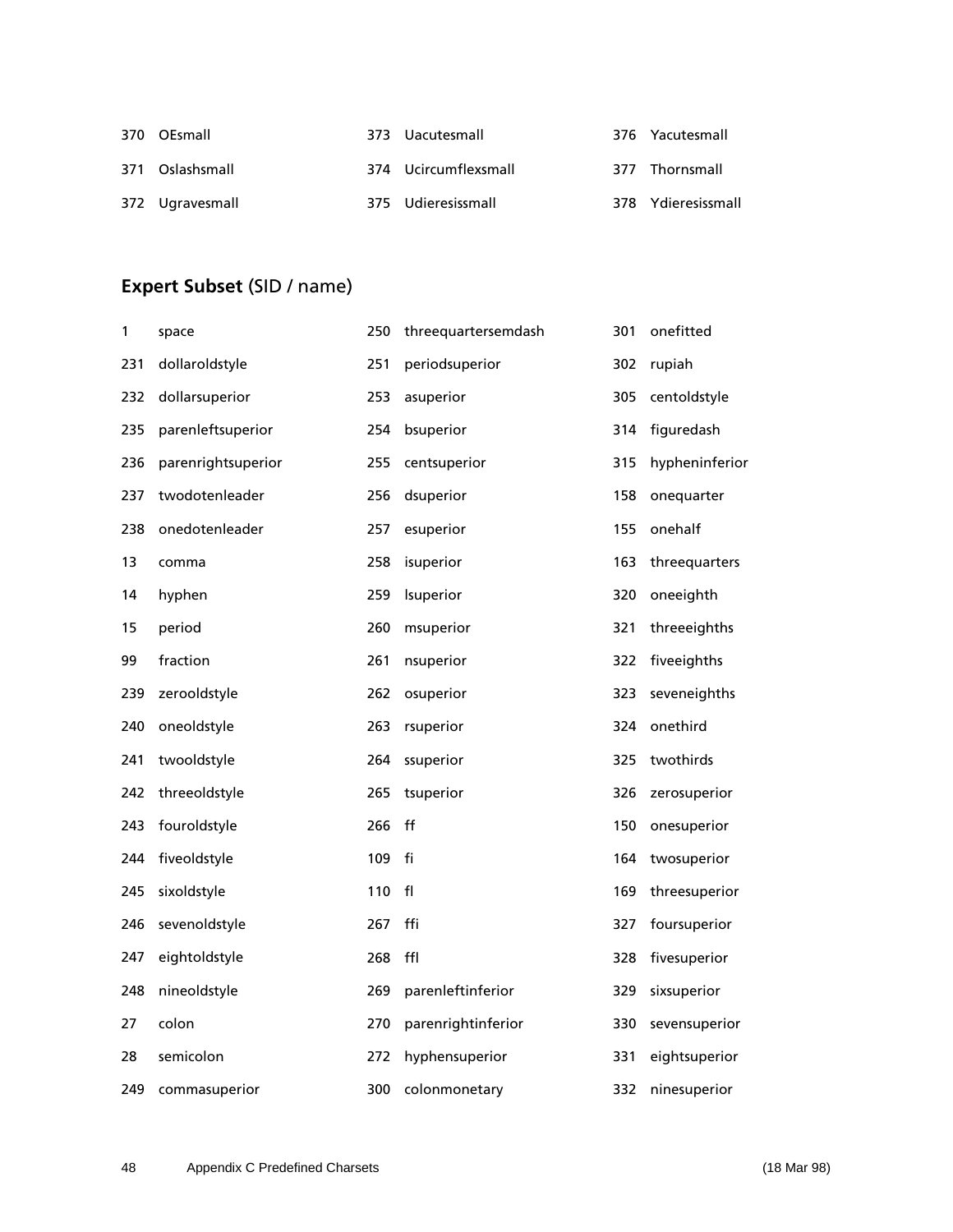| | | | | | |
|---|---|---|---|---|---|
| 370 | OEsmall | 373 | Uacutesmall | 376 | Yacutesmall |
| 371 | Oslashsmall | 374 | Ucircumflexsmall | 377 | Thornsmall |
| 372 | Ugravesmall | 375 | Udieresissmall | 378 | Ydieresissmall |

## **Expert Subset** (SID / name)

| | | | | | |
|---|---|---|---|---|---|
| 1 | space | 250 | threequartersemdash | 301 | onefitted |
| 231 | dollaroldstyle | 251 | periodsuperior | 302 | rupiah |
| 232 | dollarsuperior | 253 | asuperior | 305 | centoldstyle |
| 235 | parenleftsuperior | 254 | bsuperior | 314 | figuredash |
| 236 | parenrightsuperior | 255 | centsuperior | 315 | hypheninferior |
| 237 | twodotenleader | 256 | dsuperior | 158 | onequarter |
| 238 | onedotenleader | 257 | esuperior | 155 | onehalf |
| 13 | comma | 258 | isuperior | 163 | threequarters |
| 14 | hyphen | 259 | lsuperior | 320 | oneeighth |
| 15 | period | 260 | msuperior | 321 | threeeighths |
| 99 | fraction | 261 | nsuperior | 322 | fiveeighths |
| 239 | zerooldstyle | 262 | osuperior | 323 | seveneighths |
| 240 | oneoldstyle | 263 | rsuperior | 324 | onethird |
| 241 | twooldstyle | 264 | ssuperior | 325 | twothirds |
| 242 | threeoldstyle | 265 | tsuperior | 326 | zerosuperior |
| 243 | fouroldstyle | 266 | ff | 150 | onesuperior |
| 244 | fiveoldstyle | 109 | fi | 164 | twosuperior |
| 245 | sixoldstyle | 110 | fl | 169 | threesuperior |
| 246 | sevenoldstyle | 267 | ffi | 327 | foursuperior |
| 247 | eightoldstyle | 268 | ffl | 328 | fivesuperior |
| 248 | nineoldstyle | 269 | parenleftinferior | 329 | sixsuperior |
| 27 | colon | 270 | parenrightinferior | 330 | sevensuperior |
| 28 | semicolon | 272 | hyphensuperior | 331 | eightsuperior |
| 249 | commasuperior | 300 | colonmonetary | 332 | ninesuperior |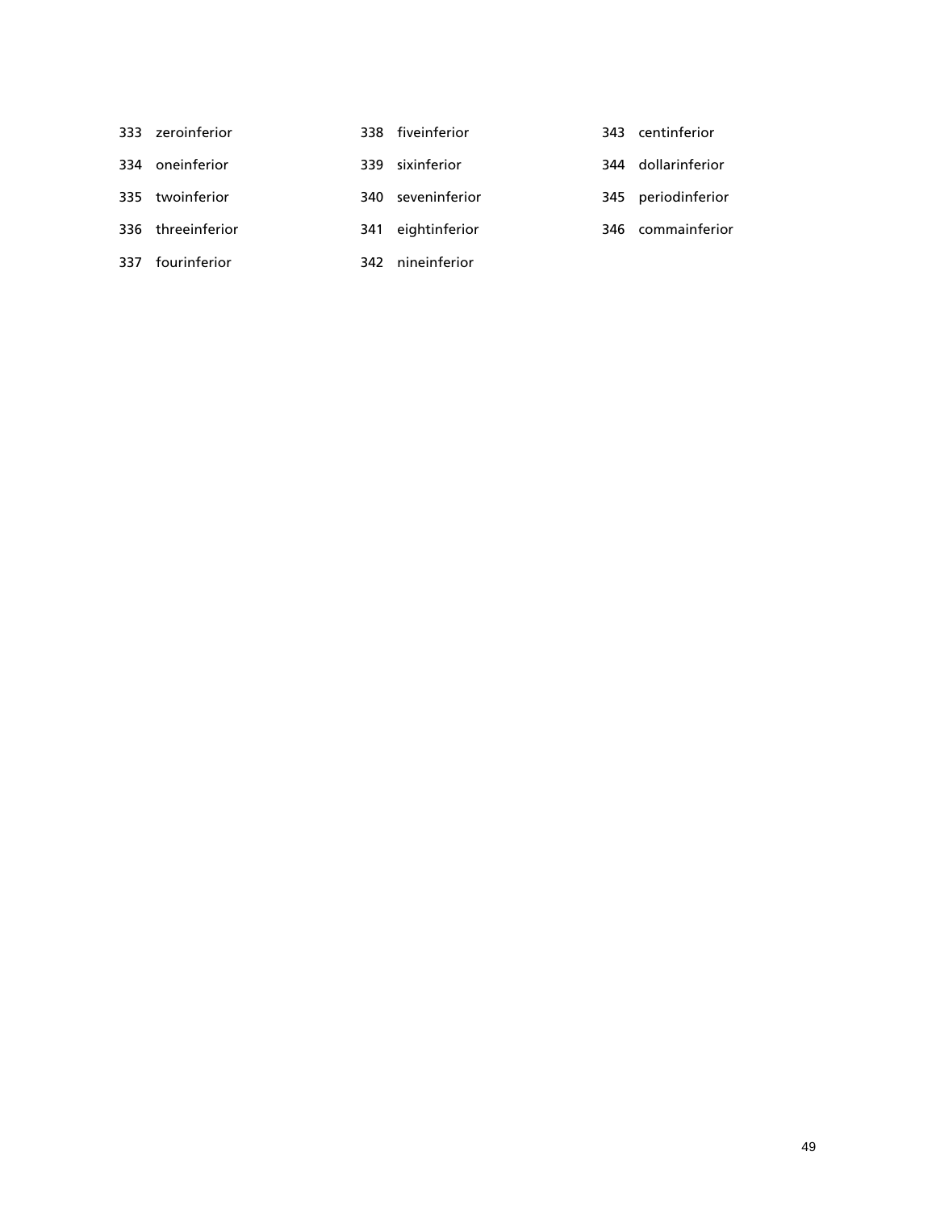333 zeroinferior

334 oneinferior

335 twoinferior

336 threeinferior

337 fourinferior

338 fiveinferior

339 sixinferior

340 seveninferior

341 eightinferior

342 nineinferior

343 centinferior

344 dollarinferior

345 periodinferior

346 commainferior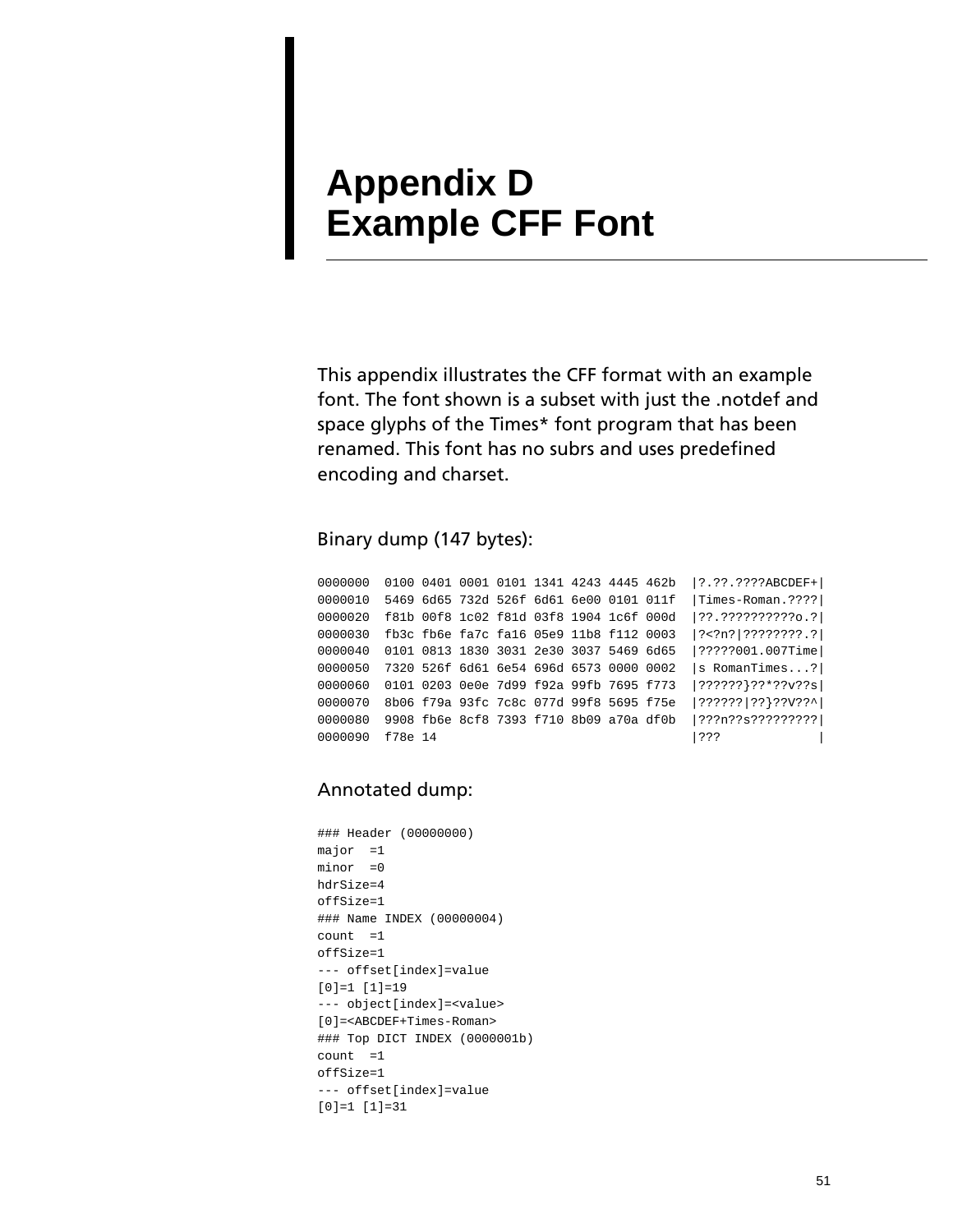# Appendix D Example CFF Font

This appendix illustrates the CFF format with an example font. The font shown is a subset with just the .notdef and space glyphs of the Times* font program that has been renamed. This font has no subrs and uses predefined encoding and charset.

Binary dump (147 bytes):

```
0000000  0100 0401 0001 0101 1341 4243 4445 462b  |?.??.????ABCDEF+|
0000010  5469 6d65 732d 526f 6d61 6e00 0101 011f  |Times-Roman.????|
0000020  f81b 00f8 1c02 f81d 03f8 1904 1c6f 000d  |??.??????????o.?|
0000030  fb3c fb6e fa7c fa16 05e9 11b8 f112 0003  |?<?n?|????????.?|
0000040  0101 0813 1830 3031 2e30 3037 5469 6d65  |?????001.007Time|
0000050  7320 526f 6d61 6e54 696d 6573 0000 0002  |s RomanTimes...?|
0000060  0101 0203 0e0e 7d99 f92a 99fb 7695 f773  |??????}??*??v??s|
0000070  8b06 f79a 93fc 7c8c 077d 99f8 5695 f75e  |??????|??}??V??^|
0000080  9908 fb6e 8cf8 7393 f710 8b09 a70a df0b  |???n??s?????????|
0000090  f78e 14                                  |???             |
```

Annotated dump:

```
### Header (00000000)
major  =1
minor  =0
hdrSize=4
offSize=1
### Name INDEX (00000004)
count  =1
offSize=1
--- offset[index]=value
[0]=1 [1]=19
--- object[index]=<value>
[0]=<ABCDEF+Times-Roman>
### Top DICT INDEX (0000001b)
count  =1
offSize=1
--- offset[index]=value
[0]=1 [1]=31
```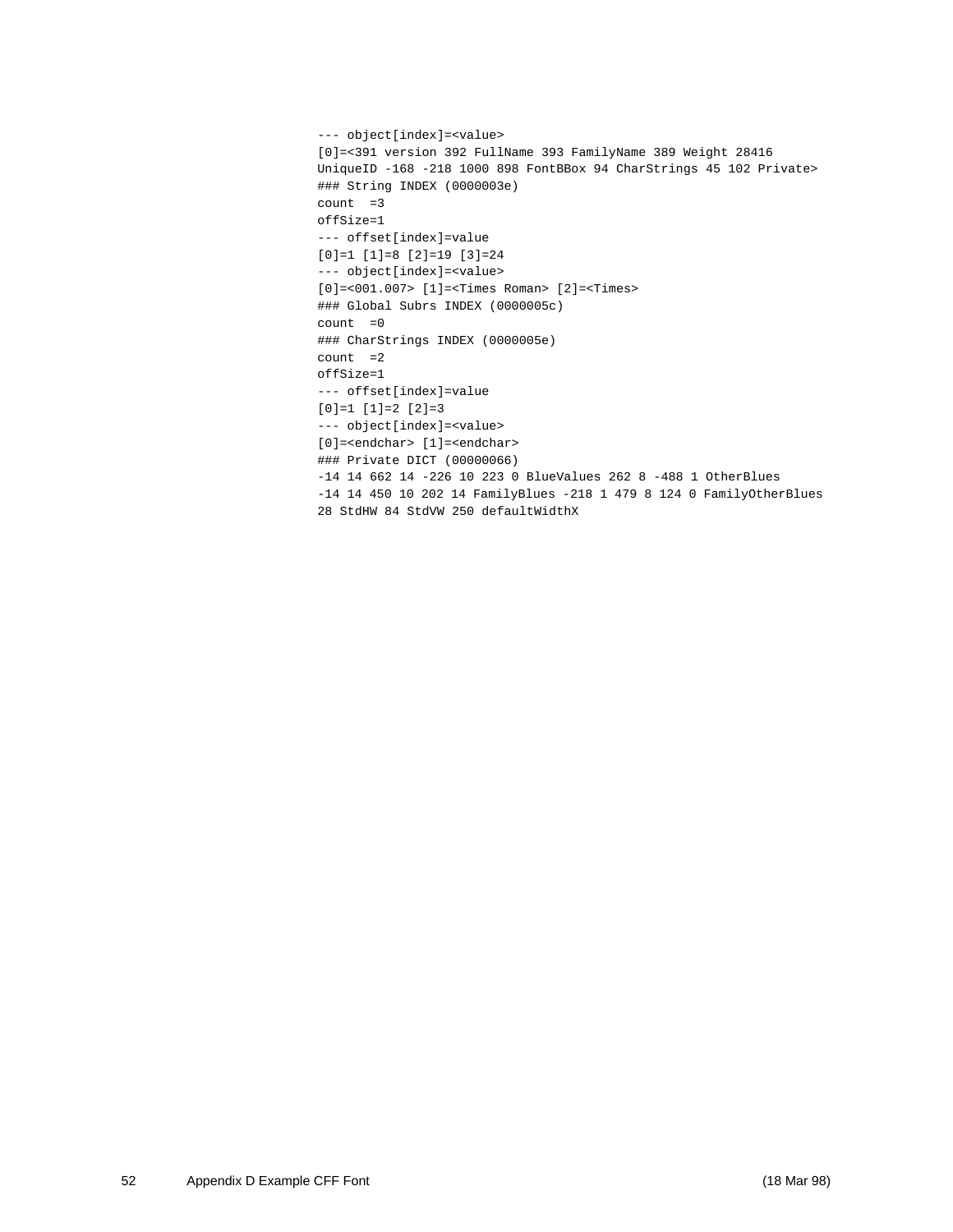```
--- object[index]=<value>
[0]=<391 version 392 FullName 393 FamilyName 389 Weight 28416
UniqueID -168 -218 1000 898 FontBBox 94 CharStrings 45 102 Private>
### String INDEX (0000003e)
count  =3
offSize=1
--- offset[index]=value
[0]=1 [1]=8 [2]=19 [3]=24
--- object[index]=<value>
[0]=<001.007> [1]=<Times Roman> [2]=<Times>
### Global Subrs INDEX (0000005c)
count  =0
### CharStrings INDEX (0000005e)
count  =2
offSize=1
--- offset[index]=value
[0]=1 [1]=2 [2]=3
--- object[index]=<value>
[0]=<endchar> [1]=<endchar>
### Private DICT (00000066)
-14 14 662 14 -226 10 223 0 BlueValues 262 8 -488 1 OtherBlues
-14 14 450 10 202 14 FamilyBlues -218 1 479 8 124 0 FamilyOtherBlues
28 StdHW 84 StdVW 250 defaultWidthX
```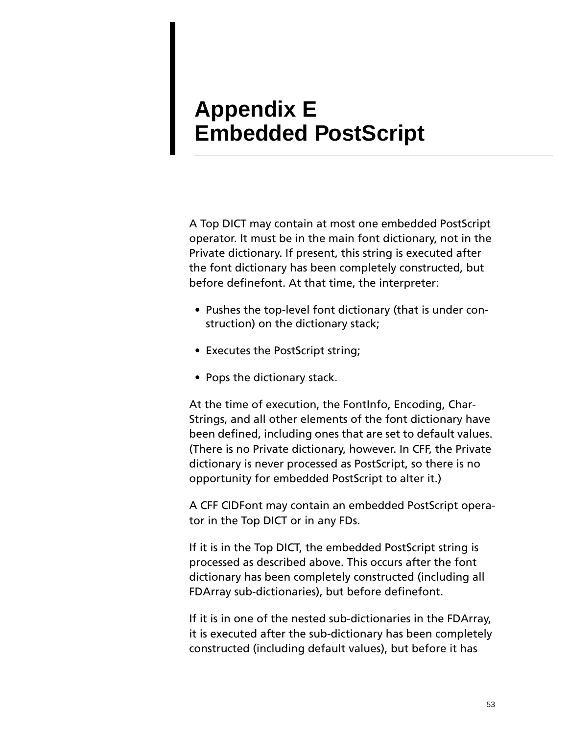# Appendix E Embedded PostScript

A Top DICT may contain at most one embedded PostScript operator. It must be in the main font dictionary, not in the Private dictionary. If present, this string is executed after the font dictionary has been completely constructed, but before definefont. At that time, the interpreter:

- Pushes the top-level font dictionary (that is under construction) on the dictionary stack;
- Executes the PostScript string;
- Pops the dictionary stack.

At the time of execution, the FontInfo, Encoding, CharStrings, and all other elements of the font dictionary have been defined, including ones that are set to default values. (There is no Private dictionary, however. In CFF, the Private dictionary is never processed as PostScript, so there is no opportunity for embedded PostScript to alter it.)

A CFF CIDFont may contain an embedded PostScript operator in the Top DICT or in any FDs.

If it is in the Top DICT, the embedded PostScript string is processed as described above. This occurs after the font dictionary has been completely constructed (including all FDArray sub-dictionaries), but before definefont.

If it is in one of the nested sub-dictionaries in the FDArray, it is executed after the sub-dictionary has been completely constructed (including default values), but before it has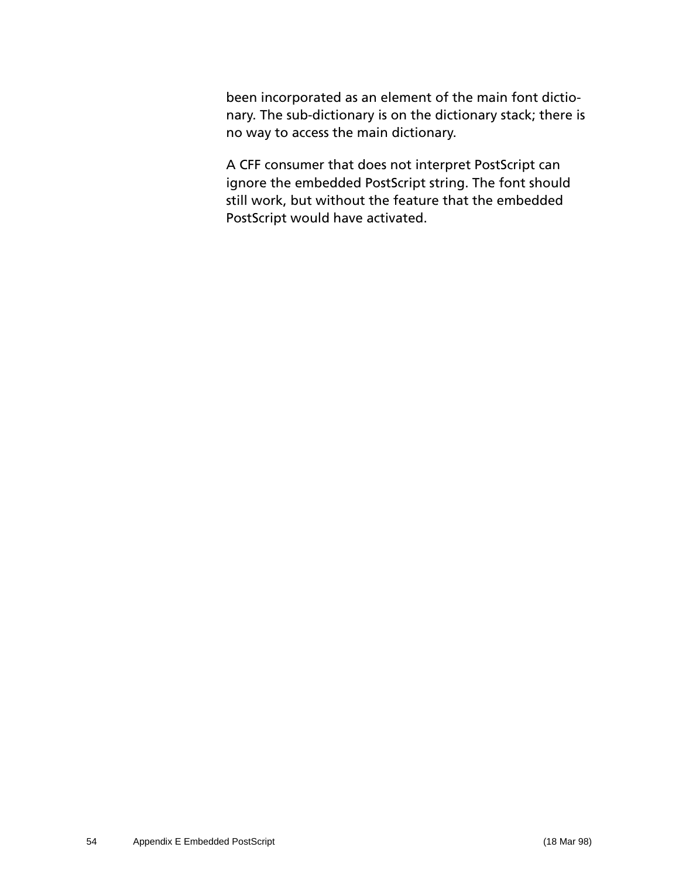been incorporated as an element of the main font dictionary. The sub-dictionary is on the dictionary stack; there is no way to access the main dictionary.

A CFF consumer that does not interpret PostScript can ignore the embedded PostScript string. The font should still work, but without the feature that the embedded PostScript would have activated.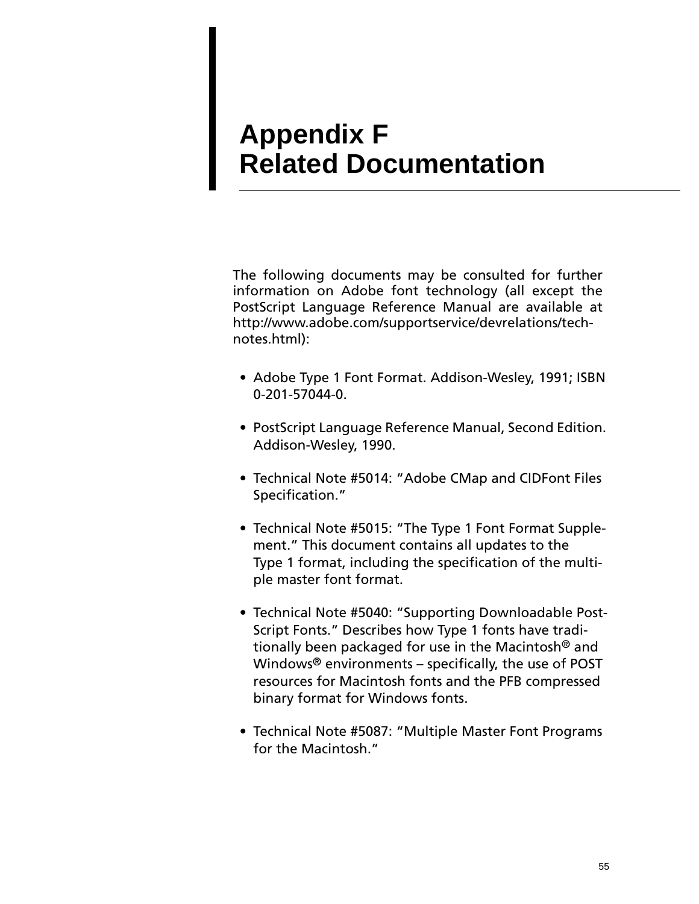# Appendix F
# Related Documentation

The following documents may be consulted for further information on Adobe font technology (all except the PostScript Language Reference Manual are available at http://www.adobe.com/supportservice/devrelations/technotes.html):

- Adobe Type 1 Font Format. Addison-Wesley, 1991; ISBN 0-201-57044-0.
- PostScript Language Reference Manual, Second Edition. Addison-Wesley, 1990.
- Technical Note #5014: "Adobe CMap and CIDFont Files Specification."
- Technical Note #5015: "The Type 1 Font Format Supplement." This document contains all updates to the Type 1 format, including the specification of the multiple master font format.
- Technical Note #5040: "Supporting Downloadable PostScript Fonts." Describes how Type 1 fonts have traditionally been packaged for use in the Macintosh® and Windows® environments – specifically, the use of POST resources for Macintosh fonts and the PFB compressed binary format for Windows fonts.
- Technical Note #5087: "Multiple Master Font Programs for the Macintosh."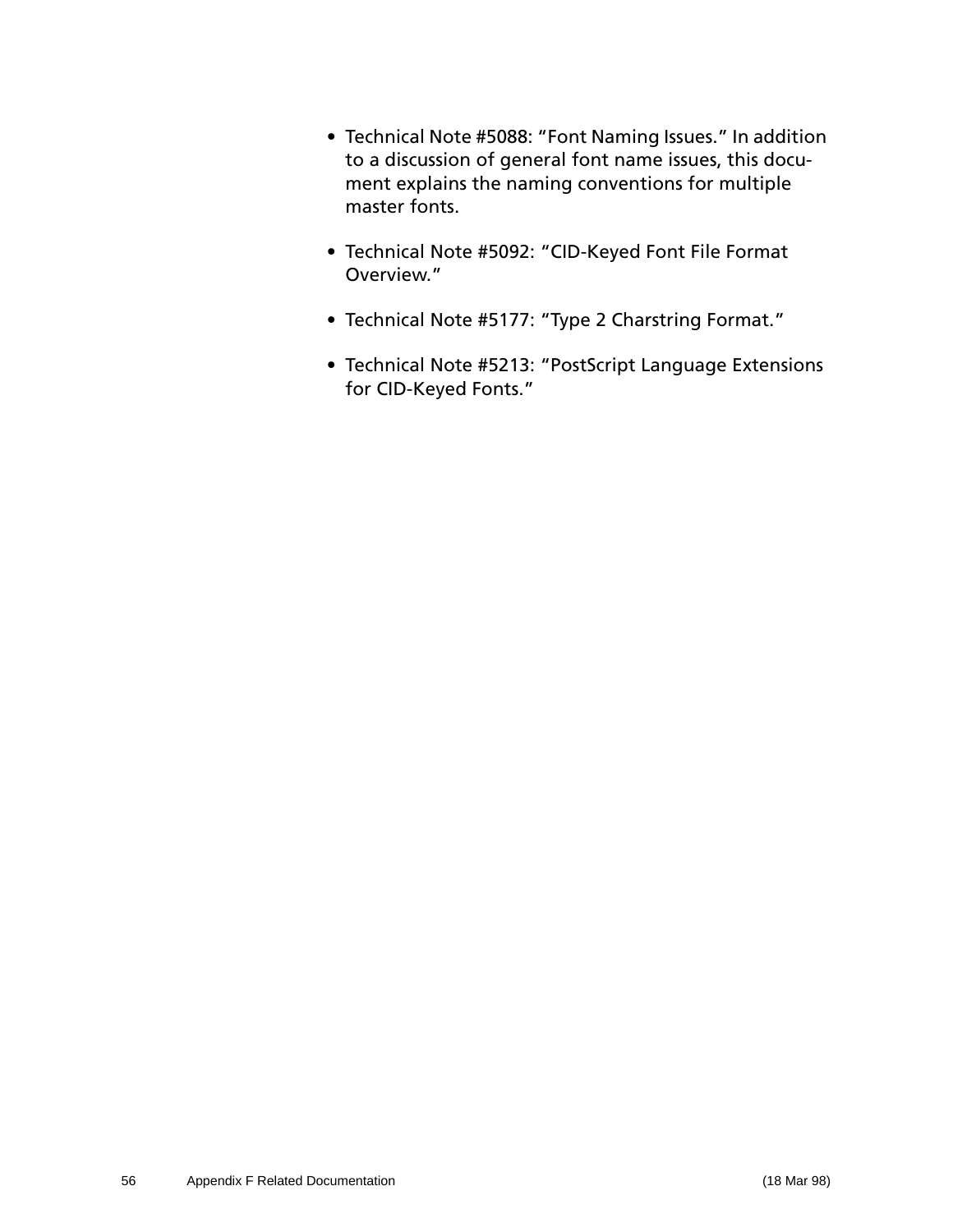- Technical Note #5088: "Font Naming Issues." In addition to a discussion of general font name issues, this document explains the naming conventions for multiple master fonts.

- Technical Note #5092: "CID-Keyed Font File Format Overview."

- Technical Note #5177: "Type 2 Charstring Format."

- Technical Note #5213: "PostScript Language Extensions for CID-Keyed Fonts."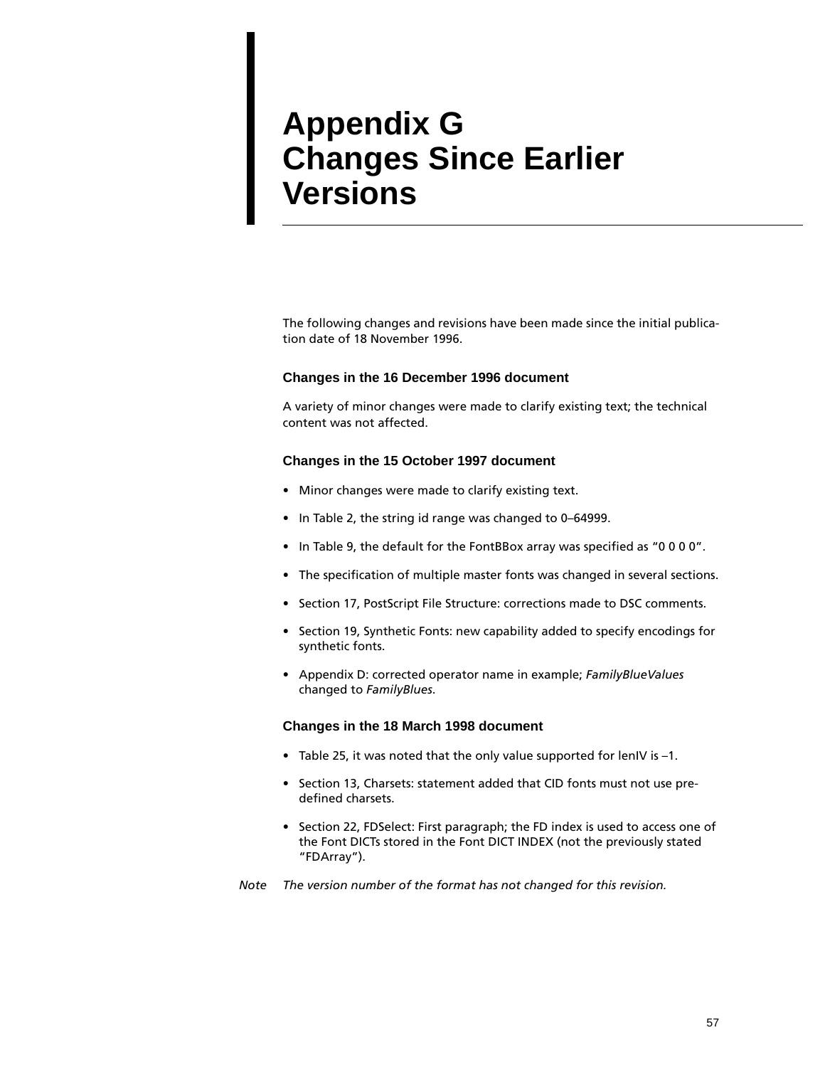# Appendix G Changes Since Earlier Versions

The following changes and revisions have been made since the initial publication date of 18 November 1996.

### Changes in the 16 December 1996 document

A variety of minor changes were made to clarify existing text; the technical content was not affected.

### Changes in the 15 October 1997 document

- Minor changes were made to clarify existing text.
- In Table 2, the string id range was changed to 0–64999.
- In Table 9, the default for the FontBBox array was specified as “0 0 0 0”.
- The specification of multiple master fonts was changed in several sections.
- Section 17, PostScript File Structure: corrections made to DSC comments.
- Section 19, Synthetic Fonts: new capability added to specify encodings for synthetic fonts.
- Appendix D: corrected operator name in example; *FamilyBlueValues* changed to *FamilyBlues.*

### Changes in the 18 March 1998 document

- Table 25, it was noted that the only value supported for lenIV is –1.
- Section 13, Charsets: statement added that CID fonts must not use predefined charsets.
- Section 22, FDSelect: First paragraph; the FD index is used to access one of the Font DICTs stored in the Font DICT INDEX (not the previously stated “FDArray”).

*Note* *The version number of the format has not changed for this revision.*